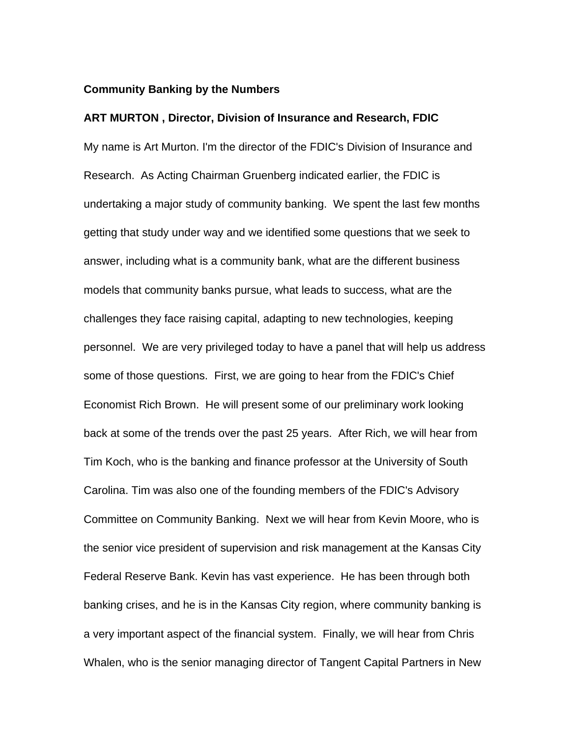**Community Banking by the Numbers**

**ART MURTON , Director, Division of Insurance and Research, FDIC**

My name is Art Murton. I'm the director of the FDIC's Division of Insurance and Research. As Acting Chairman Gruenberg indicated earlier, the FDIC is undertaking a major study of community banking. We spent the last few months getting that study under way and we identified some questions that we seek to answer, including what is a community bank, what are the different business models that community banks pursue, what leads to success, what are the challenges they face raising capital, adapting to new technologies, keeping personnel. We are very privileged today to have a panel that will help us address some of those questions. First, we are going to hear from the FDIC's Chief Economist Rich Brown. He will present some of our preliminary work looking back at some of the trends over the past 25 years. After Rich, we will hear from Tim Koch, who is the banking and finance professor at the University of South Carolina. Tim was also one of the founding members of the FDIC's Advisory Committee on Community Banking. Next we will hear from Kevin Moore, who is the senior vice president of supervision and risk management at the Kansas City Federal Reserve Bank. Kevin has vast experience. He has been through both banking crises, and he is in the Kansas City region, where community banking is a very important aspect of the financial system. Finally, we will hear from Chris Whalen, who is the senior managing director of Tangent Capital Partners in New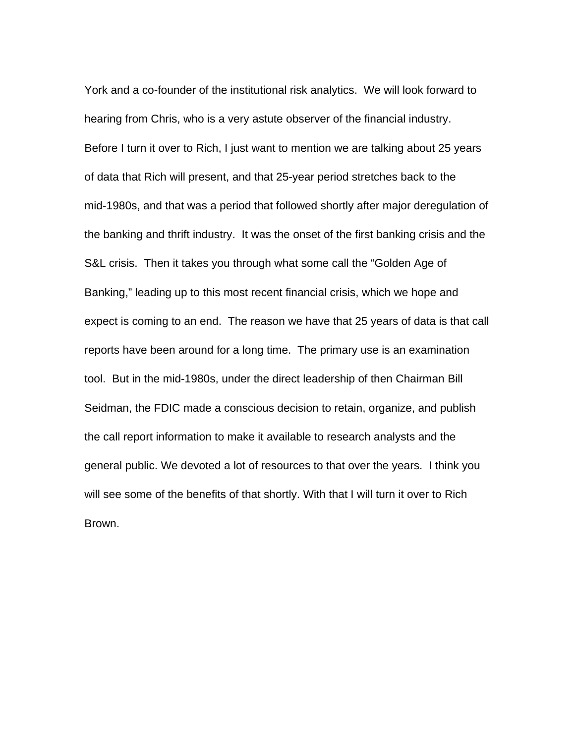York and a co-founder of the institutional risk analytics. We will look forward to hearing from Chris, who is a very astute observer of the financial industry. Before I turn it over to Rich, I just want to mention we are talking about 25 years of data that Rich will present, and that 25-year period stretches back to the mid-1980s, and that was a period that followed shortly after major deregulation of the banking and thrift industry. It was the onset of the first banking crisis and the S&L crisis. Then it takes you through what some call the "Golden Age of Banking," leading up to this most recent financial crisis, which we hope and expect is coming to an end. The reason we have that 25 years of data is that call reports have been around for a long time. The primary use is an examination tool. But in the mid-1980s, under the direct leadership of then Chairman Bill Seidman, the FDIC made a conscious decision to retain, organize, and publish the call report information to make it available to research analysts and the general public. We devoted a lot of resources to that over the years. I think you will see some of the benefits of that shortly. With that I will turn it over to Rich Brown.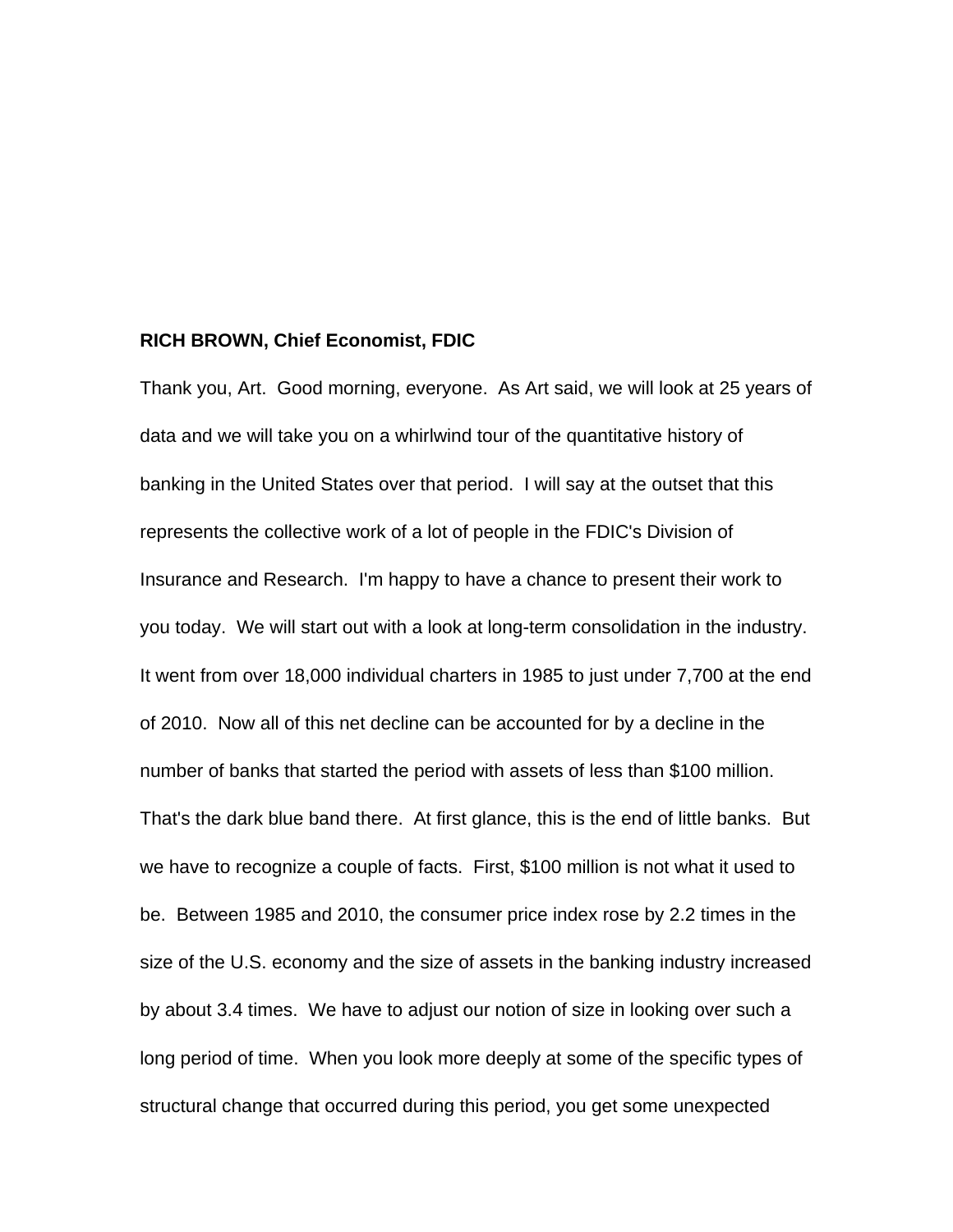**RICH BROWN, Chief Economist, FDIC**

Thank you, Art. Good morning, everyone. As Art said, we will look at 25 years of data and we will take you on a whirlwind tour of the quantitative history of banking in the United States over that period. I will say at the outset that this represents the collective work of a lot of people in the FDIC's Division of Insurance and Research. I'm happy to have a chance to present their work to you today. We will start out with a look at long-term consolidation in the industry. It went from over 18,000 individual charters in 1985 to just under 7,700 at the end of 2010. Now all of this net decline can be accounted for by a decline in the number of banks that started the period with assets of less than $100 million. That's the dark blue band there. At first glance, this is the end of little banks. But we have to recognize a couple of facts. First, $100 million is not what it used to be. Between 1985 and 2010, the consumer price index rose by 2.2 times in the size of the U.S. economy and the size of assets in the banking industry increased by about 3.4 times. We have to adjust our notion of size in looking over such a long period of time. When you look more deeply at some of the specific types of structural change that occurred during this period, you get some unexpected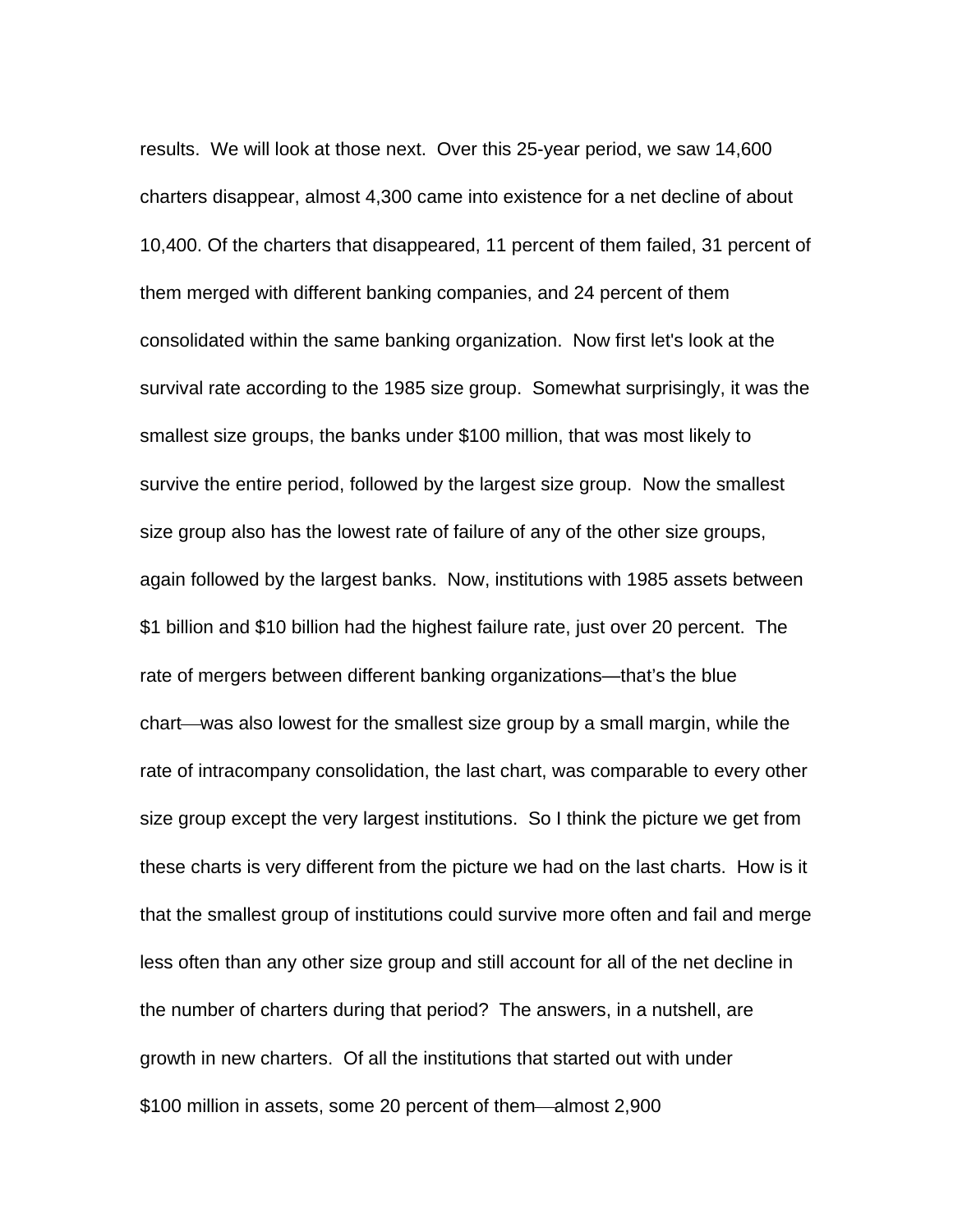results. We will look at those next. Over this 25-year period, we saw 14,600 charters disappear, almost 4,300 came into existence for a net decline of about 10,400. Of the charters that disappeared, 11 percent of them failed, 31 percent of them merged with different banking companies, and 24 percent of them consolidated within the same banking organization. Now first let's look at the survival rate according to the 1985 size group. Somewhat surprisingly, it was the smallest size groups, the banks under $100 million, that was most likely to survive the entire period, followed by the largest size group. Now the smallest size group also has the lowest rate of failure of any of the other size groups, again followed by the largest banks. Now, institutions with 1985 assets between $1 billion and $10 billion had the highest failure rate, just over 20 percent. The rate of mergers between different banking organizations—that's the blue chart—was also lowest for the smallest size group by a small margin, while the rate of intracompany consolidation, the last chart, was comparable to every other size group except the very largest institutions. So I think the picture we get from these charts is very different from the picture we had on the last charts. How is it that the smallest group of institutions could survive more often and fail and merge less often than any other size group and still account for all of the net decline in the number of charters during that period? The answers, in a nutshell, are growth in new charters. Of all the institutions that started out with under $100 million in assets, some 20 percent of them—almost 2,900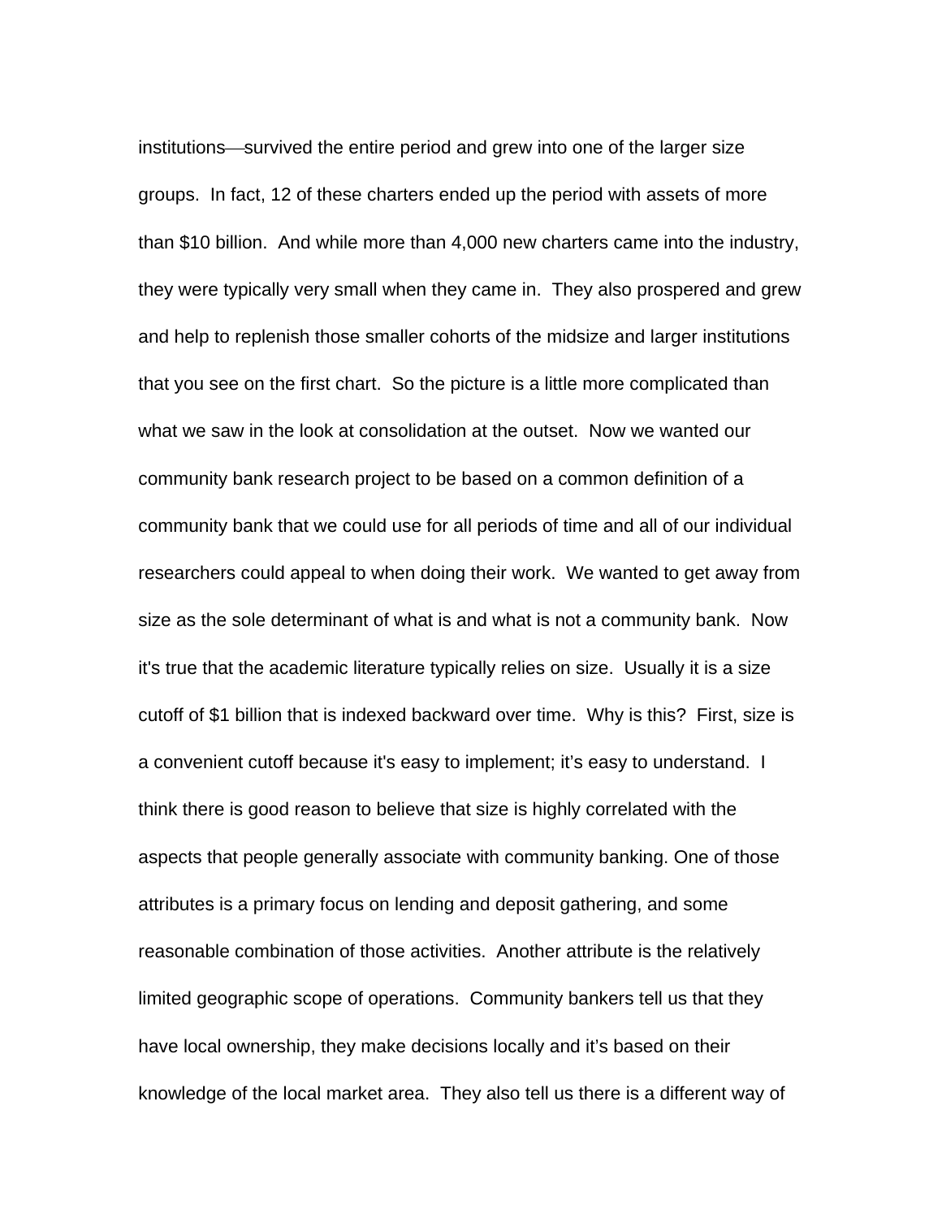institutions—survived the entire period and grew into one of the larger size groups.  In fact, 12 of these charters ended up the period with assets of more than $10 billion.  And while more than 4,000 new charters came into the industry, they were typically very small when they came in.  They also prospered and grew and help to replenish those smaller cohorts of the midsize and larger institutions that you see on the first chart.  So the picture is a little more complicated than what we saw in the look at consolidation at the outset.  Now we wanted our community bank research project to be based on a common definition of a community bank that we could use for all periods of time and all of our individual researchers could appeal to when doing their work.  We wanted to get away from size as the sole determinant of what is and what is not a community bank.  Now it's true that the academic literature typically relies on size.  Usually it is a size cutoff of $1 billion that is indexed backward over time.  Why is this?  First, size is a convenient cutoff because it's easy to implement; it's easy to understand.  I think there is good reason to believe that size is highly correlated with the aspects that people generally associate with community banking. One of those attributes is a primary focus on lending and deposit gathering, and some reasonable combination of those activities.  Another attribute is the relatively limited geographic scope of operations.  Community bankers tell us that they have local ownership, they make decisions locally and it's based on their knowledge of the local market area.  They also tell us there is a different way of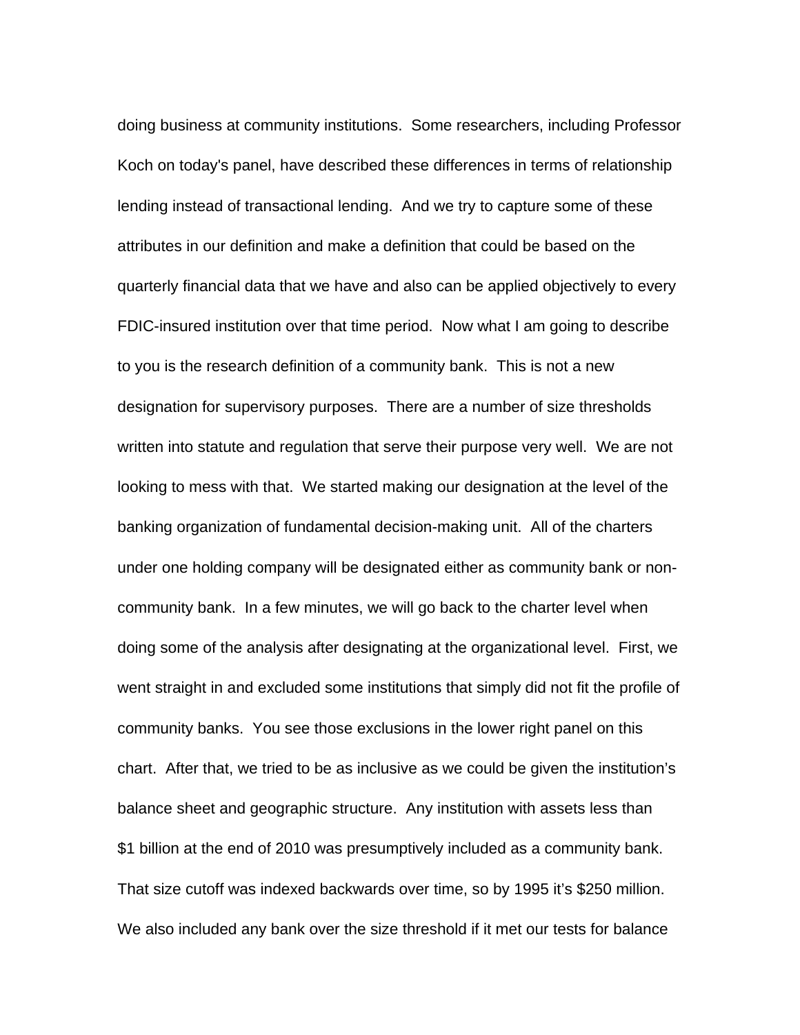doing business at community institutions. Some researchers, including Professor Koch on today's panel, have described these differences in terms of relationship lending instead of transactional lending. And we try to capture some of these attributes in our definition and make a definition that could be based on the quarterly financial data that we have and also can be applied objectively to every FDIC-insured institution over that time period. Now what I am going to describe to you is the research definition of a community bank. This is not a new designation for supervisory purposes. There are a number of size thresholds written into statute and regulation that serve their purpose very well. We are not looking to mess with that. We started making our designation at the level of the banking organization of fundamental decision-making unit. All of the charters under one holding company will be designated either as community bank or non-community bank. In a few minutes, we will go back to the charter level when doing some of the analysis after designating at the organizational level. First, we went straight in and excluded some institutions that simply did not fit the profile of community banks. You see those exclusions in the lower right panel on this chart. After that, we tried to be as inclusive as we could be given the institution's balance sheet and geographic structure. Any institution with assets less than $1 billion at the end of 2010 was presumptively included as a community bank. That size cutoff was indexed backwards over time, so by 1995 it's $250 million. We also included any bank over the size threshold if it met our tests for balance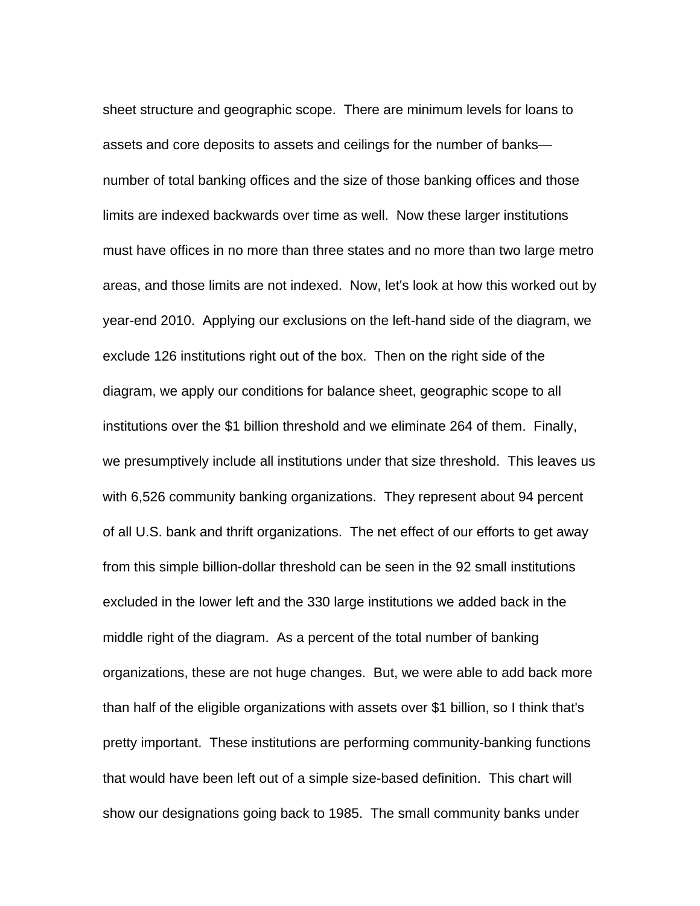sheet structure and geographic scope. There are minimum levels for loans to assets and core deposits to assets and ceilings for the number of banks—number of total banking offices and the size of those banking offices and those limits are indexed backwards over time as well. Now these larger institutions must have offices in no more than three states and no more than two large metro areas, and those limits are not indexed. Now, let's look at how this worked out by year-end 2010. Applying our exclusions on the left-hand side of the diagram, we exclude 126 institutions right out of the box. Then on the right side of the diagram, we apply our conditions for balance sheet, geographic scope to all institutions over the $1 billion threshold and we eliminate 264 of them. Finally, we presumptively include all institutions under that size threshold. This leaves us with 6,526 community banking organizations. They represent about 94 percent of all U.S. bank and thrift organizations. The net effect of our efforts to get away from this simple billion-dollar threshold can be seen in the 92 small institutions excluded in the lower left and the 330 large institutions we added back in the middle right of the diagram. As a percent of the total number of banking organizations, these are not huge changes. But, we were able to add back more than half of the eligible organizations with assets over $1 billion, so I think that's pretty important. These institutions are performing community-banking functions that would have been left out of a simple size-based definition. This chart will show our designations going back to 1985. The small community banks under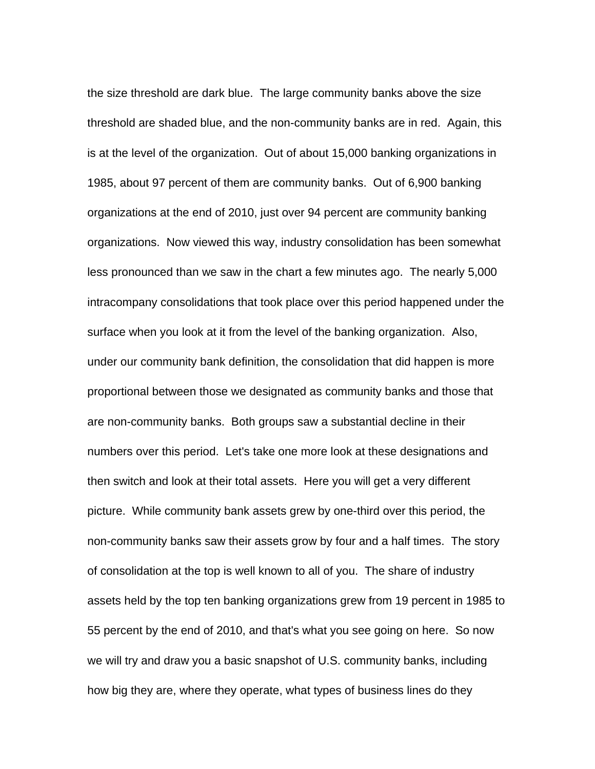the size threshold are dark blue. The large community banks above the size threshold are shaded blue, and the non-community banks are in red. Again, this is at the level of the organization. Out of about 15,000 banking organizations in 1985, about 97 percent of them are community banks. Out of 6,900 banking organizations at the end of 2010, just over 94 percent are community banking organizations. Now viewed this way, industry consolidation has been somewhat less pronounced than we saw in the chart a few minutes ago. The nearly 5,000 intracompany consolidations that took place over this period happened under the surface when you look at it from the level of the banking organization. Also, under our community bank definition, the consolidation that did happen is more proportional between those we designated as community banks and those that are non-community banks. Both groups saw a substantial decline in their numbers over this period. Let's take one more look at these designations and then switch and look at their total assets. Here you will get a very different picture. While community bank assets grew by one-third over this period, the non-community banks saw their assets grow by four and a half times. The story of consolidation at the top is well known to all of you. The share of industry assets held by the top ten banking organizations grew from 19 percent in 1985 to 55 percent by the end of 2010, and that's what you see going on here. So now we will try and draw you a basic snapshot of U.S. community banks, including how big they are, where they operate, what types of business lines do they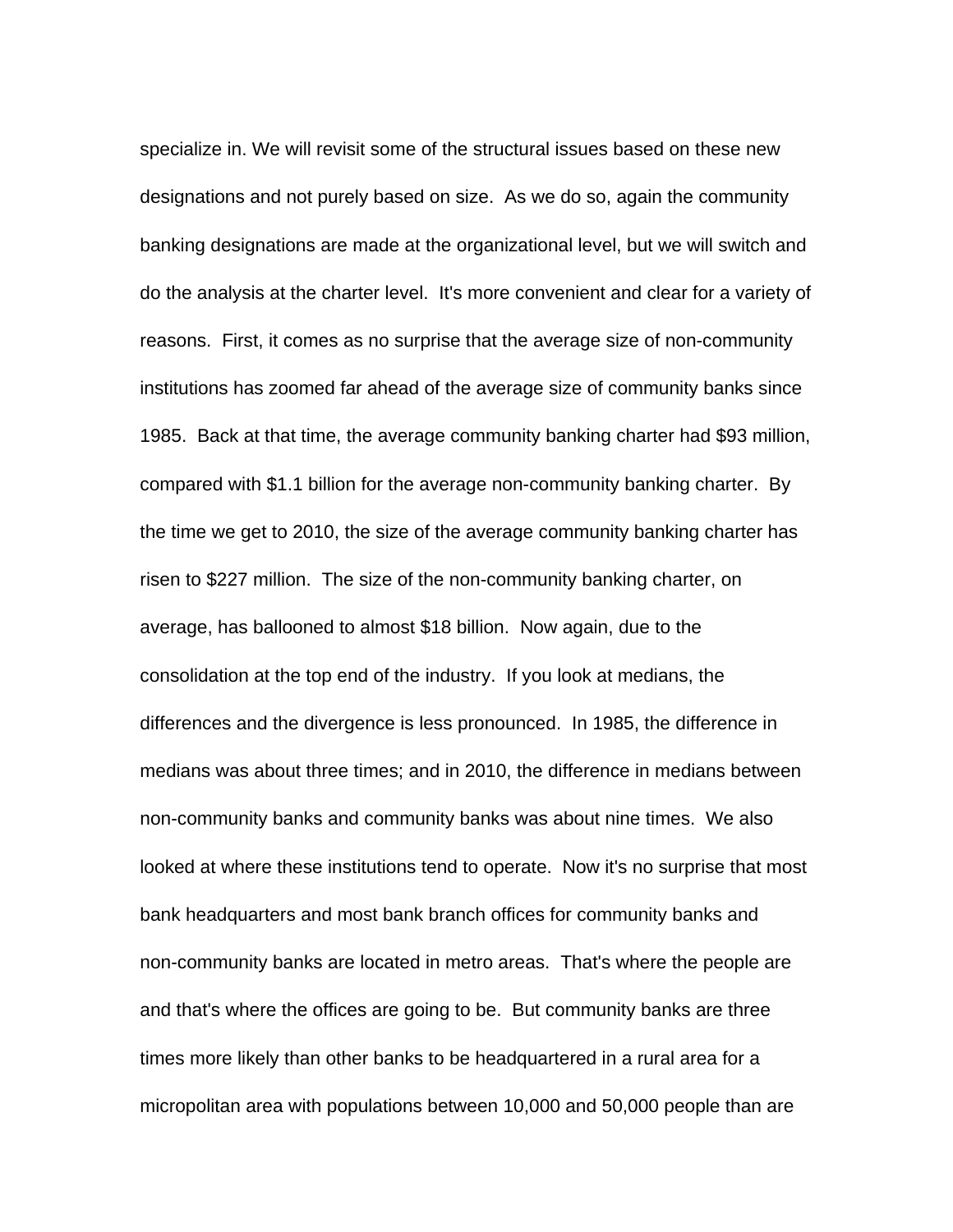specialize in. We will revisit some of the structural issues based on these new designations and not purely based on size. As we do so, again the community banking designations are made at the organizational level, but we will switch and do the analysis at the charter level. It's more convenient and clear for a variety of reasons. First, it comes as no surprise that the average size of non-community institutions has zoomed far ahead of the average size of community banks since 1985. Back at that time, the average community banking charter had $93 million, compared with $1.1 billion for the average non-community banking charter. By the time we get to 2010, the size of the average community banking charter has risen to $227 million. The size of the non-community banking charter, on average, has ballooned to almost $18 billion. Now again, due to the consolidation at the top end of the industry. If you look at medians, the differences and the divergence is less pronounced. In 1985, the difference in medians was about three times; and in 2010, the difference in medians between non-community banks and community banks was about nine times. We also looked at where these institutions tend to operate. Now it's no surprise that most bank headquarters and most bank branch offices for community banks and non-community banks are located in metro areas. That's where the people are and that's where the offices are going to be. But community banks are three times more likely than other banks to be headquartered in a rural area for a micropolitan area with populations between 10,000 and 50,000 people than are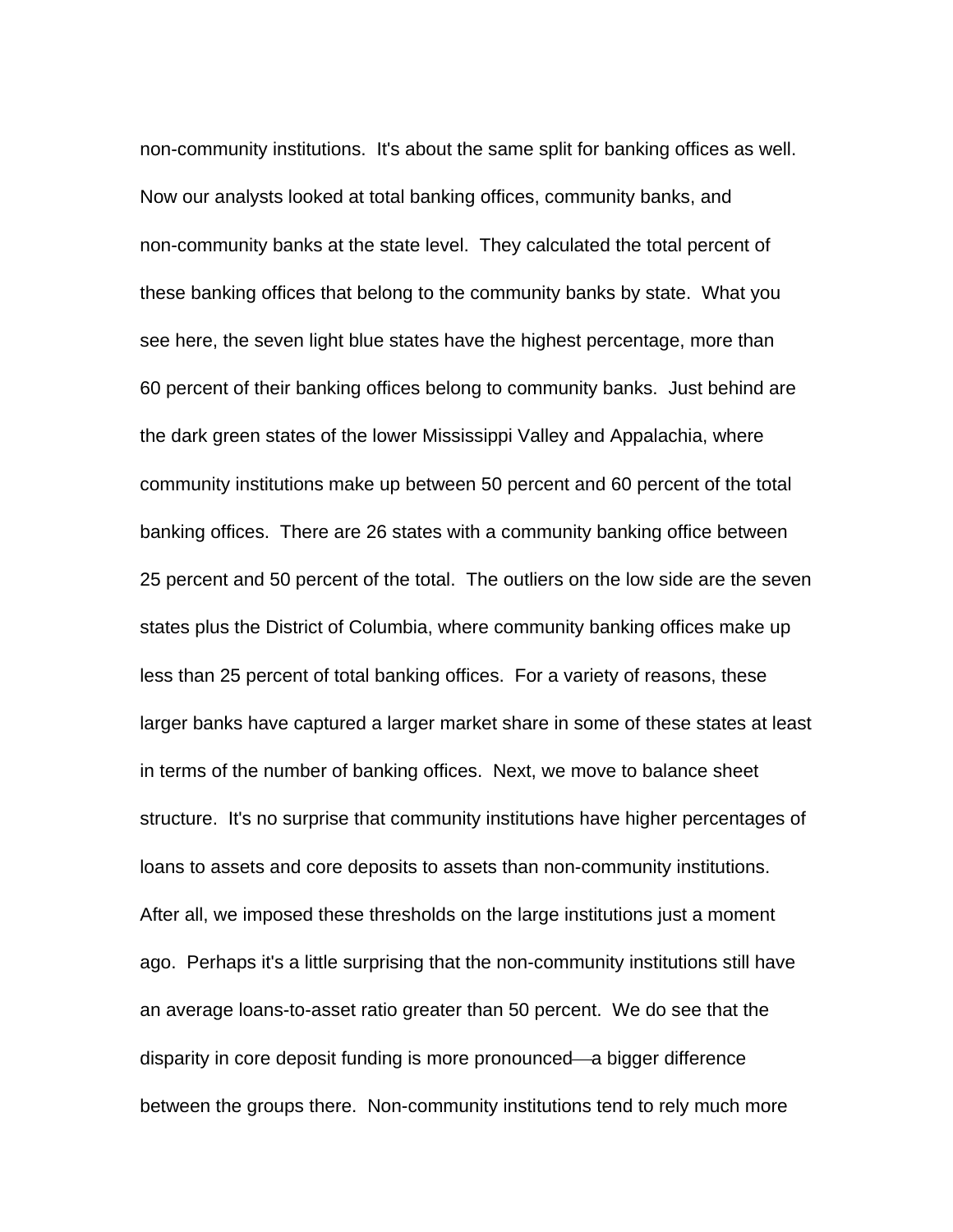non-community institutions. It's about the same split for banking offices as well. Now our analysts looked at total banking offices, community banks, and non-community banks at the state level. They calculated the total percent of these banking offices that belong to the community banks by state. What you see here, the seven light blue states have the highest percentage, more than 60 percent of their banking offices belong to community banks. Just behind are the dark green states of the lower Mississippi Valley and Appalachia, where community institutions make up between 50 percent and 60 percent of the total banking offices. There are 26 states with a community banking office between 25 percent and 50 percent of the total. The outliers on the low side are the seven states plus the District of Columbia, where community banking offices make up less than 25 percent of total banking offices. For a variety of reasons, these larger banks have captured a larger market share in some of these states at least in terms of the number of banking offices. Next, we move to balance sheet structure. It's no surprise that community institutions have higher percentages of loans to assets and core deposits to assets than non-community institutions. After all, we imposed these thresholds on the large institutions just a moment ago. Perhaps it's a little surprising that the non-community institutions still have an average loans-to-asset ratio greater than 50 percent. We do see that the disparity in core deposit funding is more pronounced—a bigger difference between the groups there. Non-community institutions tend to rely much more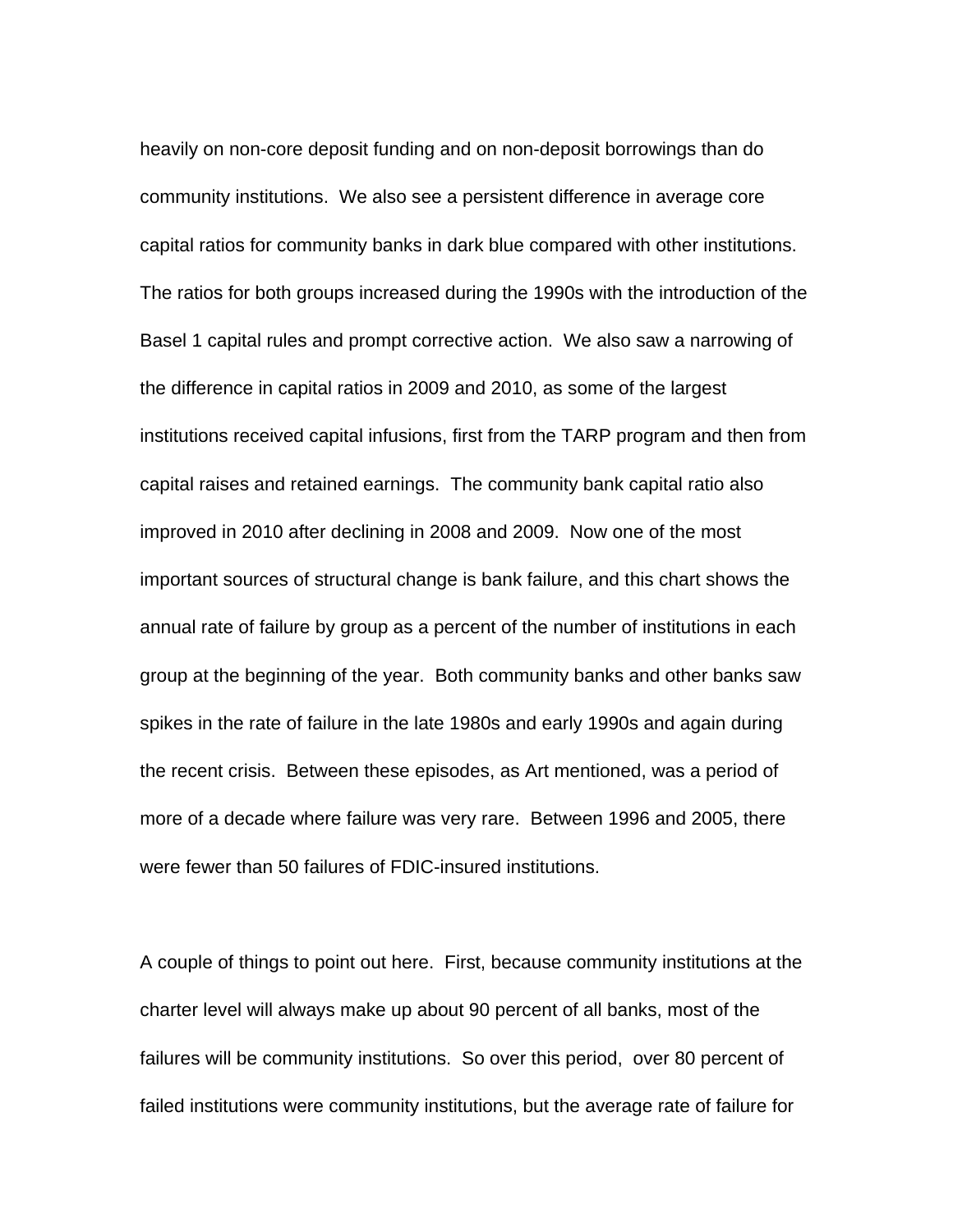heavily on non-core deposit funding and on non-deposit borrowings than do community institutions. We also see a persistent difference in average core capital ratios for community banks in dark blue compared with other institutions. The ratios for both groups increased during the 1990s with the introduction of the Basel 1 capital rules and prompt corrective action. We also saw a narrowing of the difference in capital ratios in 2009 and 2010, as some of the largest institutions received capital infusions, first from the TARP program and then from capital raises and retained earnings. The community bank capital ratio also improved in 2010 after declining in 2008 and 2009. Now one of the most important sources of structural change is bank failure, and this chart shows the annual rate of failure by group as a percent of the number of institutions in each group at the beginning of the year. Both community banks and other banks saw spikes in the rate of failure in the late 1980s and early 1990s and again during the recent crisis. Between these episodes, as Art mentioned, was a period of more of a decade where failure was very rare. Between 1996 and 2005, there were fewer than 50 failures of FDIC-insured institutions.

A couple of things to point out here. First, because community institutions at the charter level will always make up about 90 percent of all banks, most of the failures will be community institutions. So over this period, over 80 percent of failed institutions were community institutions, but the average rate of failure for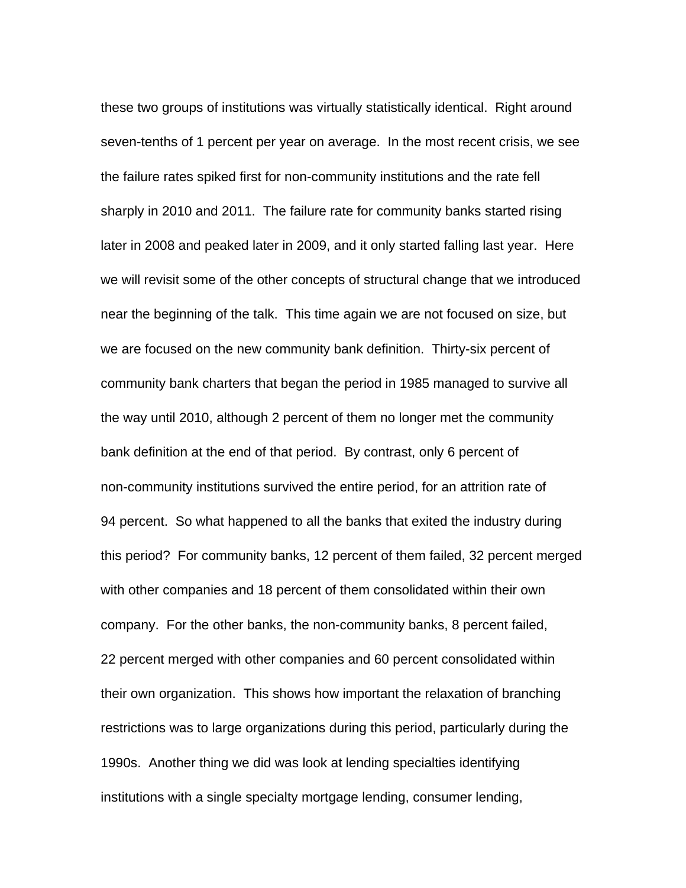these two groups of institutions was virtually statistically identical. Right around seven-tenths of 1 percent per year on average. In the most recent crisis, we see the failure rates spiked first for non-community institutions and the rate fell sharply in 2010 and 2011. The failure rate for community banks started rising later in 2008 and peaked later in 2009, and it only started falling last year. Here we will revisit some of the other concepts of structural change that we introduced near the beginning of the talk. This time again we are not focused on size, but we are focused on the new community bank definition. Thirty-six percent of community bank charters that began the period in 1985 managed to survive all the way until 2010, although 2 percent of them no longer met the community bank definition at the end of that period. By contrast, only 6 percent of non-community institutions survived the entire period, for an attrition rate of 94 percent. So what happened to all the banks that exited the industry during this period? For community banks, 12 percent of them failed, 32 percent merged with other companies and 18 percent of them consolidated within their own company. For the other banks, the non-community banks, 8 percent failed, 22 percent merged with other companies and 60 percent consolidated within their own organization. This shows how important the relaxation of branching restrictions was to large organizations during this period, particularly during the 1990s. Another thing we did was look at lending specialties identifying institutions with a single specialty mortgage lending, consumer lending,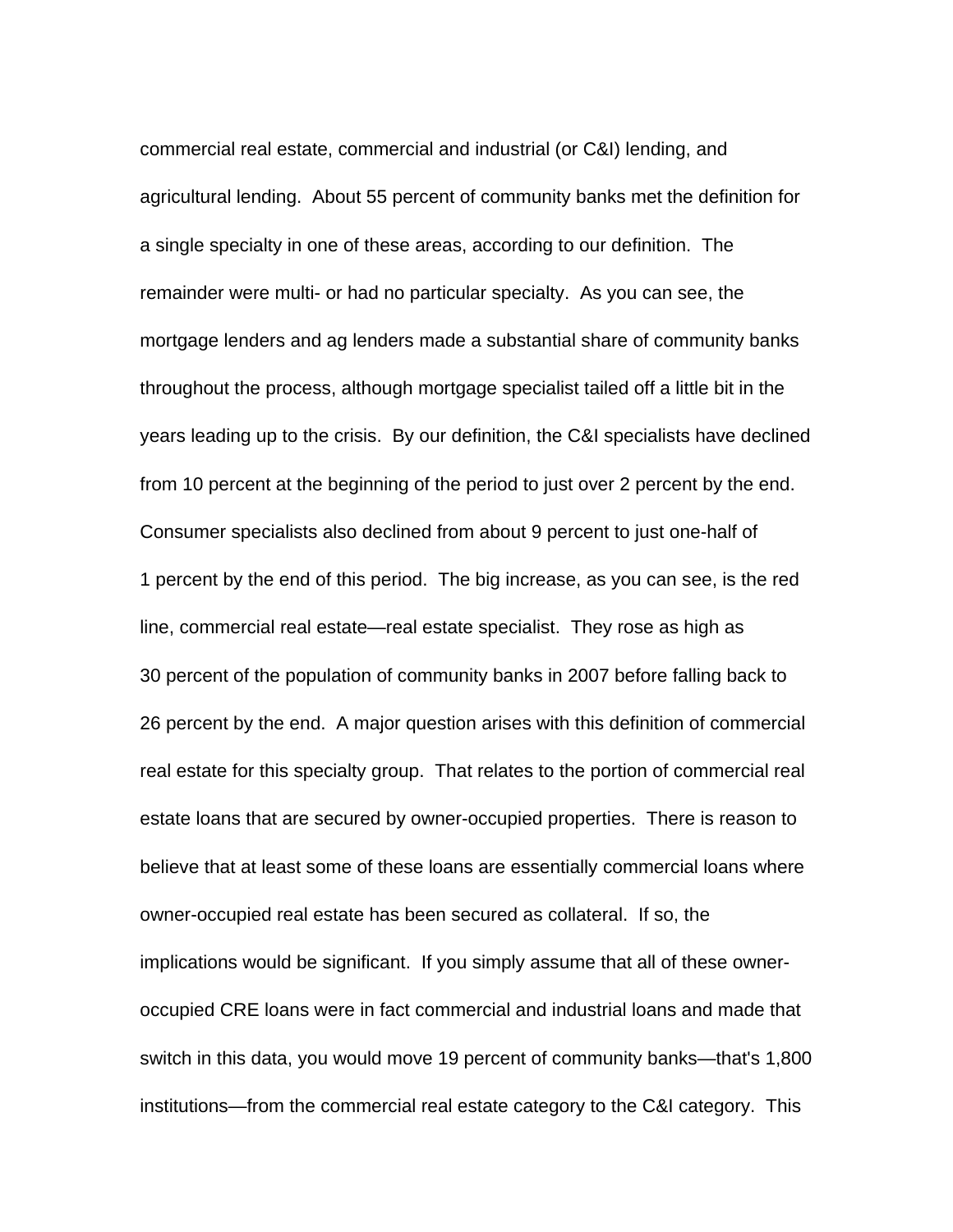commercial real estate, commercial and industrial (or C&I) lending, and agricultural lending. About 55 percent of community banks met the definition for a single specialty in one of these areas, according to our definition. The remainder were multi- or had no particular specialty. As you can see, the mortgage lenders and ag lenders made a substantial share of community banks throughout the process, although mortgage specialist tailed off a little bit in the years leading up to the crisis. By our definition, the C&I specialists have declined from 10 percent at the beginning of the period to just over 2 percent by the end. Consumer specialists also declined from about 9 percent to just one-half of 1 percent by the end of this period. The big increase, as you can see, is the red line, commercial real estate—real estate specialist. They rose as high as 30 percent of the population of community banks in 2007 before falling back to 26 percent by the end. A major question arises with this definition of commercial real estate for this specialty group. That relates to the portion of commercial real estate loans that are secured by owner-occupied properties. There is reason to believe that at least some of these loans are essentially commercial loans where owner-occupied real estate has been secured as collateral. If so, the implications would be significant. If you simply assume that all of these owner-occupied CRE loans were in fact commercial and industrial loans and made that switch in this data, you would move 19 percent of community banks—that's 1,800 institutions—from the commercial real estate category to the C&I category. This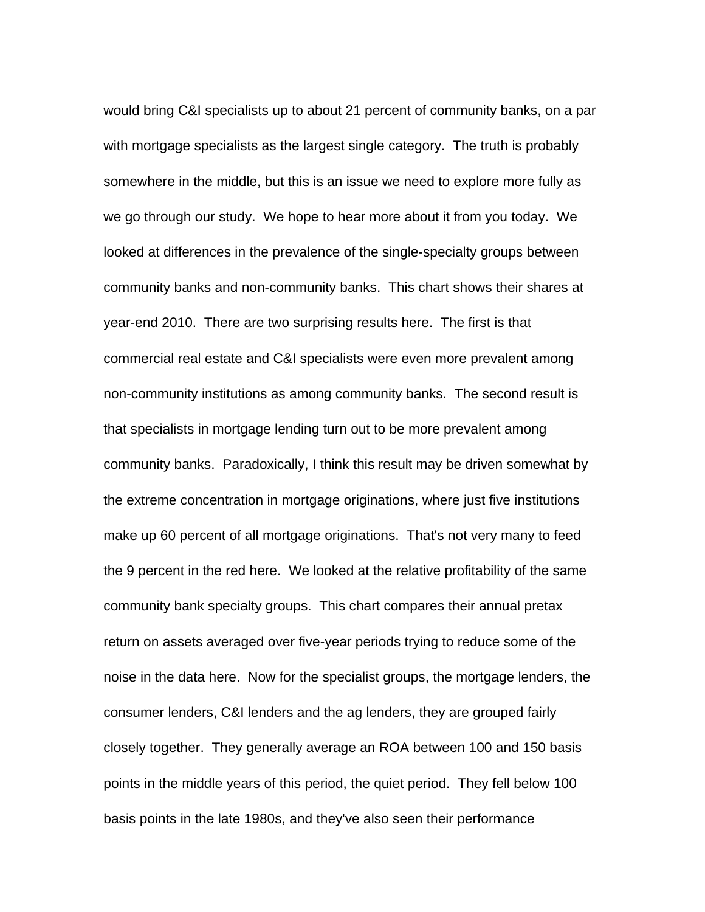would bring C&I specialists up to about 21 percent of community banks, on a par with mortgage specialists as the largest single category. The truth is probably somewhere in the middle, but this is an issue we need to explore more fully as we go through our study. We hope to hear more about it from you today. We looked at differences in the prevalence of the single-specialty groups between community banks and non-community banks. This chart shows their shares at year-end 2010. There are two surprising results here. The first is that commercial real estate and C&I specialists were even more prevalent among non-community institutions as among community banks. The second result is that specialists in mortgage lending turn out to be more prevalent among community banks. Paradoxically, I think this result may be driven somewhat by the extreme concentration in mortgage originations, where just five institutions make up 60 percent of all mortgage originations. That's not very many to feed the 9 percent in the red here. We looked at the relative profitability of the same community bank specialty groups. This chart compares their annual pretax return on assets averaged over five-year periods trying to reduce some of the noise in the data here. Now for the specialist groups, the mortgage lenders, the consumer lenders, C&I lenders and the ag lenders, they are grouped fairly closely together. They generally average an ROA between 100 and 150 basis points in the middle years of this period, the quiet period. They fell below 100 basis points in the late 1980s, and they've also seen their performance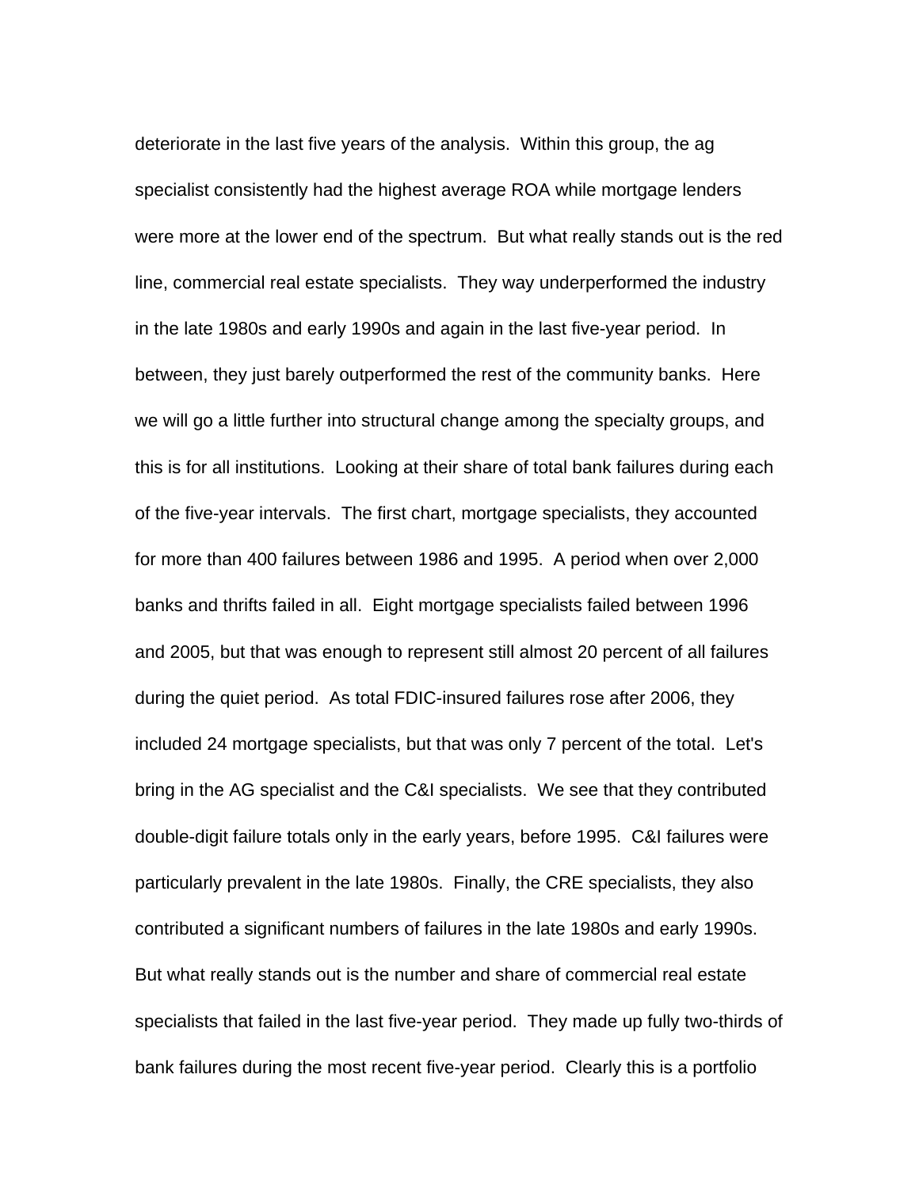deteriorate in the last five years of the analysis. Within this group, the ag specialist consistently had the highest average ROA while mortgage lenders were more at the lower end of the spectrum. But what really stands out is the red line, commercial real estate specialists. They way underperformed the industry in the late 1980s and early 1990s and again in the last five-year period. In between, they just barely outperformed the rest of the community banks. Here we will go a little further into structural change among the specialty groups, and this is for all institutions. Looking at their share of total bank failures during each of the five-year intervals. The first chart, mortgage specialists, they accounted for more than 400 failures between 1986 and 1995. A period when over 2,000 banks and thrifts failed in all. Eight mortgage specialists failed between 1996 and 2005, but that was enough to represent still almost 20 percent of all failures during the quiet period. As total FDIC-insured failures rose after 2006, they included 24 mortgage specialists, but that was only 7 percent of the total. Let's bring in the AG specialist and the C&I specialists. We see that they contributed double-digit failure totals only in the early years, before 1995. C&I failures were particularly prevalent in the late 1980s. Finally, the CRE specialists, they also contributed a significant numbers of failures in the late 1980s and early 1990s. But what really stands out is the number and share of commercial real estate specialists that failed in the last five-year period. They made up fully two-thirds of bank failures during the most recent five-year period. Clearly this is a portfolio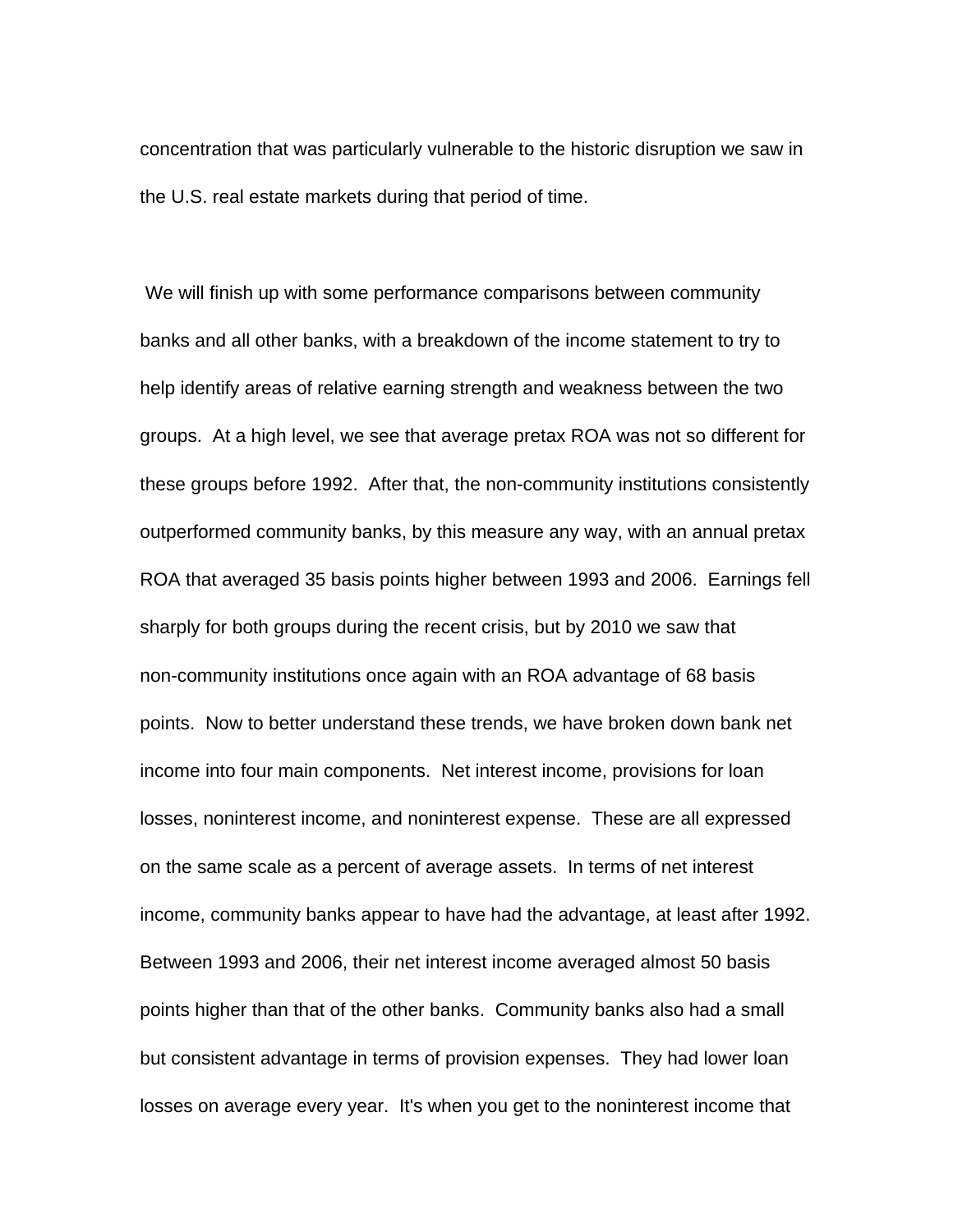concentration that was particularly vulnerable to the historic disruption we saw in the U.S. real estate markets during that period of time.

We will finish up with some performance comparisons between community banks and all other banks, with a breakdown of the income statement to try to help identify areas of relative earning strength and weakness between the two groups. At a high level, we see that average pretax ROA was not so different for these groups before 1992. After that, the non-community institutions consistently outperformed community banks, by this measure any way, with an annual pretax ROA that averaged 35 basis points higher between 1993 and 2006. Earnings fell sharply for both groups during the recent crisis, but by 2010 we saw that non-community institutions once again with an ROA advantage of 68 basis points. Now to better understand these trends, we have broken down bank net income into four main components. Net interest income, provisions for loan losses, noninterest income, and noninterest expense. These are all expressed on the same scale as a percent of average assets. In terms of net interest income, community banks appear to have had the advantage, at least after 1992. Between 1993 and 2006, their net interest income averaged almost 50 basis points higher than that of the other banks. Community banks also had a small but consistent advantage in terms of provision expenses. They had lower loan losses on average every year. It's when you get to the noninterest income that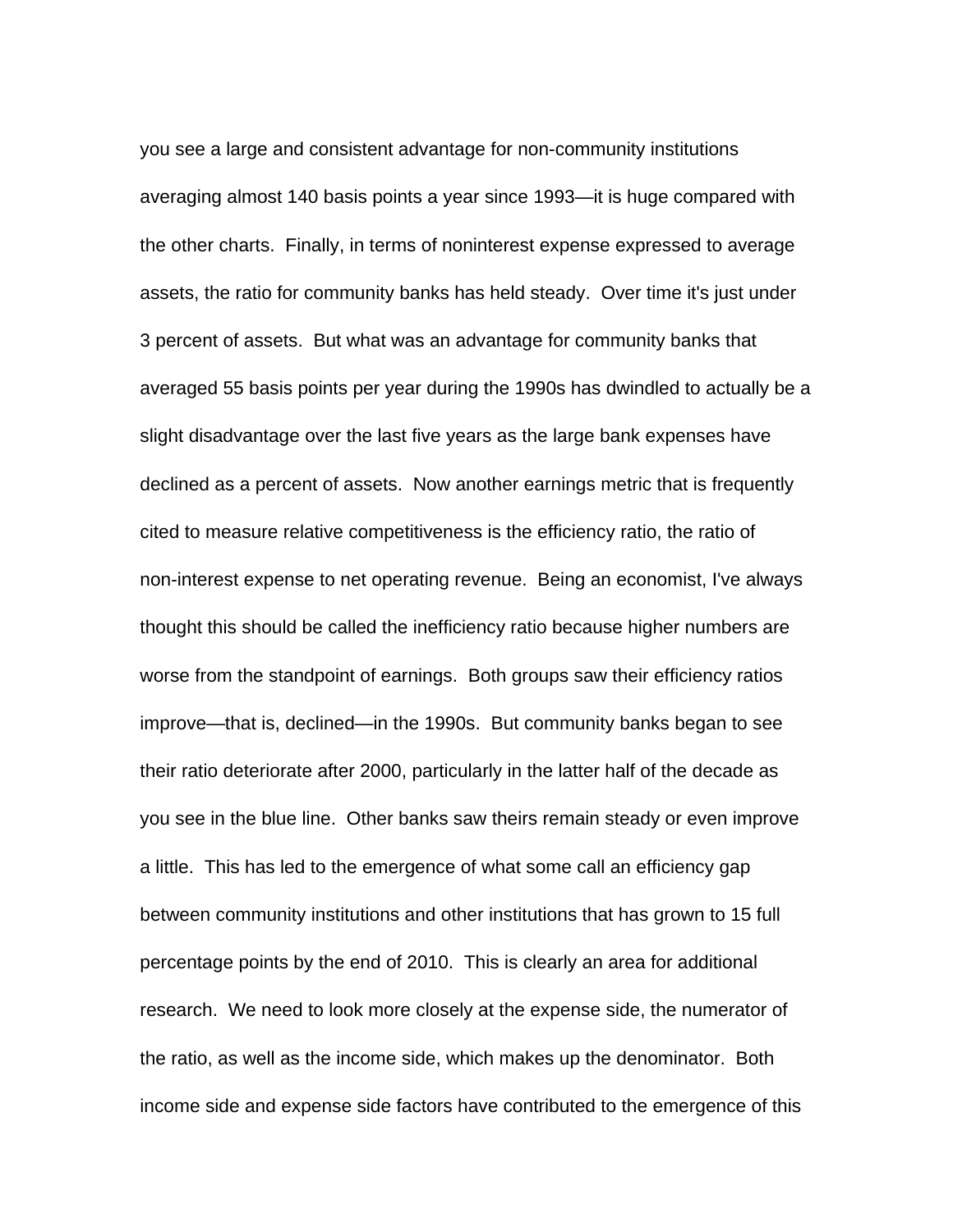you see a large and consistent advantage for non-community institutions averaging almost 140 basis points a year since 1993—it is huge compared with the other charts. Finally, in terms of noninterest expense expressed to average assets, the ratio for community banks has held steady. Over time it's just under 3 percent of assets. But what was an advantage for community banks that averaged 55 basis points per year during the 1990s has dwindled to actually be a slight disadvantage over the last five years as the large bank expenses have declined as a percent of assets. Now another earnings metric that is frequently cited to measure relative competitiveness is the efficiency ratio, the ratio of non-interest expense to net operating revenue. Being an economist, I've always thought this should be called the inefficiency ratio because higher numbers are worse from the standpoint of earnings. Both groups saw their efficiency ratios improve—that is, declined—in the 1990s. But community banks began to see their ratio deteriorate after 2000, particularly in the latter half of the decade as you see in the blue line. Other banks saw theirs remain steady or even improve a little. This has led to the emergence of what some call an efficiency gap between community institutions and other institutions that has grown to 15 full percentage points by the end of 2010. This is clearly an area for additional research. We need to look more closely at the expense side, the numerator of the ratio, as well as the income side, which makes up the denominator. Both income side and expense side factors have contributed to the emergence of this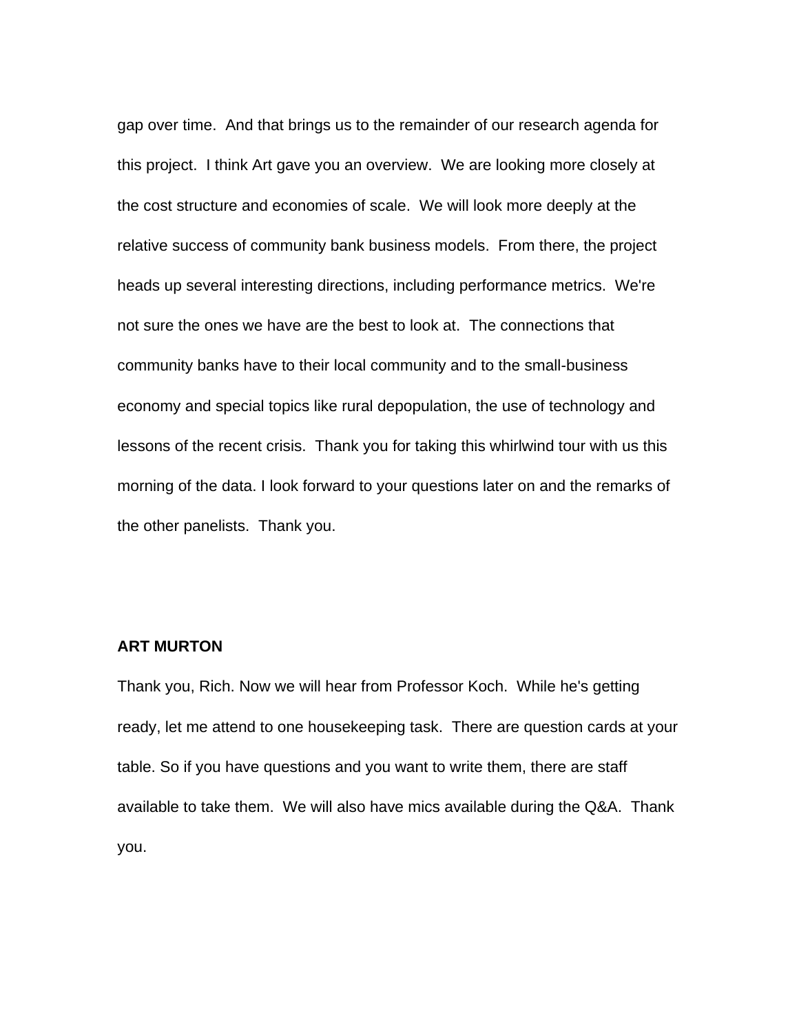gap over time. And that brings us to the remainder of our research agenda for this project. I think Art gave you an overview. We are looking more closely at the cost structure and economies of scale. We will look more deeply at the relative success of community bank business models. From there, the project heads up several interesting directions, including performance metrics. We're not sure the ones we have are the best to look at. The connections that community banks have to their local community and to the small-business economy and special topics like rural depopulation, the use of technology and lessons of the recent crisis. Thank you for taking this whirlwind tour with us this morning of the data. I look forward to your questions later on and the remarks of the other panelists. Thank you.

**ART MURTON**

Thank you, Rich. Now we will hear from Professor Koch. While he's getting ready, let me attend to one housekeeping task. There are question cards at your table. So if you have questions and you want to write them, there are staff available to take them. We will also have mics available during the Q&A. Thank you.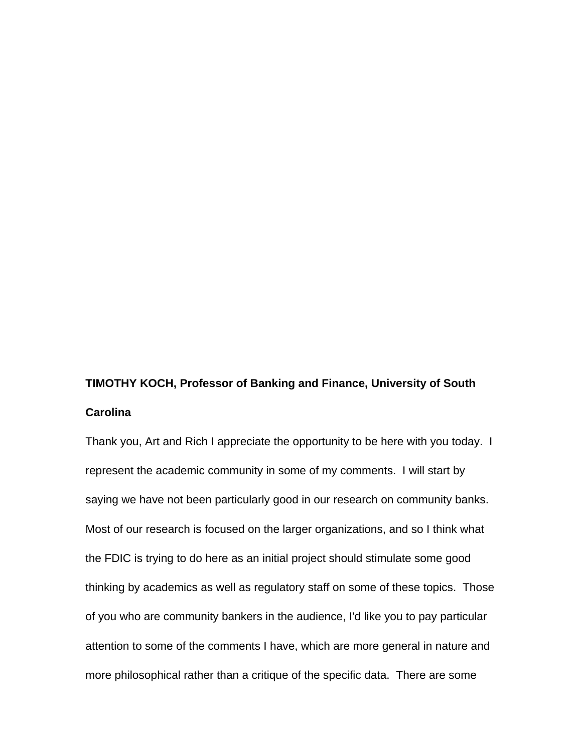**TIMOTHY KOCH, Professor of Banking and Finance, University of South Carolina**

Thank you, Art and Rich I appreciate the opportunity to be here with you today. I represent the academic community in some of my comments. I will start by saying we have not been particularly good in our research on community banks. Most of our research is focused on the larger organizations, and so I think what the FDIC is trying to do here as an initial project should stimulate some good thinking by academics as well as regulatory staff on some of these topics. Those of you who are community bankers in the audience, I'd like you to pay particular attention to some of the comments I have, which are more general in nature and more philosophical rather than a critique of the specific data. There are some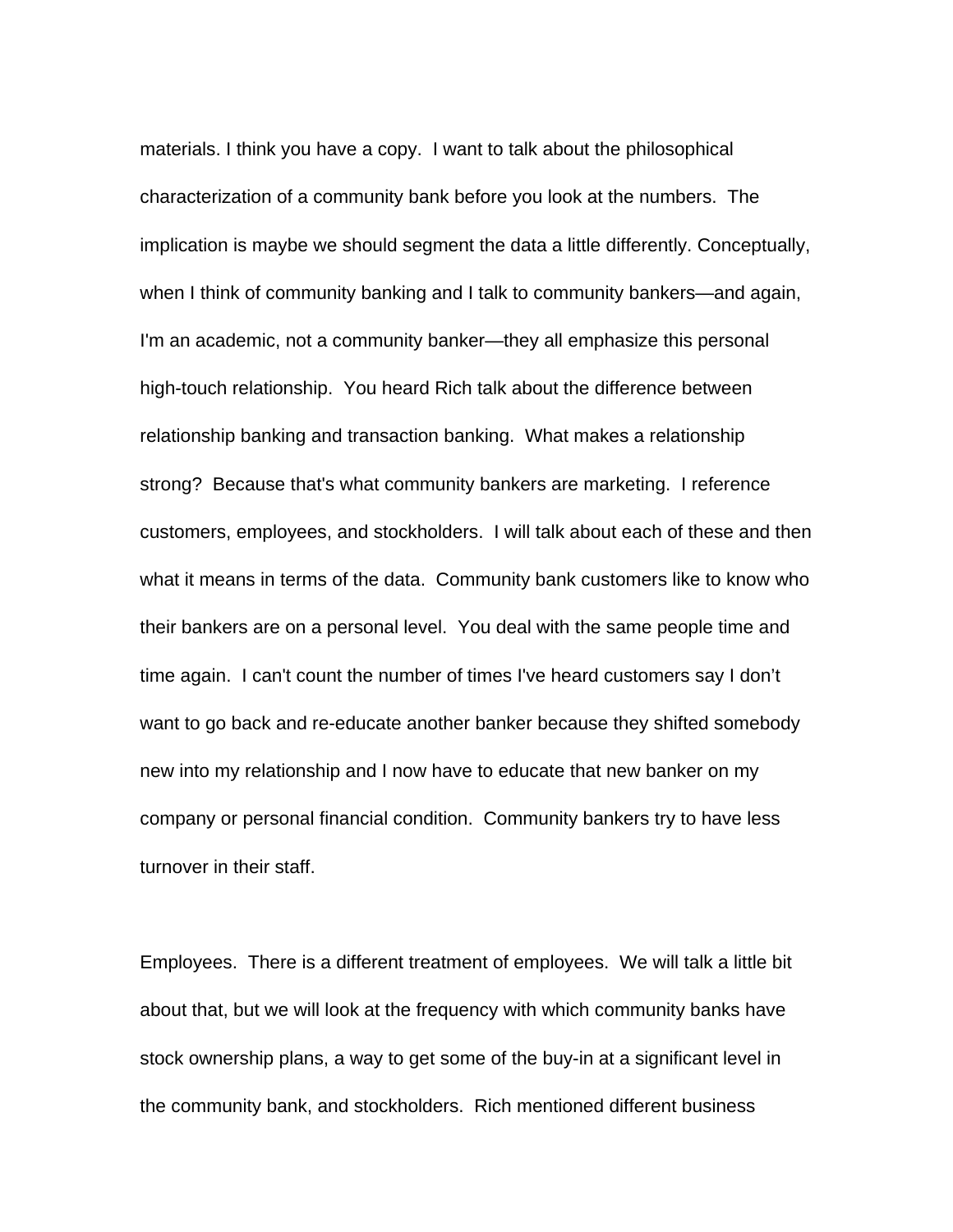materials. I think you have a copy. I want to talk about the philosophical characterization of a community bank before you look at the numbers. The implication is maybe we should segment the data a little differently. Conceptually, when I think of community banking and I talk to community bankers—and again, I'm an academic, not a community banker—they all emphasize this personal high-touch relationship. You heard Rich talk about the difference between relationship banking and transaction banking. What makes a relationship strong? Because that's what community bankers are marketing. I reference customers, employees, and stockholders. I will talk about each of these and then what it means in terms of the data. Community bank customers like to know who their bankers are on a personal level. You deal with the same people time and time again. I can't count the number of times I've heard customers say I don't want to go back and re-educate another banker because they shifted somebody new into my relationship and I now have to educate that new banker on my company or personal financial condition. Community bankers try to have less turnover in their staff.

Employees. There is a different treatment of employees. We will talk a little bit about that, but we will look at the frequency with which community banks have stock ownership plans, a way to get some of the buy-in at a significant level in the community bank, and stockholders. Rich mentioned different business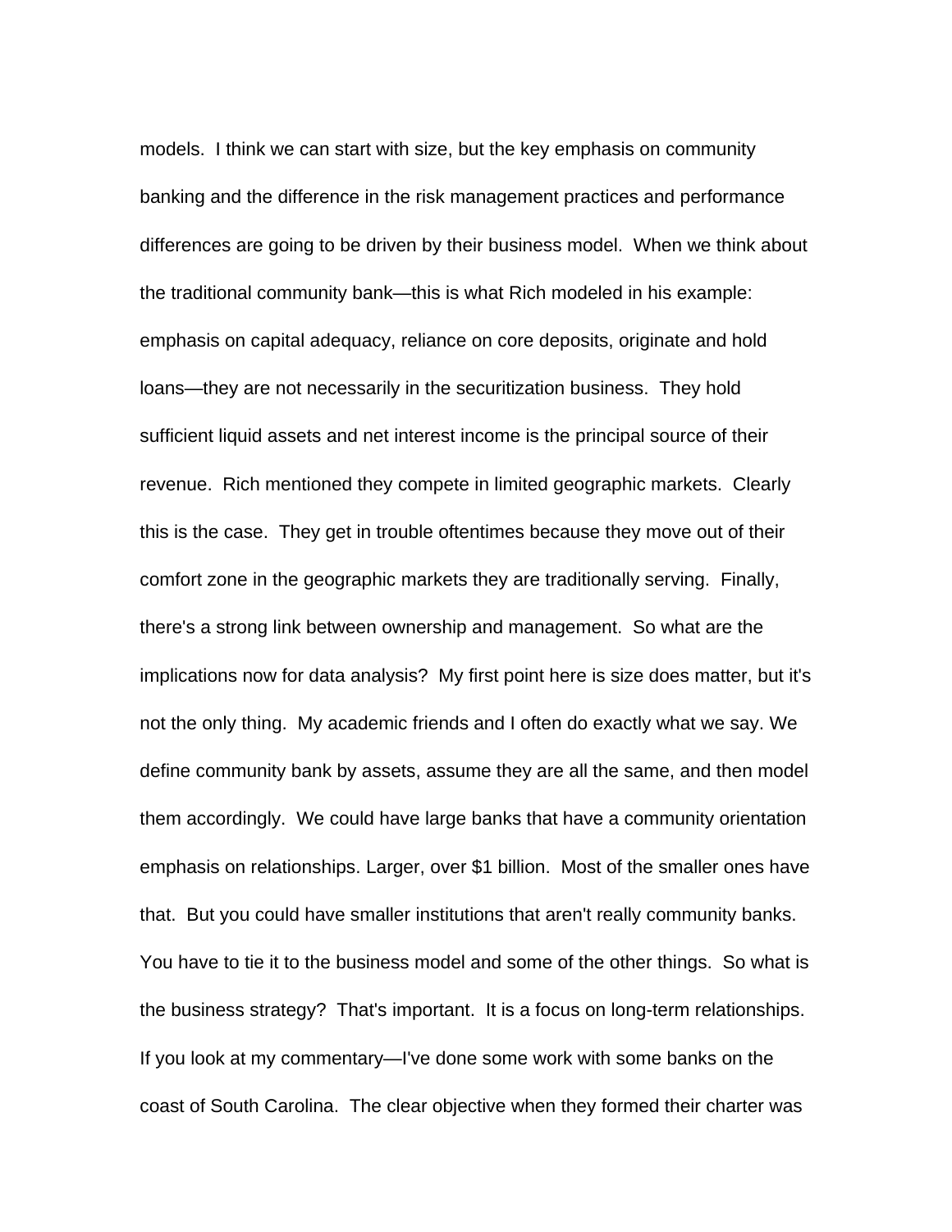models. I think we can start with size, but the key emphasis on community banking and the difference in the risk management practices and performance differences are going to be driven by their business model. When we think about the traditional community bank—this is what Rich modeled in his example: emphasis on capital adequacy, reliance on core deposits, originate and hold loans—they are not necessarily in the securitization business. They hold sufficient liquid assets and net interest income is the principal source of their revenue. Rich mentioned they compete in limited geographic markets. Clearly this is the case. They get in trouble oftentimes because they move out of their comfort zone in the geographic markets they are traditionally serving. Finally, there's a strong link between ownership and management. So what are the implications now for data analysis? My first point here is size does matter, but it's not the only thing. My academic friends and I often do exactly what we say. We define community bank by assets, assume they are all the same, and then model them accordingly. We could have large banks that have a community orientation emphasis on relationships. Larger, over $1 billion. Most of the smaller ones have that. But you could have smaller institutions that aren't really community banks. You have to tie it to the business model and some of the other things. So what is the business strategy? That's important. It is a focus on long-term relationships. If you look at my commentary—I've done some work with some banks on the coast of South Carolina. The clear objective when they formed their charter was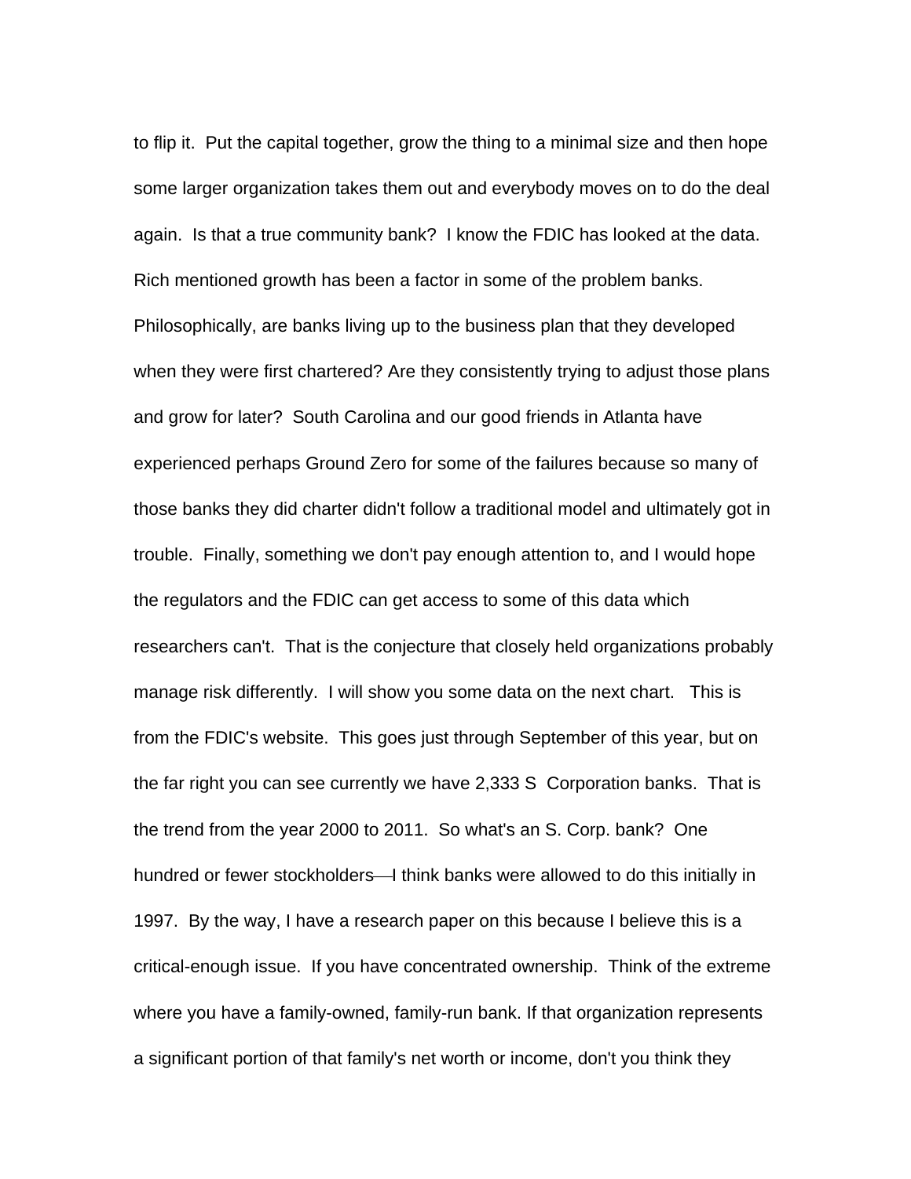to flip it. Put the capital together, grow the thing to a minimal size and then hope some larger organization takes them out and everybody moves on to do the deal again. Is that a true community bank? I know the FDIC has looked at the data. Rich mentioned growth has been a factor in some of the problem banks. Philosophically, are banks living up to the business plan that they developed when they were first chartered? Are they consistently trying to adjust those plans and grow for later? South Carolina and our good friends in Atlanta have experienced perhaps Ground Zero for some of the failures because so many of those banks they did charter didn't follow a traditional model and ultimately got in trouble. Finally, something we don't pay enough attention to, and I would hope the regulators and the FDIC can get access to some of this data which researchers can't. That is the conjecture that closely held organizations probably manage risk differently. I will show you some data on the next chart. This is from the FDIC's website. This goes just through September of this year, but on the far right you can see currently we have 2,333 S Corporation banks. That is the trend from the year 2000 to 2011. So what's an S. Corp. bank? One hundred or fewer stockholders—I think banks were allowed to do this initially in 1997. By the way, I have a research paper on this because I believe this is a critical-enough issue. If you have concentrated ownership. Think of the extreme where you have a family-owned, family-run bank. If that organization represents a significant portion of that family's net worth or income, don't you think they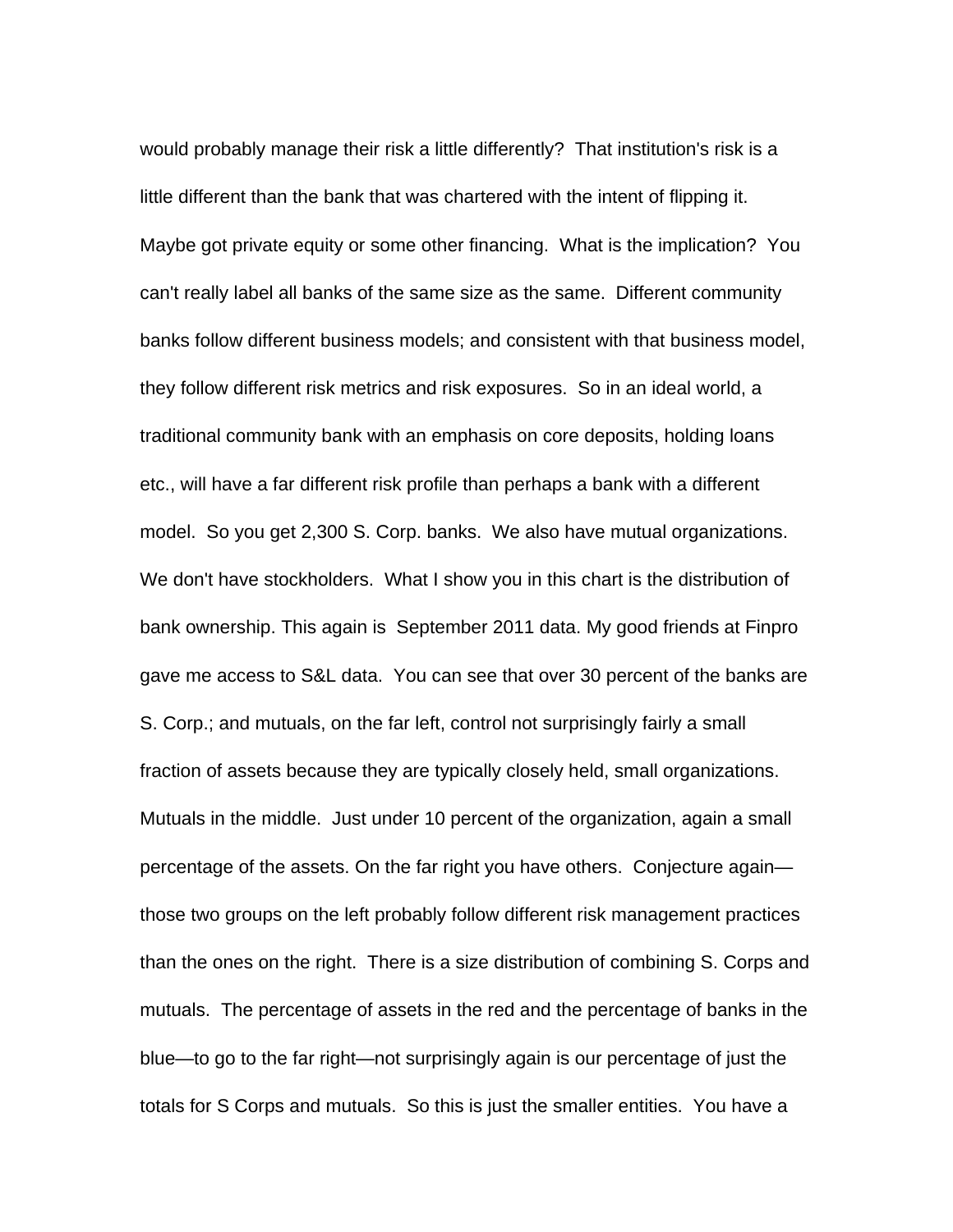would probably manage their risk a little differently? That institution's risk is a little different than the bank that was chartered with the intent of flipping it. Maybe got private equity or some other financing. What is the implication? You can't really label all banks of the same size as the same. Different community banks follow different business models; and consistent with that business model, they follow different risk metrics and risk exposures. So in an ideal world, a traditional community bank with an emphasis on core deposits, holding loans etc., will have a far different risk profile than perhaps a bank with a different model. So you get 2,300 S. Corp. banks. We also have mutual organizations. We don't have stockholders. What I show you in this chart is the distribution of bank ownership. This again is September 2011 data. My good friends at Finpro gave me access to S&L data. You can see that over 30 percent of the banks are S. Corp.; and mutuals, on the far left, control not surprisingly fairly a small fraction of assets because they are typically closely held, small organizations. Mutuals in the middle. Just under 10 percent of the organization, again a small percentage of the assets. On the far right you have others. Conjecture again—those two groups on the left probably follow different risk management practices than the ones on the right. There is a size distribution of combining S. Corps and mutuals. The percentage of assets in the red and the percentage of banks in the blue—to go to the far right—not surprisingly again is our percentage of just the totals for S Corps and mutuals. So this is just the smaller entities. You have a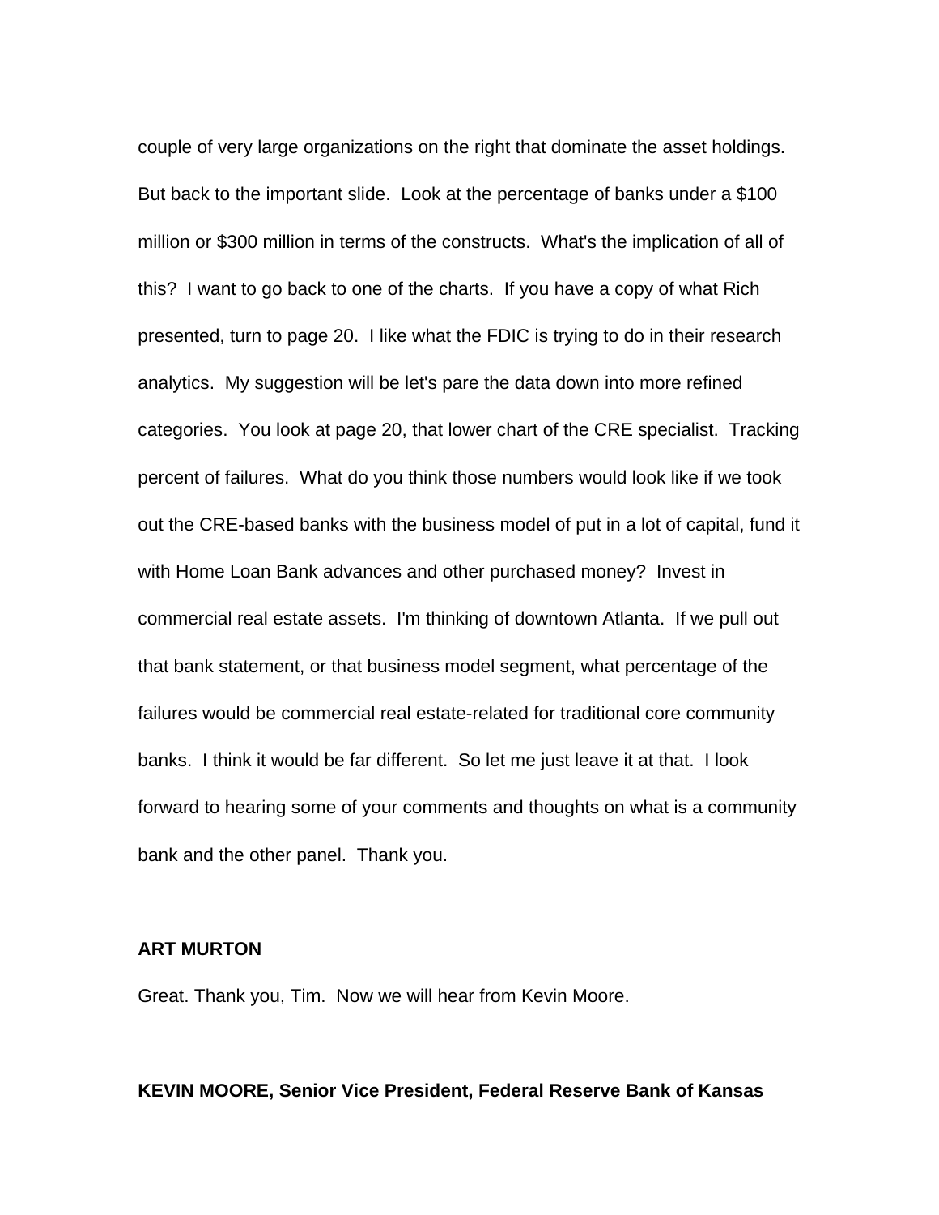couple of very large organizations on the right that dominate the asset holdings. But back to the important slide. Look at the percentage of banks under a $100 million or $300 million in terms of the constructs. What's the implication of all of this? I want to go back to one of the charts. If you have a copy of what Rich presented, turn to page 20. I like what the FDIC is trying to do in their research analytics. My suggestion will be let's pare the data down into more refined categories. You look at page 20, that lower chart of the CRE specialist. Tracking percent of failures. What do you think those numbers would look like if we took out the CRE-based banks with the business model of put in a lot of capital, fund it with Home Loan Bank advances and other purchased money? Invest in commercial real estate assets. I'm thinking of downtown Atlanta. If we pull out that bank statement, or that business model segment, what percentage of the failures would be commercial real estate-related for traditional core community banks. I think it would be far different. So let me just leave it at that. I look forward to hearing some of your comments and thoughts on what is a community bank and the other panel. Thank you.

**ART MURTON**

Great. Thank you, Tim. Now we will hear from Kevin Moore.

**KEVIN MOORE, Senior Vice President, Federal Reserve Bank of Kansas**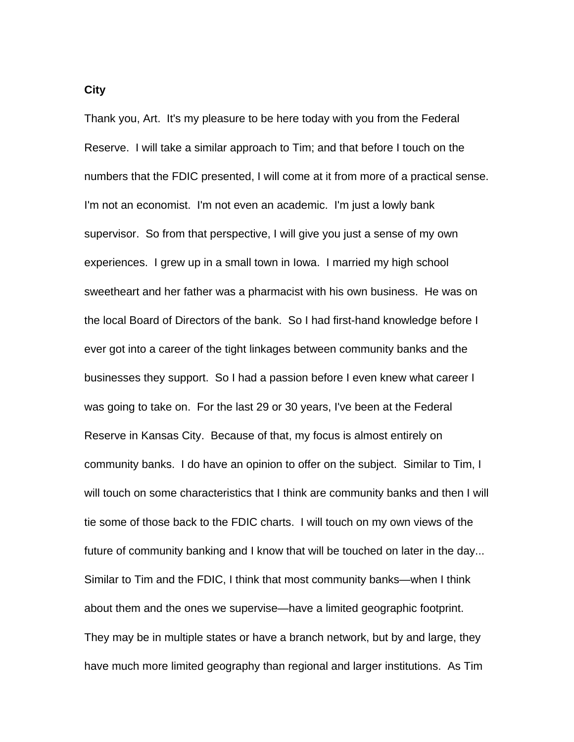**City**

Thank you, Art. It's my pleasure to be here today with you from the Federal Reserve. I will take a similar approach to Tim; and that before I touch on the numbers that the FDIC presented, I will come at it from more of a practical sense. I'm not an economist. I'm not even an academic. I'm just a lowly bank supervisor. So from that perspective, I will give you just a sense of my own experiences. I grew up in a small town in Iowa. I married my high school sweetheart and her father was a pharmacist with his own business. He was on the local Board of Directors of the bank. So I had first-hand knowledge before I ever got into a career of the tight linkages between community banks and the businesses they support. So I had a passion before I even knew what career I was going to take on. For the last 29 or 30 years, I've been at the Federal Reserve in Kansas City. Because of that, my focus is almost entirely on community banks. I do have an opinion to offer on the subject. Similar to Tim, I will touch on some characteristics that I think are community banks and then I will tie some of those back to the FDIC charts. I will touch on my own views of the future of community banking and I know that will be touched on later in the day... Similar to Tim and the FDIC, I think that most community banks—when I think about them and the ones we supervise—have a limited geographic footprint. They may be in multiple states or have a branch network, but by and large, they have much more limited geography than regional and larger institutions. As Tim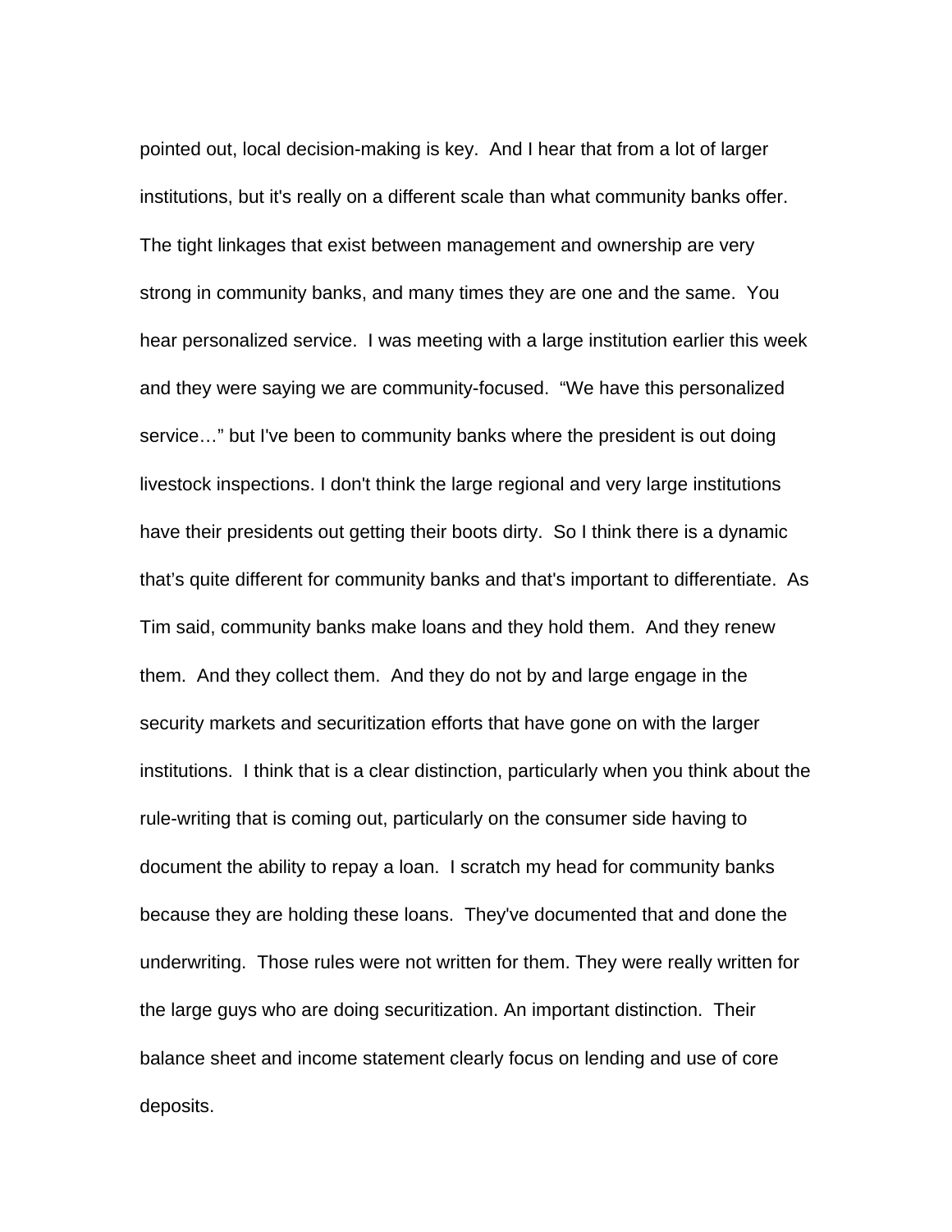pointed out, local decision-making is key. And I hear that from a lot of larger institutions, but it's really on a different scale than what community banks offer. The tight linkages that exist between management and ownership are very strong in community banks, and many times they are one and the same. You hear personalized service. I was meeting with a large institution earlier this week and they were saying we are community-focused. "We have this personalized service…" but I've been to community banks where the president is out doing livestock inspections. I don't think the large regional and very large institutions have their presidents out getting their boots dirty. So I think there is a dynamic that's quite different for community banks and that's important to differentiate. As Tim said, community banks make loans and they hold them. And they renew them. And they collect them. And they do not by and large engage in the security markets and securitization efforts that have gone on with the larger institutions. I think that is a clear distinction, particularly when you think about the rule-writing that is coming out, particularly on the consumer side having to document the ability to repay a loan. I scratch my head for community banks because they are holding these loans. They've documented that and done the underwriting. Those rules were not written for them. They were really written for the large guys who are doing securitization. An important distinction. Their balance sheet and income statement clearly focus on lending and use of core deposits.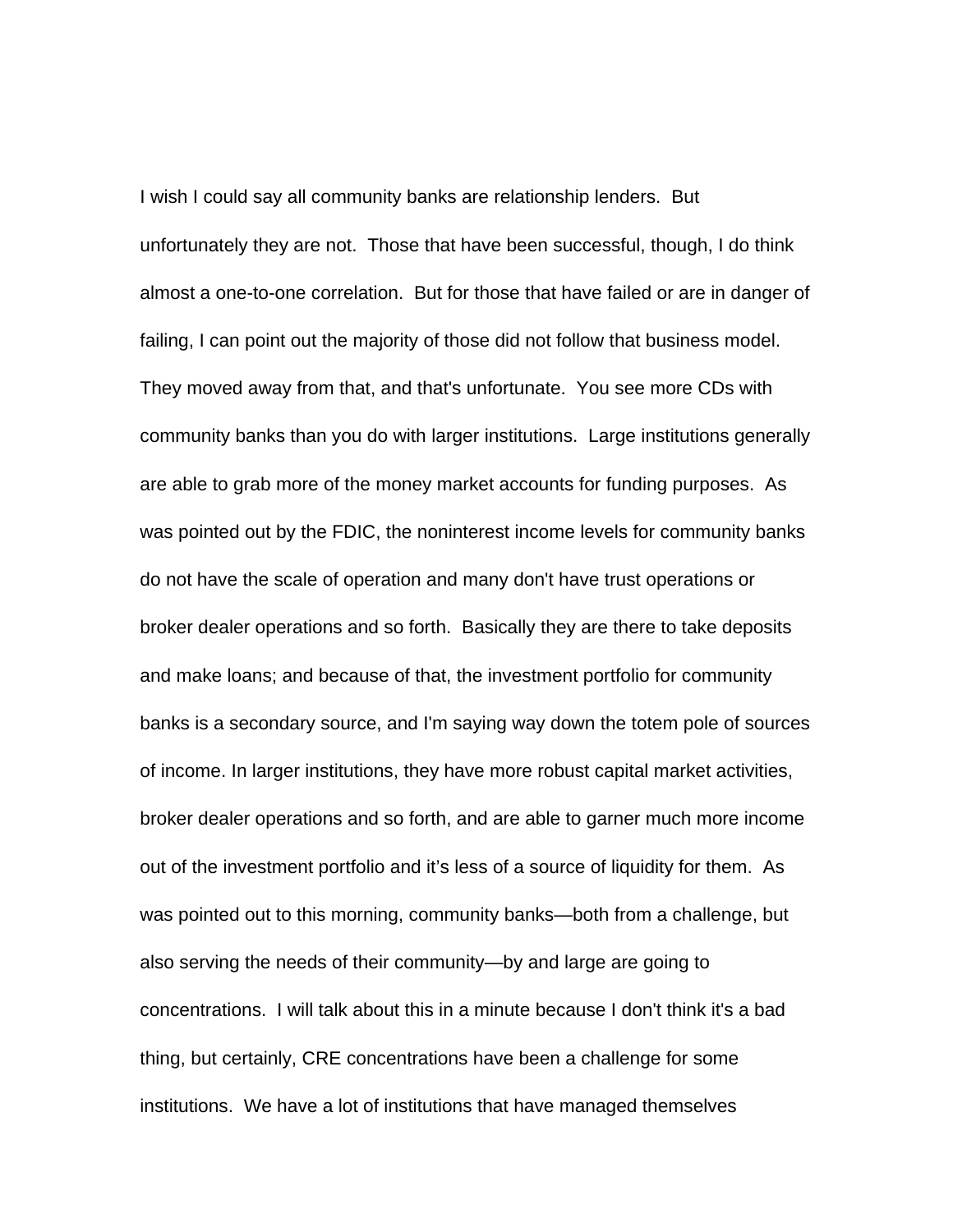I wish I could say all community banks are relationship lenders. But unfortunately they are not. Those that have been successful, though, I do think almost a one-to-one correlation. But for those that have failed or are in danger of failing, I can point out the majority of those did not follow that business model. They moved away from that, and that's unfortunate. You see more CDs with community banks than you do with larger institutions. Large institutions generally are able to grab more of the money market accounts for funding purposes. As was pointed out by the FDIC, the noninterest income levels for community banks do not have the scale of operation and many don't have trust operations or broker dealer operations and so forth. Basically they are there to take deposits and make loans; and because of that, the investment portfolio for community banks is a secondary source, and I'm saying way down the totem pole of sources of income. In larger institutions, they have more robust capital market activities, broker dealer operations and so forth, and are able to garner much more income out of the investment portfolio and it's less of a source of liquidity for them. As was pointed out to this morning, community banks—both from a challenge, but also serving the needs of their community—by and large are going to concentrations. I will talk about this in a minute because I don't think it's a bad thing, but certainly, CRE concentrations have been a challenge for some institutions. We have a lot of institutions that have managed themselves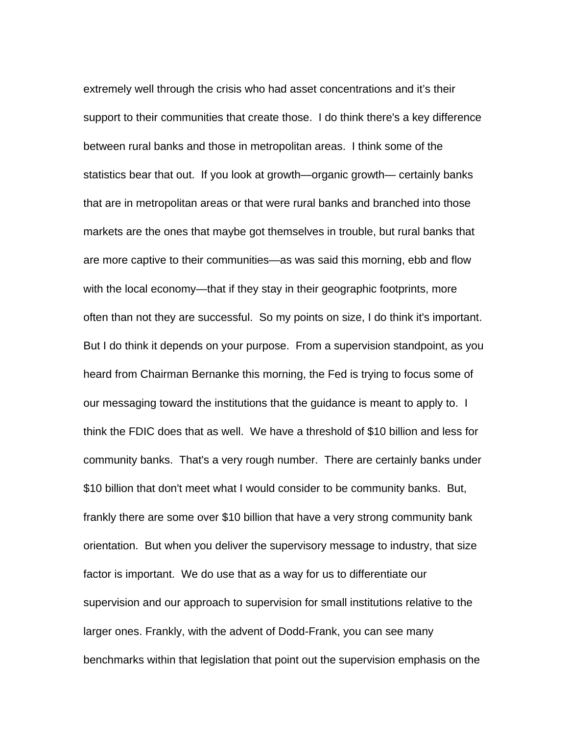extremely well through the crisis who had asset concentrations and it's their support to their communities that create those. I do think there's a key difference between rural banks and those in metropolitan areas. I think some of the statistics bear that out. If you look at growth—organic growth— certainly banks that are in metropolitan areas or that were rural banks and branched into those markets are the ones that maybe got themselves in trouble, but rural banks that are more captive to their communities—as was said this morning, ebb and flow with the local economy—that if they stay in their geographic footprints, more often than not they are successful. So my points on size, I do think it's important. But I do think it depends on your purpose. From a supervision standpoint, as you heard from Chairman Bernanke this morning, the Fed is trying to focus some of our messaging toward the institutions that the guidance is meant to apply to. I think the FDIC does that as well. We have a threshold of $10 billion and less for community banks. That's a very rough number. There are certainly banks under $10 billion that don't meet what I would consider to be community banks. But, frankly there are some over $10 billion that have a very strong community bank orientation. But when you deliver the supervisory message to industry, that size factor is important. We do use that as a way for us to differentiate our supervision and our approach to supervision for small institutions relative to the larger ones. Frankly, with the advent of Dodd-Frank, you can see many benchmarks within that legislation that point out the supervision emphasis on the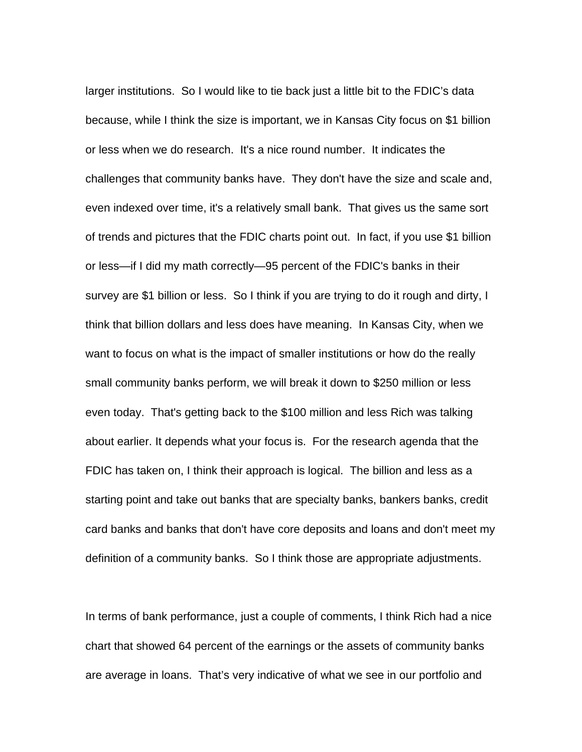larger institutions. So I would like to tie back just a little bit to the FDIC's data because, while I think the size is important, we in Kansas City focus on $1 billion or less when we do research. It's a nice round number. It indicates the challenges that community banks have. They don't have the size and scale and, even indexed over time, it's a relatively small bank. That gives us the same sort of trends and pictures that the FDIC charts point out. In fact, if you use $1 billion or less—if I did my math correctly—95 percent of the FDIC's banks in their survey are $1 billion or less. So I think if you are trying to do it rough and dirty, I think that billion dollars and less does have meaning. In Kansas City, when we want to focus on what is the impact of smaller institutions or how do the really small community banks perform, we will break it down to $250 million or less even today. That's getting back to the $100 million and less Rich was talking about earlier. It depends what your focus is. For the research agenda that the FDIC has taken on, I think their approach is logical. The billion and less as a starting point and take out banks that are specialty banks, bankers banks, credit card banks and banks that don't have core deposits and loans and don't meet my definition of a community banks. So I think those are appropriate adjustments.

In terms of bank performance, just a couple of comments, I think Rich had a nice chart that showed 64 percent of the earnings or the assets of community banks are average in loans. That's very indicative of what we see in our portfolio and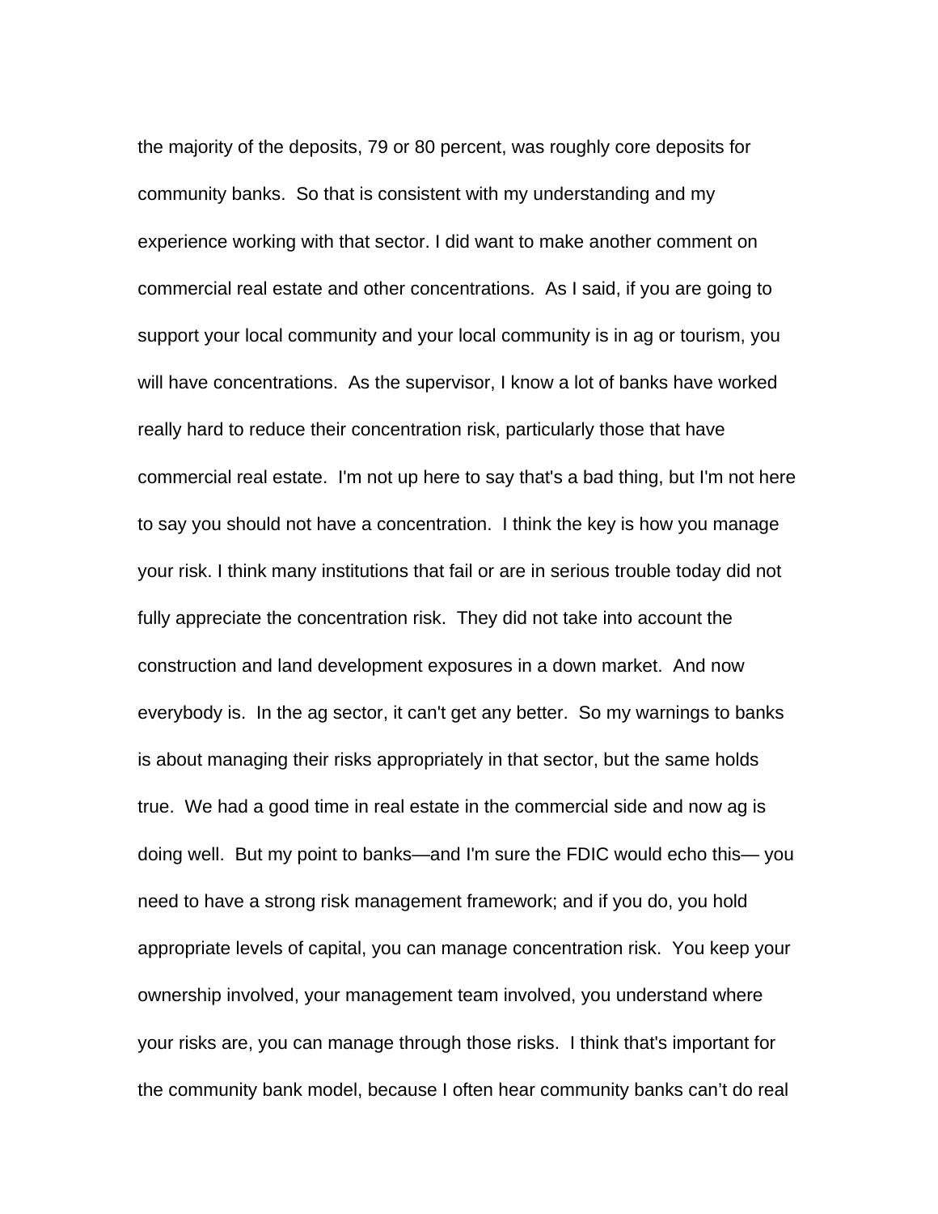the majority of the deposits, 79 or 80 percent, was roughly core deposits for community banks. So that is consistent with my understanding and my experience working with that sector. I did want to make another comment on commercial real estate and other concentrations. As I said, if you are going to support your local community and your local community is in ag or tourism, you will have concentrations. As the supervisor, I know a lot of banks have worked really hard to reduce their concentration risk, particularly those that have commercial real estate. I'm not up here to say that's a bad thing, but I'm not here to say you should not have a concentration. I think the key is how you manage your risk. I think many institutions that fail or are in serious trouble today did not fully appreciate the concentration risk. They did not take into account the construction and land development exposures in a down market. And now everybody is. In the ag sector, it can't get any better. So my warnings to banks is about managing their risks appropriately in that sector, but the same holds true. We had a good time in real estate in the commercial side and now ag is doing well. But my point to banks—and I'm sure the FDIC would echo this— you need to have a strong risk management framework; and if you do, you hold appropriate levels of capital, you can manage concentration risk. You keep your ownership involved, your management team involved, you understand where your risks are, you can manage through those risks. I think that's important for the community bank model, because I often hear community banks can't do real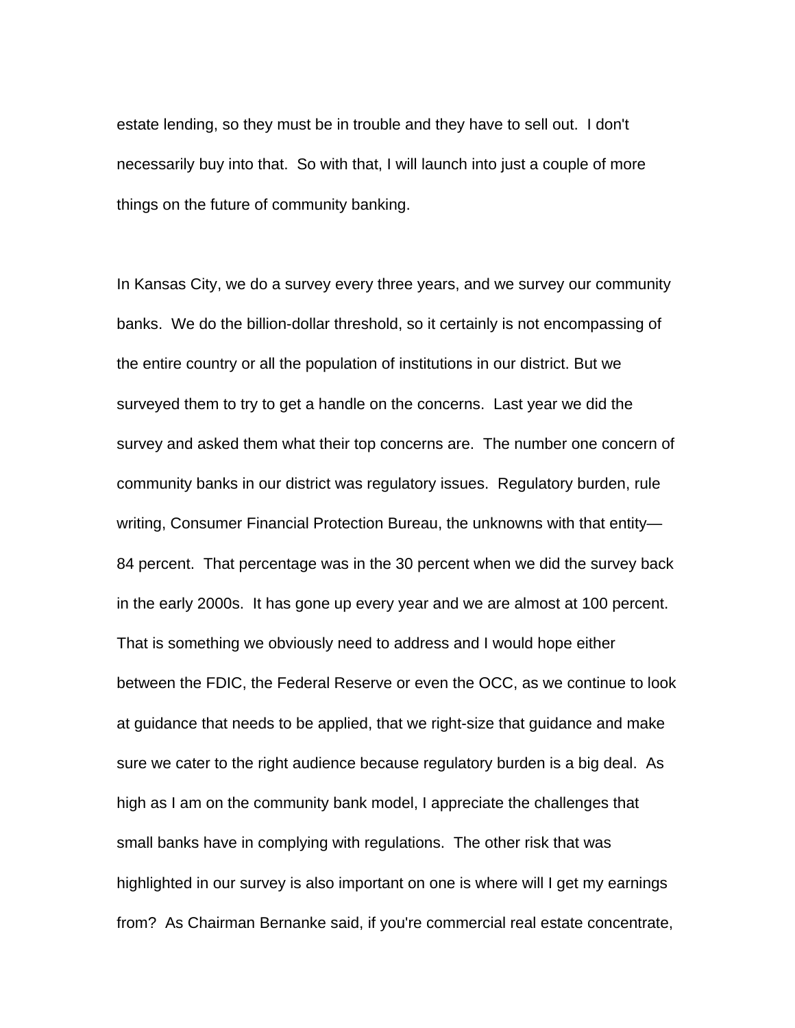estate lending, so they must be in trouble and they have to sell out. I don't necessarily buy into that. So with that, I will launch into just a couple of more things on the future of community banking.

In Kansas City, we do a survey every three years, and we survey our community banks. We do the billion-dollar threshold, so it certainly is not encompassing of the entire country or all the population of institutions in our district. But we surveyed them to try to get a handle on the concerns. Last year we did the survey and asked them what their top concerns are. The number one concern of community banks in our district was regulatory issues. Regulatory burden, rule writing, Consumer Financial Protection Bureau, the unknowns with that entity—84 percent. That percentage was in the 30 percent when we did the survey back in the early 2000s. It has gone up every year and we are almost at 100 percent. That is something we obviously need to address and I would hope either between the FDIC, the Federal Reserve or even the OCC, as we continue to look at guidance that needs to be applied, that we right-size that guidance and make sure we cater to the right audience because regulatory burden is a big deal. As high as I am on the community bank model, I appreciate the challenges that small banks have in complying with regulations. The other risk that was highlighted in our survey is also important on one is where will I get my earnings from? As Chairman Bernanke said, if you're commercial real estate concentrate,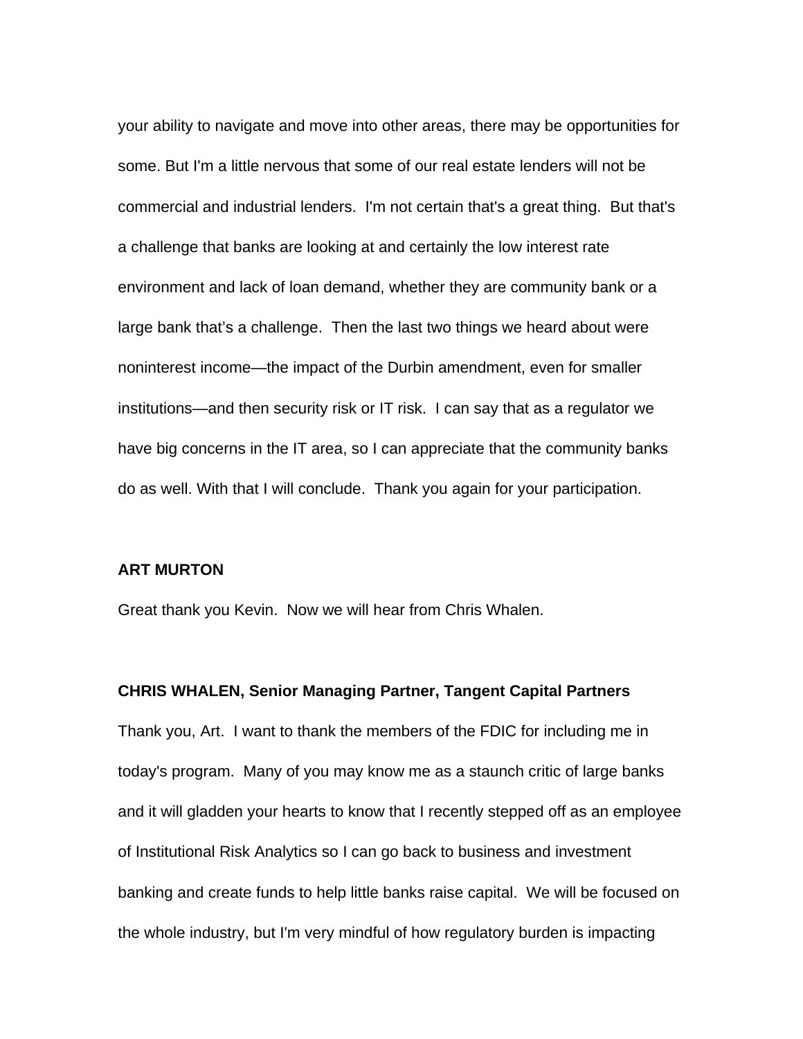your ability to navigate and move into other areas, there may be opportunities for some. But I'm a little nervous that some of our real estate lenders will not be commercial and industrial lenders. I'm not certain that's a great thing. But that's a challenge that banks are looking at and certainly the low interest rate environment and lack of loan demand, whether they are community bank or a large bank that's a challenge. Then the last two things we heard about were noninterest income—the impact of the Durbin amendment, even for smaller institutions—and then security risk or IT risk. I can say that as a regulator we have big concerns in the IT area, so I can appreciate that the community banks do as well. With that I will conclude. Thank you again for your participation.

**ART MURTON**

Great thank you Kevin. Now we will hear from Chris Whalen.

**CHRIS WHALEN, Senior Managing Partner, Tangent Capital Partners**

Thank you, Art. I want to thank the members of the FDIC for including me in today's program. Many of you may know me as a staunch critic of large banks and it will gladden your hearts to know that I recently stepped off as an employee of Institutional Risk Analytics so I can go back to business and investment banking and create funds to help little banks raise capital. We will be focused on the whole industry, but I'm very mindful of how regulatory burden is impacting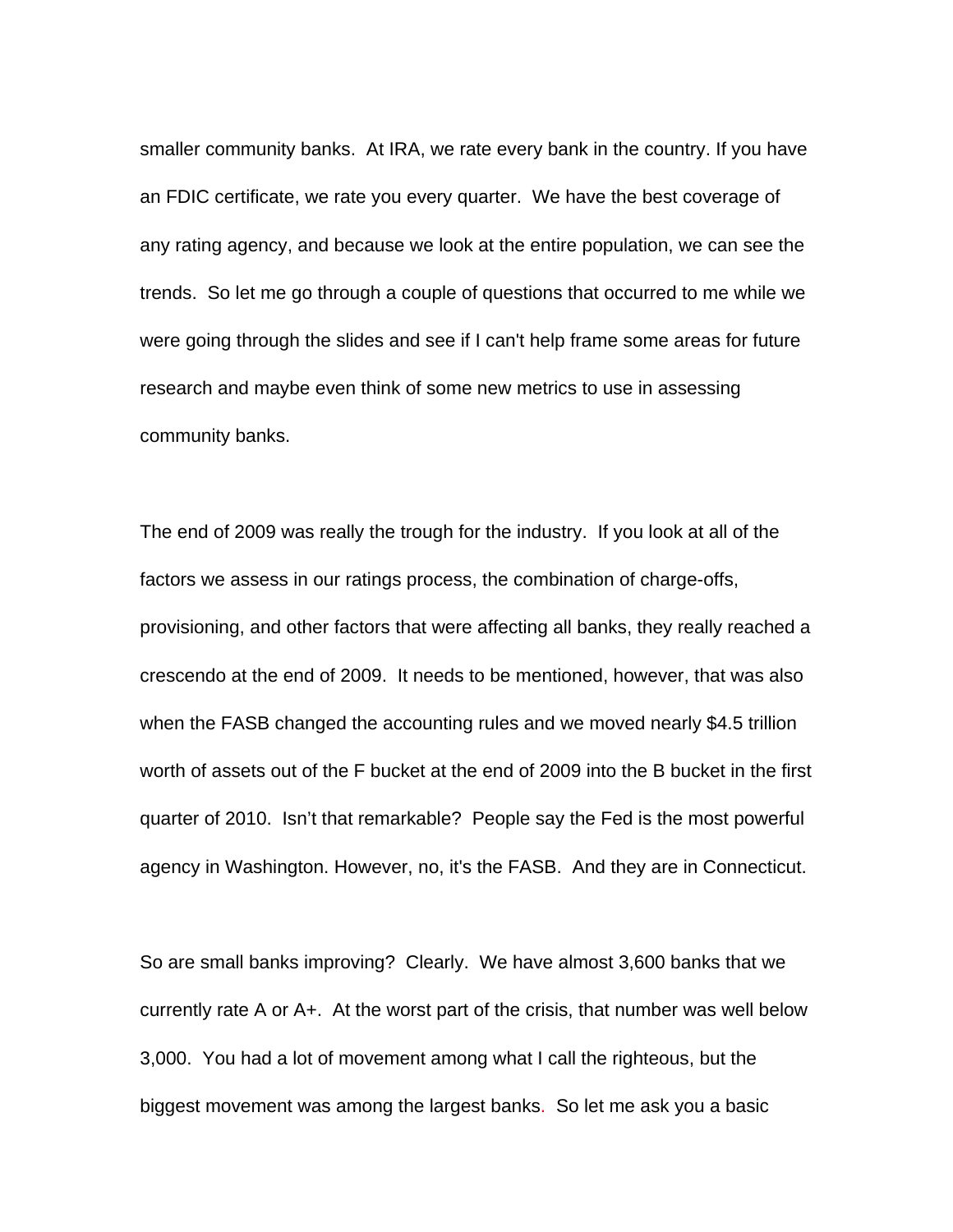smaller community banks. At IRA, we rate every bank in the country. If you have an FDIC certificate, we rate you every quarter. We have the best coverage of any rating agency, and because we look at the entire population, we can see the trends. So let me go through a couple of questions that occurred to me while we were going through the slides and see if I can't help frame some areas for future research and maybe even think of some new metrics to use in assessing community banks.

The end of 2009 was really the trough for the industry. If you look at all of the factors we assess in our ratings process, the combination of charge-offs, provisioning, and other factors that were affecting all banks, they really reached a crescendo at the end of 2009. It needs to be mentioned, however, that was also when the FASB changed the accounting rules and we moved nearly $4.5 trillion worth of assets out of the F bucket at the end of 2009 into the B bucket in the first quarter of 2010. Isn't that remarkable? People say the Fed is the most powerful agency in Washington. However, no, it's the FASB. And they are in Connecticut.

So are small banks improving? Clearly. We have almost 3,600 banks that we currently rate A or A+. At the worst part of the crisis, that number was well below 3,000. You had a lot of movement among what I call the righteous, but the biggest movement was among the largest banks. So let me ask you a basic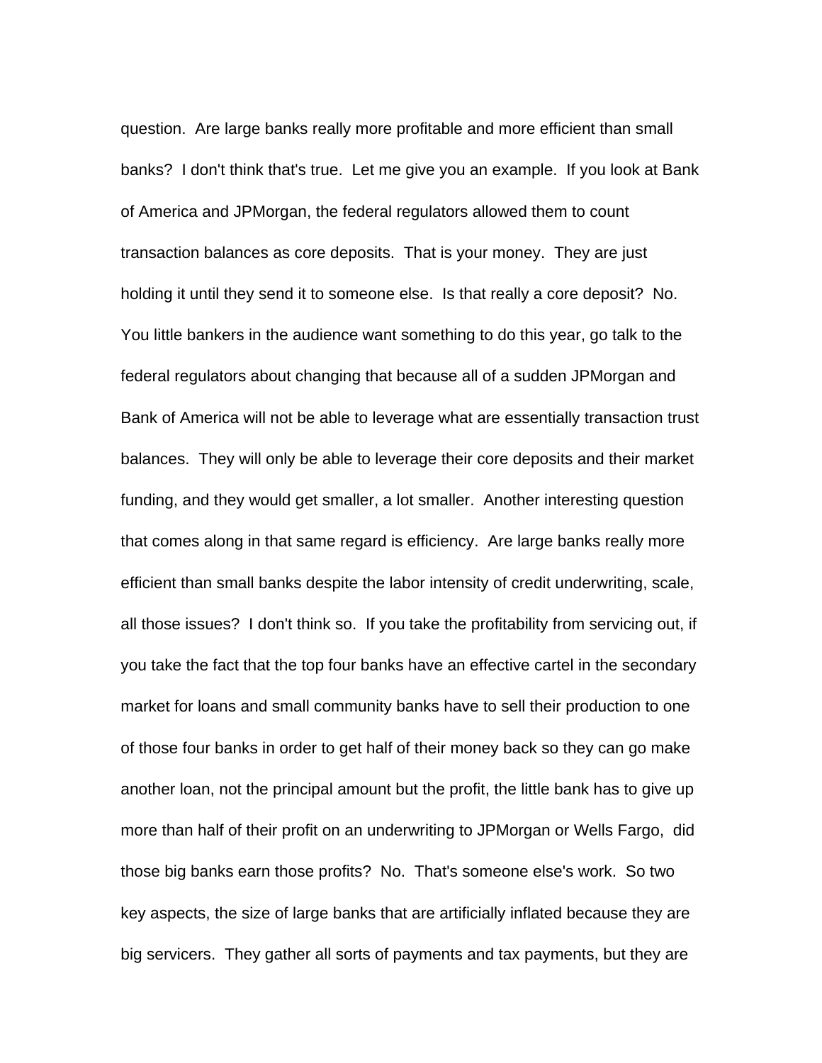question. Are large banks really more profitable and more efficient than small banks? I don't think that's true. Let me give you an example. If you look at Bank of America and JPMorgan, the federal regulators allowed them to count transaction balances as core deposits. That is your money. They are just holding it until they send it to someone else. Is that really a core deposit? No. You little bankers in the audience want something to do this year, go talk to the federal regulators about changing that because all of a sudden JPMorgan and Bank of America will not be able to leverage what are essentially transaction trust balances. They will only be able to leverage their core deposits and their market funding, and they would get smaller, a lot smaller. Another interesting question that comes along in that same regard is efficiency. Are large banks really more efficient than small banks despite the labor intensity of credit underwriting, scale, all those issues? I don't think so. If you take the profitability from servicing out, if you take the fact that the top four banks have an effective cartel in the secondary market for loans and small community banks have to sell their production to one of those four banks in order to get half of their money back so they can go make another loan, not the principal amount but the profit, the little bank has to give up more than half of their profit on an underwriting to JPMorgan or Wells Fargo, did those big banks earn those profits? No. That's someone else's work. So two key aspects, the size of large banks that are artificially inflated because they are big servicers. They gather all sorts of payments and tax payments, but they are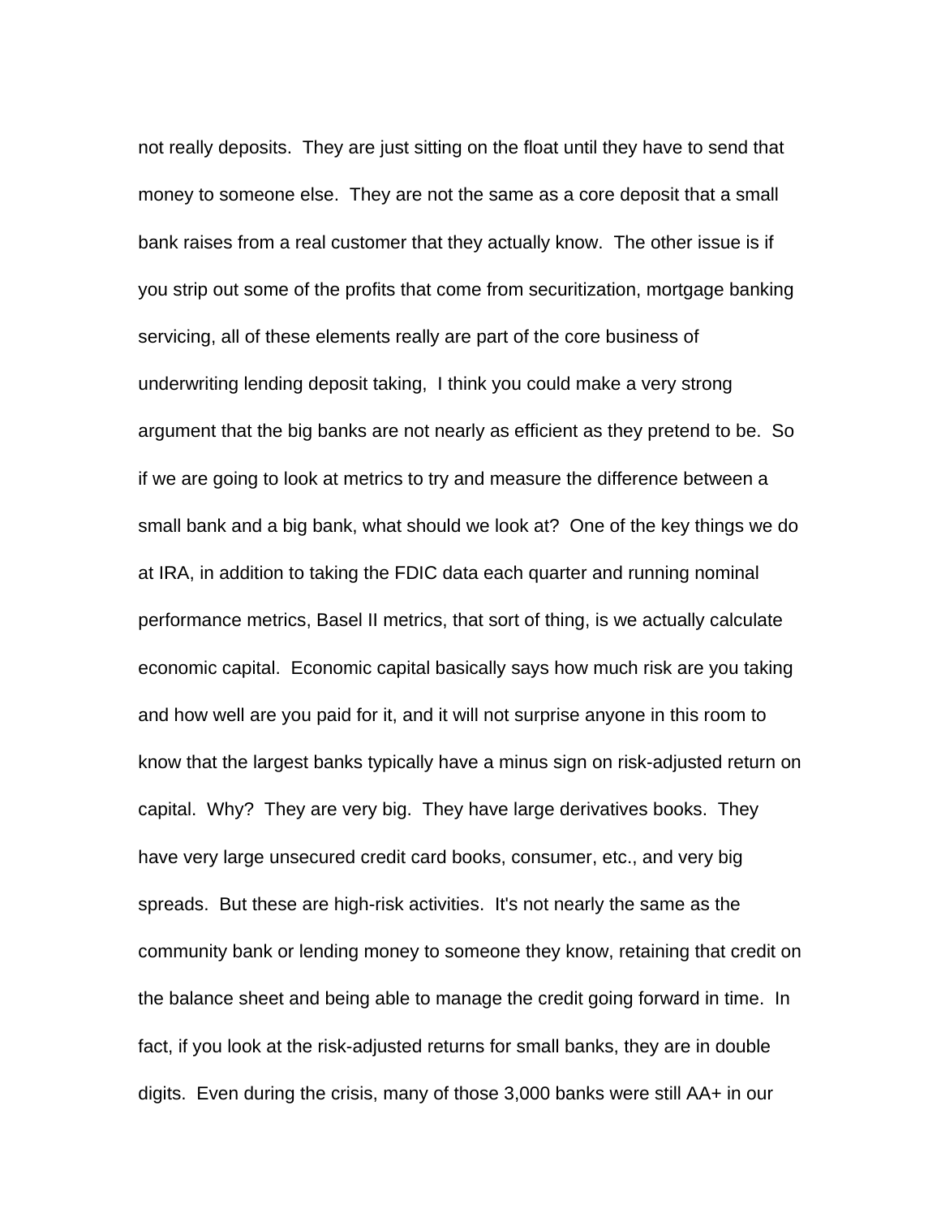not really deposits. They are just sitting on the float until they have to send that money to someone else. They are not the same as a core deposit that a small bank raises from a real customer that they actually know. The other issue is if you strip out some of the profits that come from securitization, mortgage banking servicing, all of these elements really are part of the core business of underwriting lending deposit taking, I think you could make a very strong argument that the big banks are not nearly as efficient as they pretend to be. So if we are going to look at metrics to try and measure the difference between a small bank and a big bank, what should we look at? One of the key things we do at IRA, in addition to taking the FDIC data each quarter and running nominal performance metrics, Basel II metrics, that sort of thing, is we actually calculate economic capital. Economic capital basically says how much risk are you taking and how well are you paid for it, and it will not surprise anyone in this room to know that the largest banks typically have a minus sign on risk-adjusted return on capital. Why? They are very big. They have large derivatives books. They have very large unsecured credit card books, consumer, etc., and very big spreads. But these are high-risk activities. It's not nearly the same as the community bank or lending money to someone they know, retaining that credit on the balance sheet and being able to manage the credit going forward in time. In fact, if you look at the risk-adjusted returns for small banks, they are in double digits. Even during the crisis, many of those 3,000 banks were still AA+ in our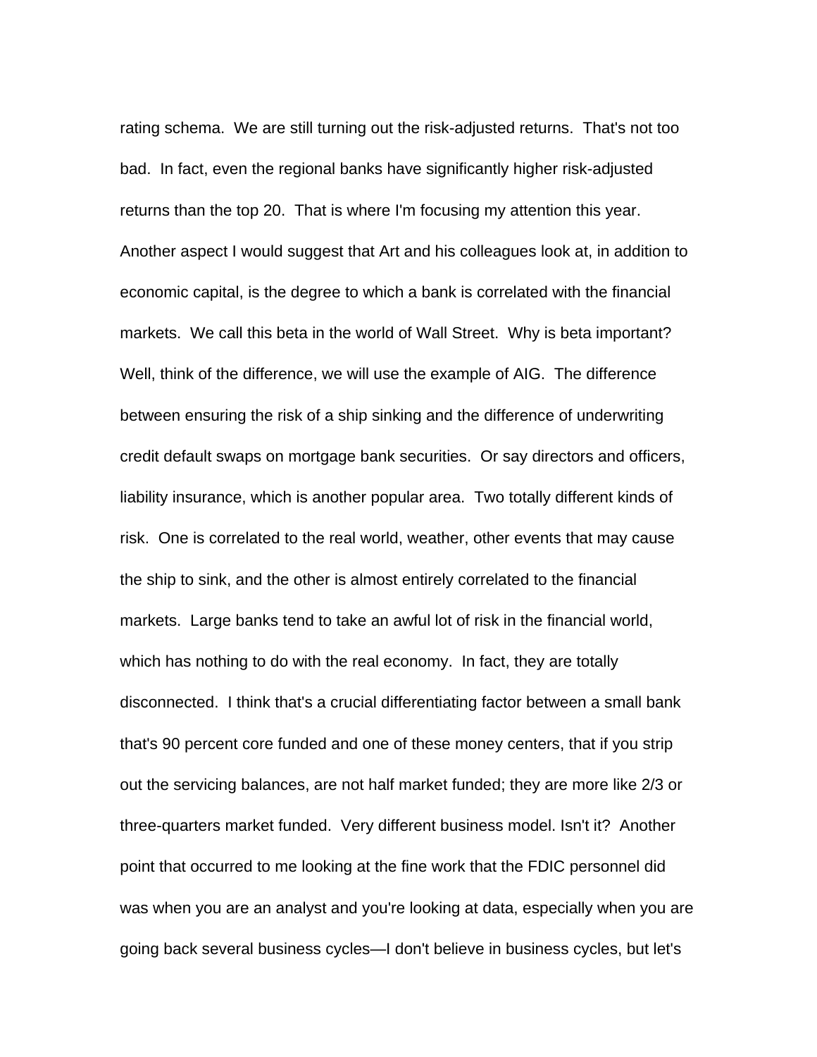rating schema. We are still turning out the risk-adjusted returns. That's not too bad. In fact, even the regional banks have significantly higher risk-adjusted returns than the top 20. That is where I'm focusing my attention this year. Another aspect I would suggest that Art and his colleagues look at, in addition to economic capital, is the degree to which a bank is correlated with the financial markets. We call this beta in the world of Wall Street. Why is beta important? Well, think of the difference, we will use the example of AIG. The difference between ensuring the risk of a ship sinking and the difference of underwriting credit default swaps on mortgage bank securities. Or say directors and officers, liability insurance, which is another popular area. Two totally different kinds of risk. One is correlated to the real world, weather, other events that may cause the ship to sink, and the other is almost entirely correlated to the financial markets. Large banks tend to take an awful lot of risk in the financial world, which has nothing to do with the real economy. In fact, they are totally disconnected. I think that's a crucial differentiating factor between a small bank that's 90 percent core funded and one of these money centers, that if you strip out the servicing balances, are not half market funded; they are more like 2/3 or three-quarters market funded. Very different business model. Isn't it? Another point that occurred to me looking at the fine work that the FDIC personnel did was when you are an analyst and you're looking at data, especially when you are going back several business cycles—I don't believe in business cycles, but let's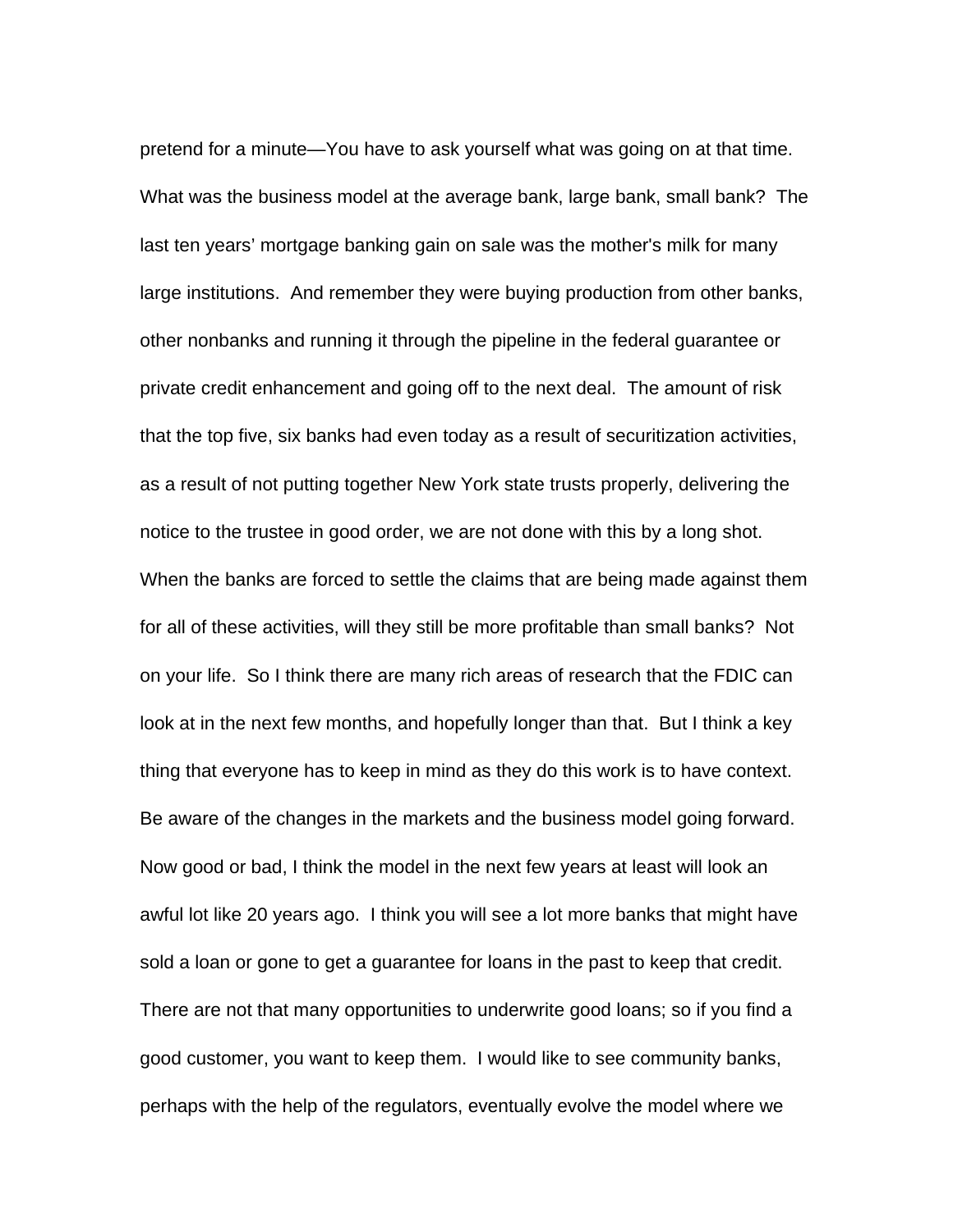pretend for a minute—You have to ask yourself what was going on at that time. What was the business model at the average bank, large bank, small bank? The last ten years' mortgage banking gain on sale was the mother's milk for many large institutions. And remember they were buying production from other banks, other nonbanks and running it through the pipeline in the federal guarantee or private credit enhancement and going off to the next deal. The amount of risk that the top five, six banks had even today as a result of securitization activities, as a result of not putting together New York state trusts properly, delivering the notice to the trustee in good order, we are not done with this by a long shot. When the banks are forced to settle the claims that are being made against them for all of these activities, will they still be more profitable than small banks? Not on your life. So I think there are many rich areas of research that the FDIC can look at in the next few months, and hopefully longer than that. But I think a key thing that everyone has to keep in mind as they do this work is to have context. Be aware of the changes in the markets and the business model going forward. Now good or bad, I think the model in the next few years at least will look an awful lot like 20 years ago. I think you will see a lot more banks that might have sold a loan or gone to get a guarantee for loans in the past to keep that credit. There are not that many opportunities to underwrite good loans; so if you find a good customer, you want to keep them. I would like to see community banks, perhaps with the help of the regulators, eventually evolve the model where we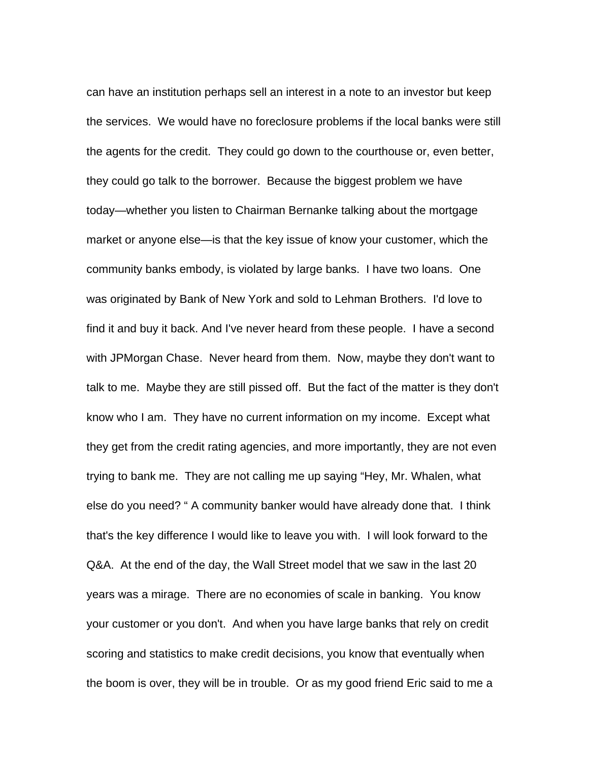can have an institution perhaps sell an interest in a note to an investor but keep the services. We would have no foreclosure problems if the local banks were still the agents for the credit. They could go down to the courthouse or, even better, they could go talk to the borrower. Because the biggest problem we have today—whether you listen to Chairman Bernanke talking about the mortgage market or anyone else—is that the key issue of know your customer, which the community banks embody, is violated by large banks. I have two loans. One was originated by Bank of New York and sold to Lehman Brothers. I'd love to find it and buy it back. And I've never heard from these people. I have a second with JPMorgan Chase. Never heard from them. Now, maybe they don't want to talk to me. Maybe they are still pissed off. But the fact of the matter is they don't know who I am. They have no current information on my income. Except what they get from the credit rating agencies, and more importantly, they are not even trying to bank me. They are not calling me up saying "Hey, Mr. Whalen, what else do you need? " A community banker would have already done that. I think that's the key difference I would like to leave you with. I will look forward to the Q&A. At the end of the day, the Wall Street model that we saw in the last 20 years was a mirage. There are no economies of scale in banking. You know your customer or you don't. And when you have large banks that rely on credit scoring and statistics to make credit decisions, you know that eventually when the boom is over, they will be in trouble. Or as my good friend Eric said to me a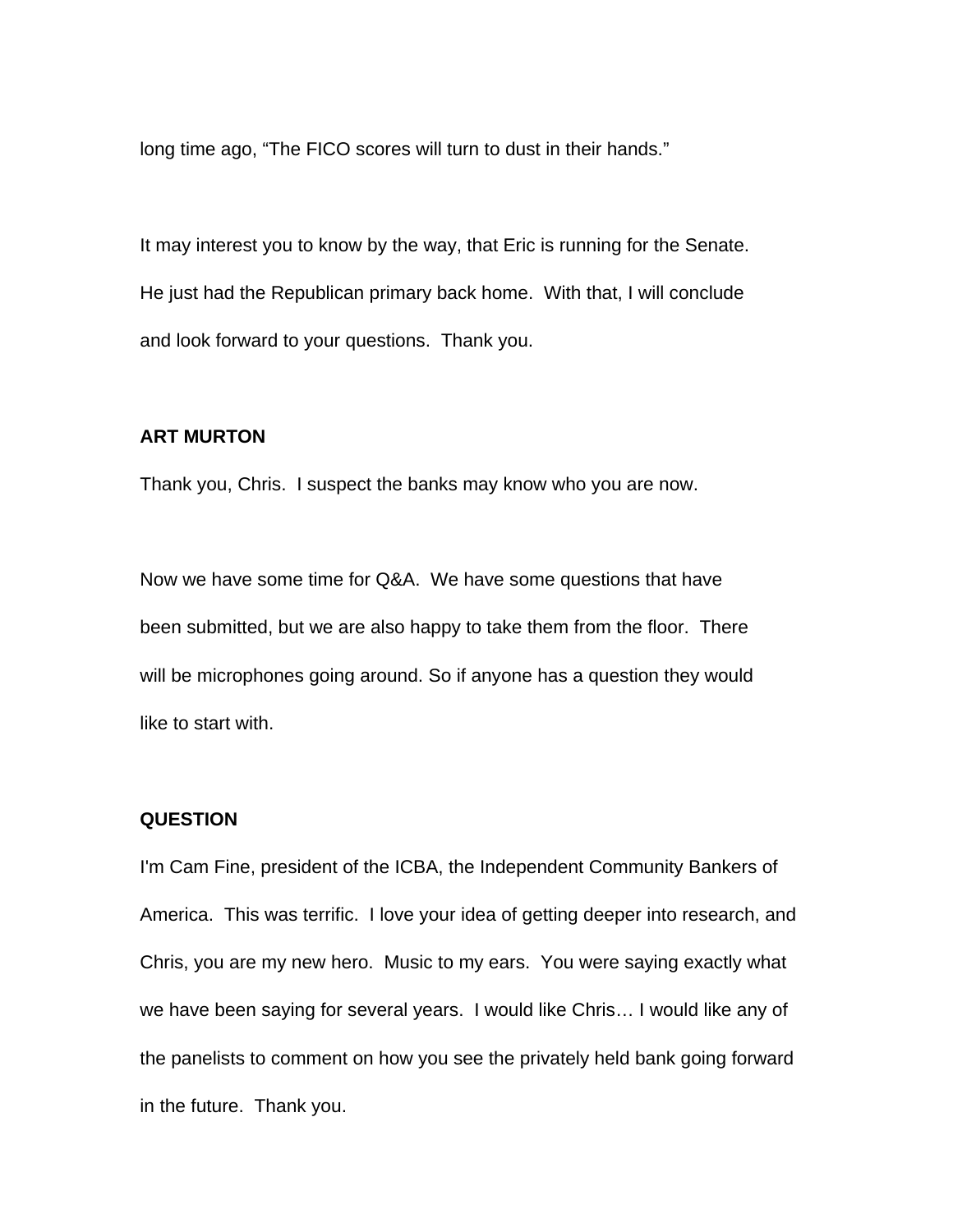long time ago, "The FICO scores will turn to dust in their hands."

It may interest you to know by the way, that Eric is running for the Senate. He just had the Republican primary back home. With that, I will conclude and look forward to your questions. Thank you.

**ART MURTON**

Thank you, Chris. I suspect the banks may know who you are now.

Now we have some time for Q&A. We have some questions that have been submitted, but we are also happy to take them from the floor. There will be microphones going around. So if anyone has a question they would like to start with.

**QUESTION**

I'm Cam Fine, president of the ICBA, the Independent Community Bankers of America. This was terrific. I love your idea of getting deeper into research, and Chris, you are my new hero. Music to my ears. You were saying exactly what we have been saying for several years. I would like Chris… I would like any of the panelists to comment on how you see the privately held bank going forward in the future. Thank you.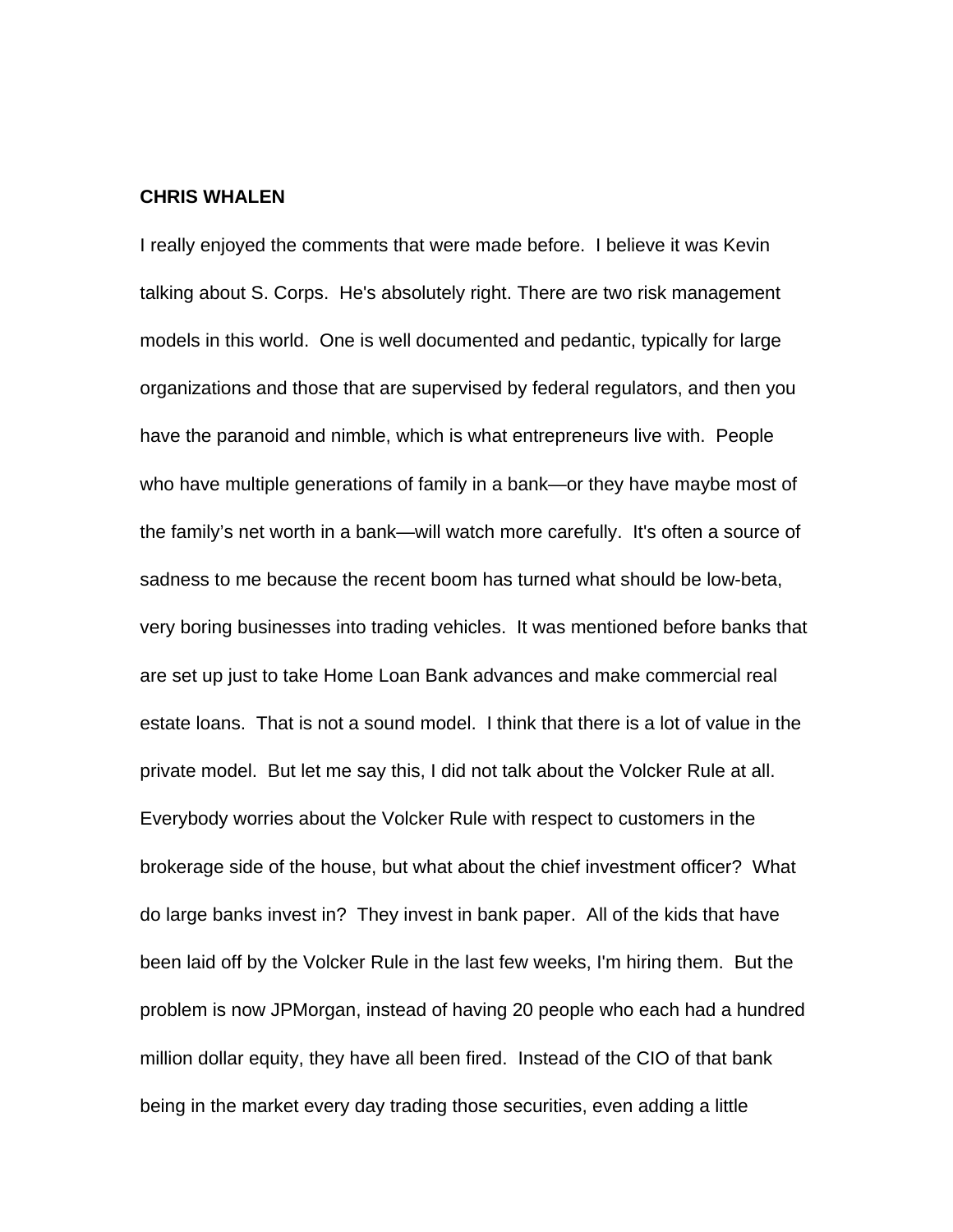**CHRIS WHALEN**

I really enjoyed the comments that were made before. I believe it was Kevin talking about S. Corps. He's absolutely right. There are two risk management models in this world. One is well documented and pedantic, typically for large organizations and those that are supervised by federal regulators, and then you have the paranoid and nimble, which is what entrepreneurs live with. People who have multiple generations of family in a bank—or they have maybe most of the family's net worth in a bank—will watch more carefully. It's often a source of sadness to me because the recent boom has turned what should be low-beta, very boring businesses into trading vehicles. It was mentioned before banks that are set up just to take Home Loan Bank advances and make commercial real estate loans. That is not a sound model. I think that there is a lot of value in the private model. But let me say this, I did not talk about the Volcker Rule at all. Everybody worries about the Volcker Rule with respect to customers in the brokerage side of the house, but what about the chief investment officer? What do large banks invest in? They invest in bank paper. All of the kids that have been laid off by the Volcker Rule in the last few weeks, I'm hiring them. But the problem is now JPMorgan, instead of having 20 people who each had a hundred million dollar equity, they have all been fired. Instead of the CIO of that bank being in the market every day trading those securities, even adding a little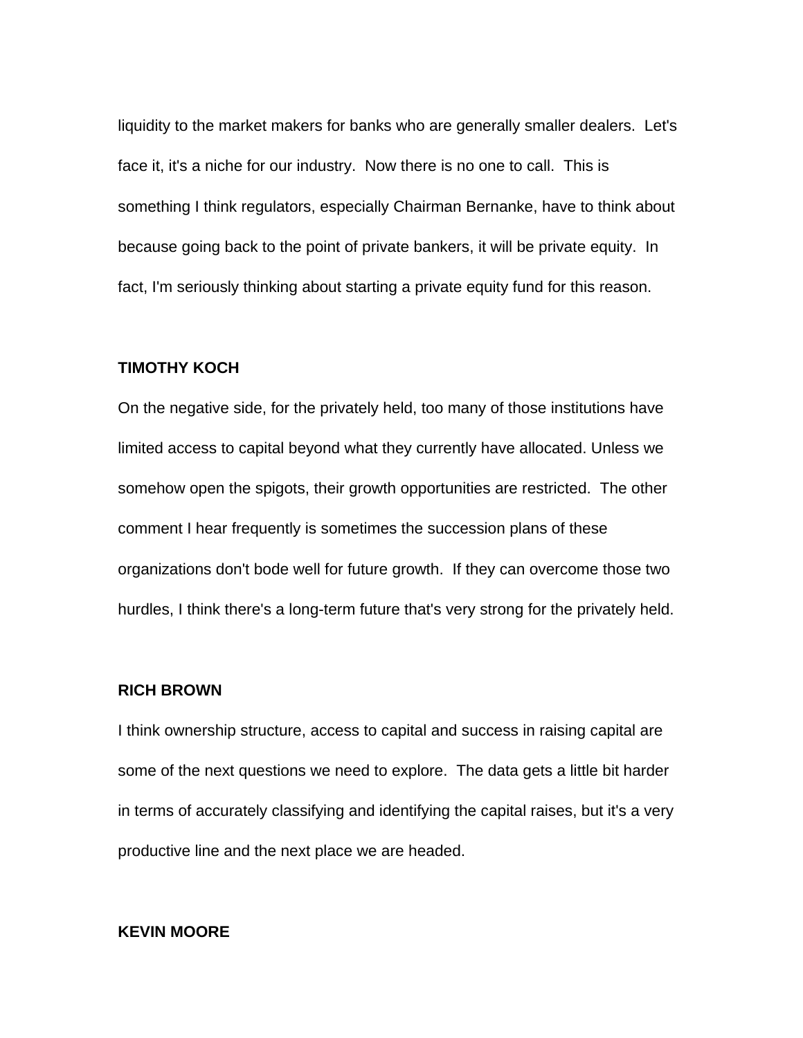liquidity to the market makers for banks who are generally smaller dealers. Let's face it, it's a niche for our industry. Now there is no one to call. This is something I think regulators, especially Chairman Bernanke, have to think about because going back to the point of private bankers, it will be private equity. In fact, I'm seriously thinking about starting a private equity fund for this reason.

**TIMOTHY KOCH**

On the negative side, for the privately held, too many of those institutions have limited access to capital beyond what they currently have allocated. Unless we somehow open the spigots, their growth opportunities are restricted. The other comment I hear frequently is sometimes the succession plans of these organizations don't bode well for future growth. If they can overcome those two hurdles, I think there's a long-term future that's very strong for the privately held.

**RICH BROWN**

I think ownership structure, access to capital and success in raising capital are some of the next questions we need to explore. The data gets a little bit harder in terms of accurately classifying and identifying the capital raises, but it's a very productive line and the next place we are headed.

**KEVIN MOORE**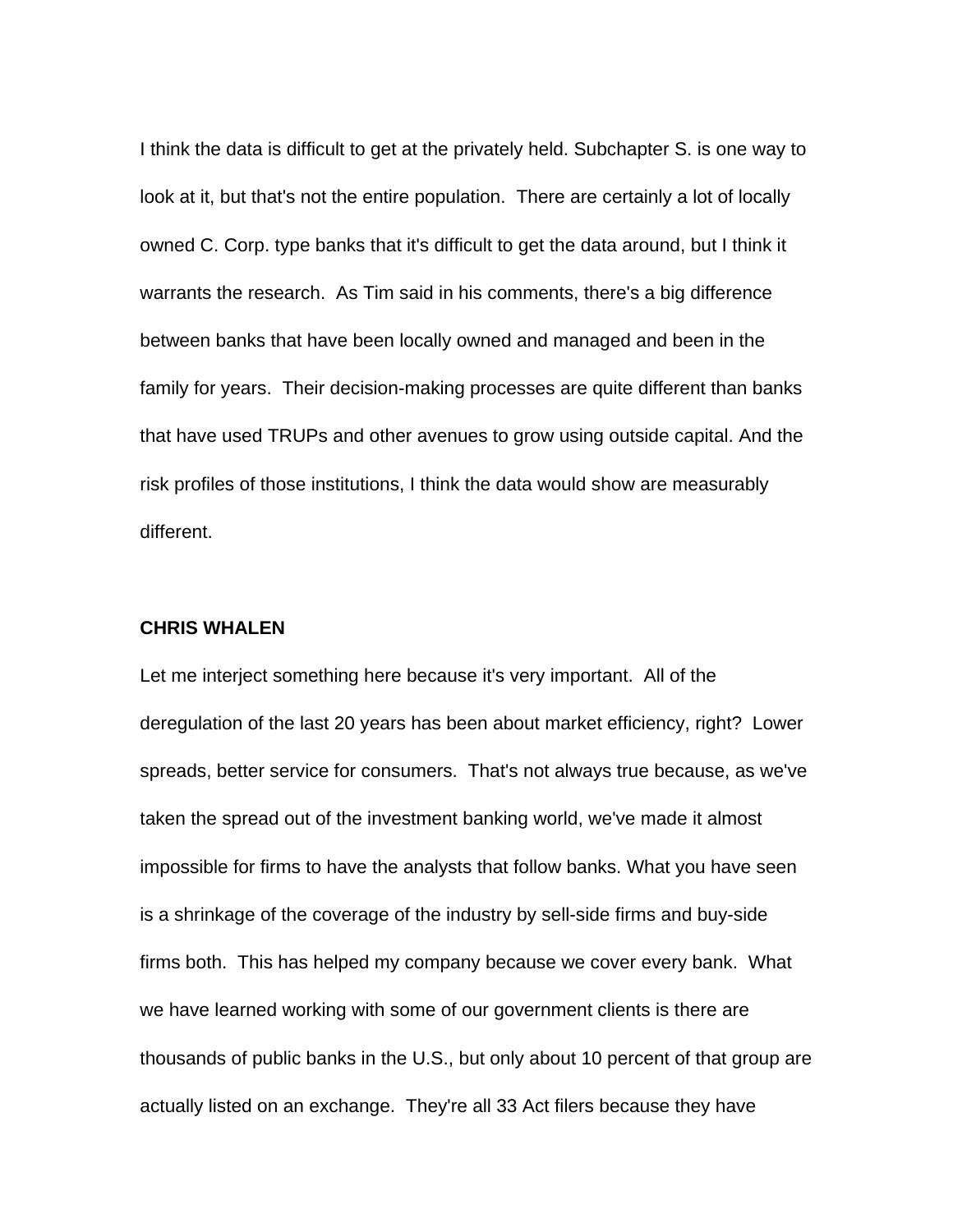I think the data is difficult to get at the privately held. Subchapter S. is one way to look at it, but that's not the entire population. There are certainly a lot of locally owned C. Corp. type banks that it's difficult to get the data around, but I think it warrants the research. As Tim said in his comments, there's a big difference between banks that have been locally owned and managed and been in the family for years. Their decision-making processes are quite different than banks that have used TRUPs and other avenues to grow using outside capital. And the risk profiles of those institutions, I think the data would show are measurably different.

**CHRIS WHALEN**

Let me interject something here because it's very important. All of the deregulation of the last 20 years has been about market efficiency, right? Lower spreads, better service for consumers. That's not always true because, as we've taken the spread out of the investment banking world, we've made it almost impossible for firms to have the analysts that follow banks. What you have seen is a shrinkage of the coverage of the industry by sell-side firms and buy-side firms both. This has helped my company because we cover every bank. What we have learned working with some of our government clients is there are thousands of public banks in the U.S., but only about 10 percent of that group are actually listed on an exchange. They're all 33 Act filers because they have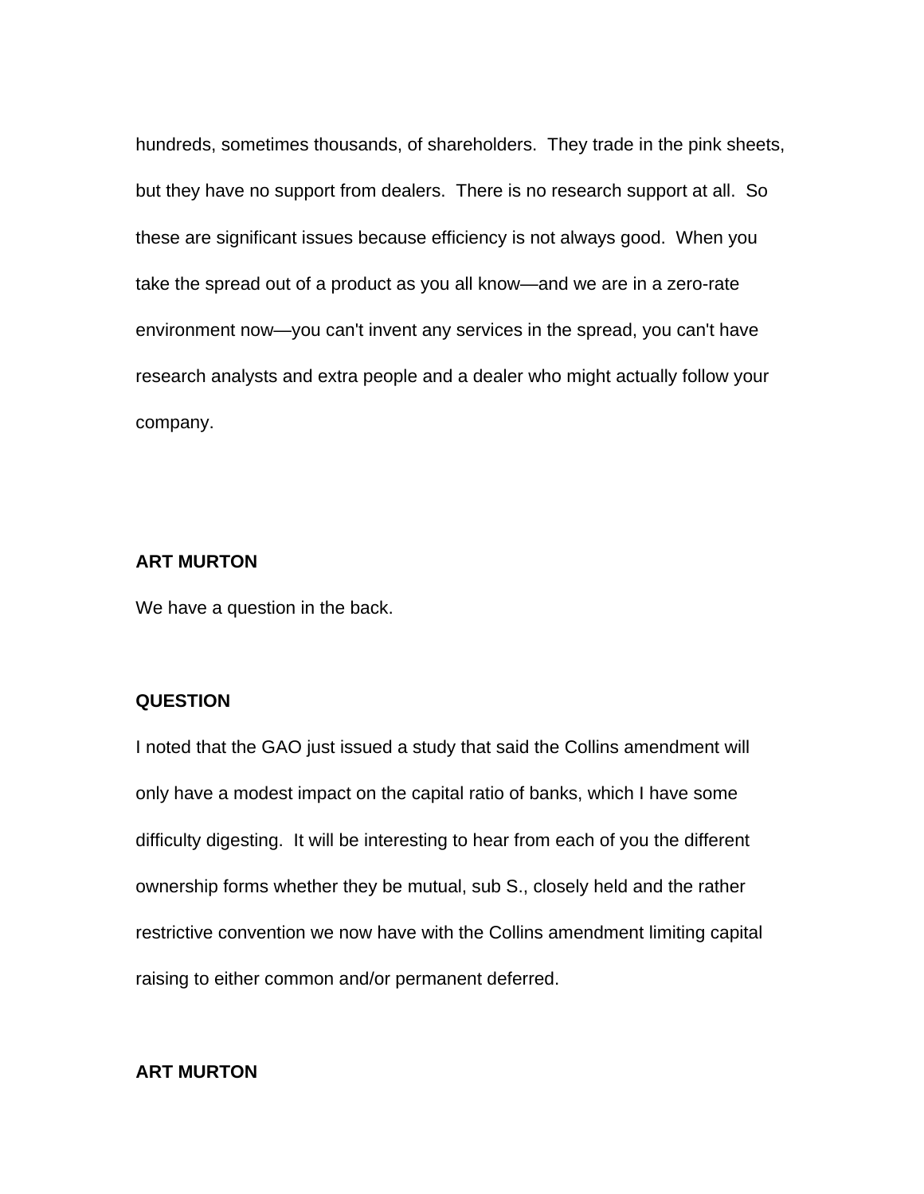hundreds, sometimes thousands, of shareholders. They trade in the pink sheets, but they have no support from dealers. There is no research support at all. So these are significant issues because efficiency is not always good. When you take the spread out of a product as you all know—and we are in a zero-rate environment now—you can't invent any services in the spread, you can't have research analysts and extra people and a dealer who might actually follow your company.

**ART MURTON**

We have a question in the back.

**QUESTION**

I noted that the GAO just issued a study that said the Collins amendment will only have a modest impact on the capital ratio of banks, which I have some difficulty digesting. It will be interesting to hear from each of you the different ownership forms whether they be mutual, sub S., closely held and the rather restrictive convention we now have with the Collins amendment limiting capital raising to either common and/or permanent deferred.

**ART MURTON**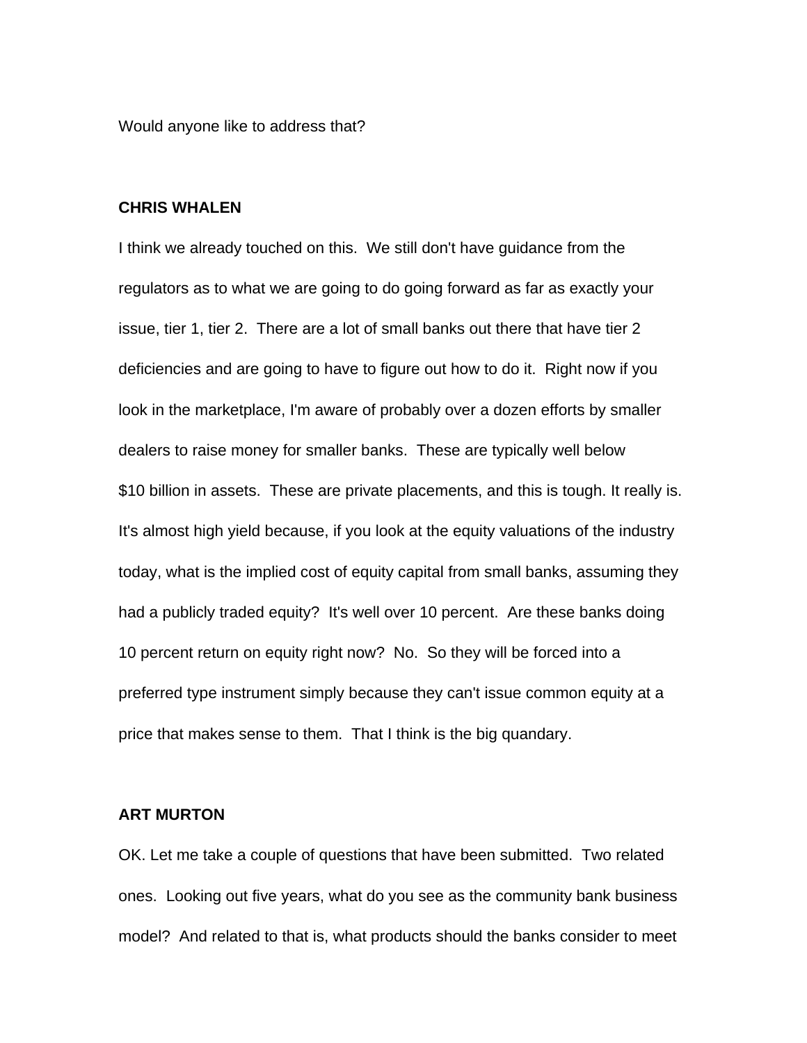Would anyone like to address that?

**CHRIS WHALEN**

I think we already touched on this. We still don't have guidance from the regulators as to what we are going to do going forward as far as exactly your issue, tier 1, tier 2. There are a lot of small banks out there that have tier 2 deficiencies and are going to have to figure out how to do it. Right now if you look in the marketplace, I'm aware of probably over a dozen efforts by smaller dealers to raise money for smaller banks. These are typically well below $10 billion in assets. These are private placements, and this is tough. It really is. It's almost high yield because, if you look at the equity valuations of the industry today, what is the implied cost of equity capital from small banks, assuming they had a publicly traded equity? It's well over 10 percent. Are these banks doing 10 percent return on equity right now? No. So they will be forced into a preferred type instrument simply because they can't issue common equity at a price that makes sense to them. That I think is the big quandary.

**ART MURTON**

OK. Let me take a couple of questions that have been submitted. Two related ones. Looking out five years, what do you see as the community bank business model? And related to that is, what products should the banks consider to meet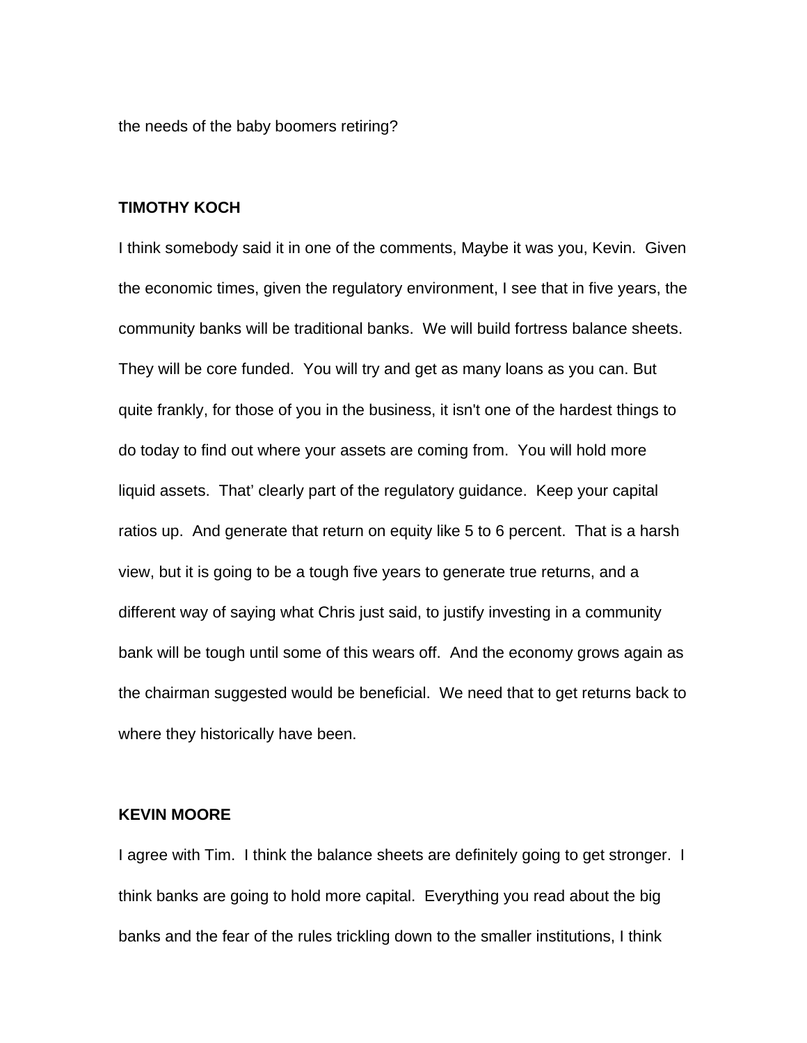the needs of the baby boomers retiring?

**TIMOTHY KOCH**

I think somebody said it in one of the comments, Maybe it was you, Kevin. Given the economic times, given the regulatory environment, I see that in five years, the community banks will be traditional banks. We will build fortress balance sheets. They will be core funded. You will try and get as many loans as you can. But quite frankly, for those of you in the business, it isn't one of the hardest things to do today to find out where your assets are coming from. You will hold more liquid assets. That' clearly part of the regulatory guidance. Keep your capital ratios up. And generate that return on equity like 5 to 6 percent. That is a harsh view, but it is going to be a tough five years to generate true returns, and a different way of saying what Chris just said, to justify investing in a community bank will be tough until some of this wears off. And the economy grows again as the chairman suggested would be beneficial. We need that to get returns back to where they historically have been.

**KEVIN MOORE**

I agree with Tim. I think the balance sheets are definitely going to get stronger. I think banks are going to hold more capital. Everything you read about the big banks and the fear of the rules trickling down to the smaller institutions, I think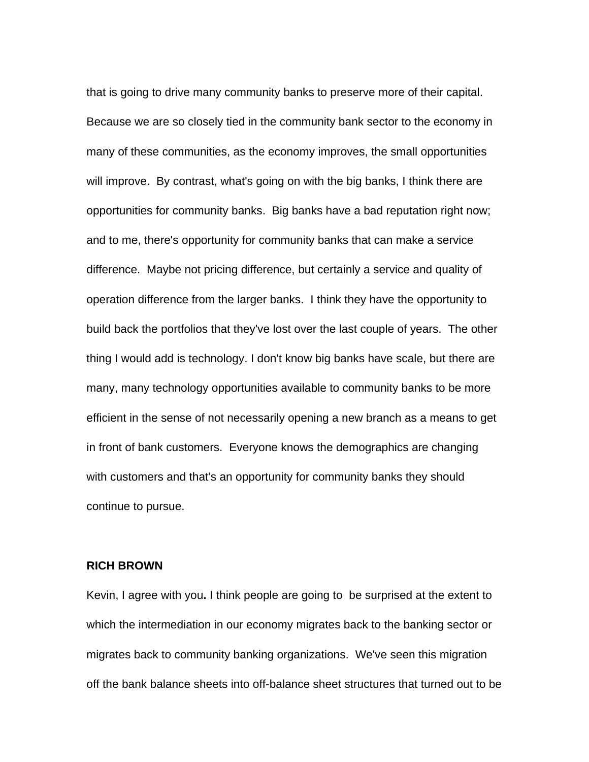that is going to drive many community banks to preserve more of their capital. Because we are so closely tied in the community bank sector to the economy in many of these communities, as the economy improves, the small opportunities will improve. By contrast, what's going on with the big banks, I think there are opportunities for community banks. Big banks have a bad reputation right now; and to me, there's opportunity for community banks that can make a service difference. Maybe not pricing difference, but certainly a service and quality of operation difference from the larger banks. I think they have the opportunity to build back the portfolios that they've lost over the last couple of years. The other thing I would add is technology. I don't know big banks have scale, but there are many, many technology opportunities available to community banks to be more efficient in the sense of not necessarily opening a new branch as a means to get in front of bank customers. Everyone knows the demographics are changing with customers and that's an opportunity for community banks they should continue to pursue.

**RICH BROWN**

Kevin, I agree with you**.** I think people are going to be surprised at the extent to which the intermediation in our economy migrates back to the banking sector or migrates back to community banking organizations. We've seen this migration off the bank balance sheets into off-balance sheet structures that turned out to be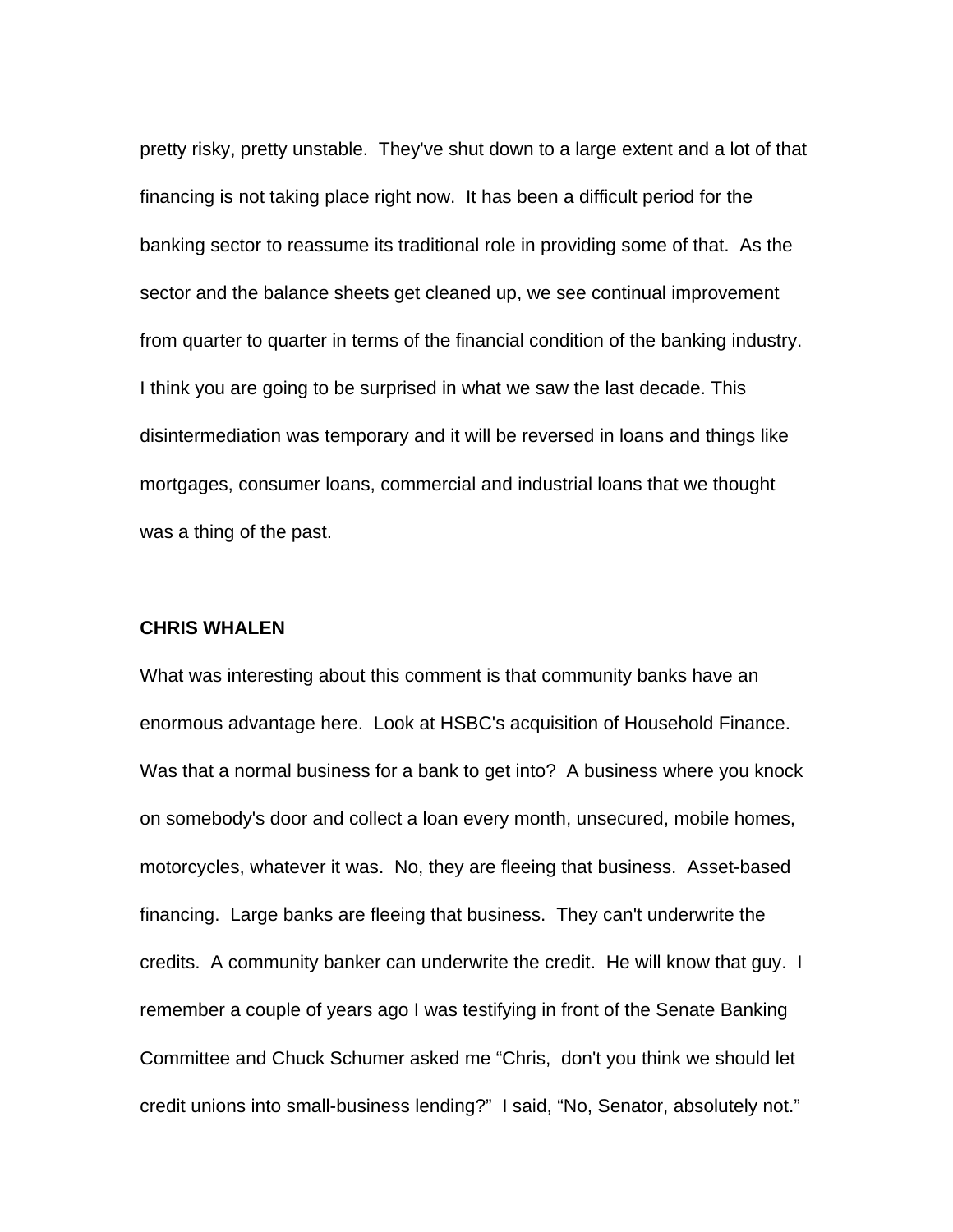pretty risky, pretty unstable. They've shut down to a large extent and a lot of that financing is not taking place right now. It has been a difficult period for the banking sector to reassume its traditional role in providing some of that. As the sector and the balance sheets get cleaned up, we see continual improvement from quarter to quarter in terms of the financial condition of the banking industry. I think you are going to be surprised in what we saw the last decade. This disintermediation was temporary and it will be reversed in loans and things like mortgages, consumer loans, commercial and industrial loans that we thought was a thing of the past.

**CHRIS WHALEN**

What was interesting about this comment is that community banks have an enormous advantage here. Look at HSBC's acquisition of Household Finance. Was that a normal business for a bank to get into? A business where you knock on somebody's door and collect a loan every month, unsecured, mobile homes, motorcycles, whatever it was. No, they are fleeing that business. Asset-based financing. Large banks are fleeing that business. They can't underwrite the credits. A community banker can underwrite the credit. He will know that guy. I remember a couple of years ago I was testifying in front of the Senate Banking Committee and Chuck Schumer asked me "Chris, don't you think we should let credit unions into small-business lending?" I said, "No, Senator, absolutely not."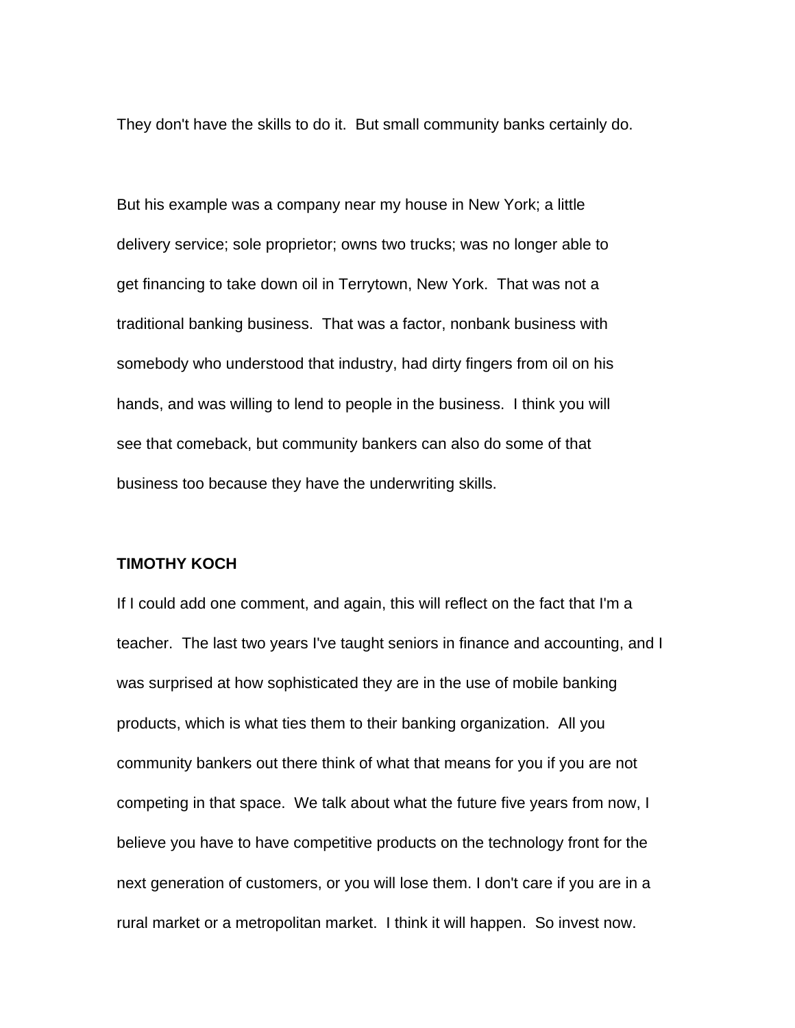They don't have the skills to do it. But small community banks certainly do.

But his example was a company near my house in New York; a little delivery service; sole proprietor; owns two trucks; was no longer able to get financing to take down oil in Terrytown, New York. That was not a traditional banking business. That was a factor, nonbank business with somebody who understood that industry, had dirty fingers from oil on his hands, and was willing to lend to people in the business. I think you will see that comeback, but community bankers can also do some of that business too because they have the underwriting skills.

**TIMOTHY KOCH**

If I could add one comment, and again, this will reflect on the fact that I'm a teacher. The last two years I've taught seniors in finance and accounting, and I was surprised at how sophisticated they are in the use of mobile banking products, which is what ties them to their banking organization. All you community bankers out there think of what that means for you if you are not competing in that space. We talk about what the future five years from now, I believe you have to have competitive products on the technology front for the next generation of customers, or you will lose them. I don't care if you are in a rural market or a metropolitan market. I think it will happen. So invest now.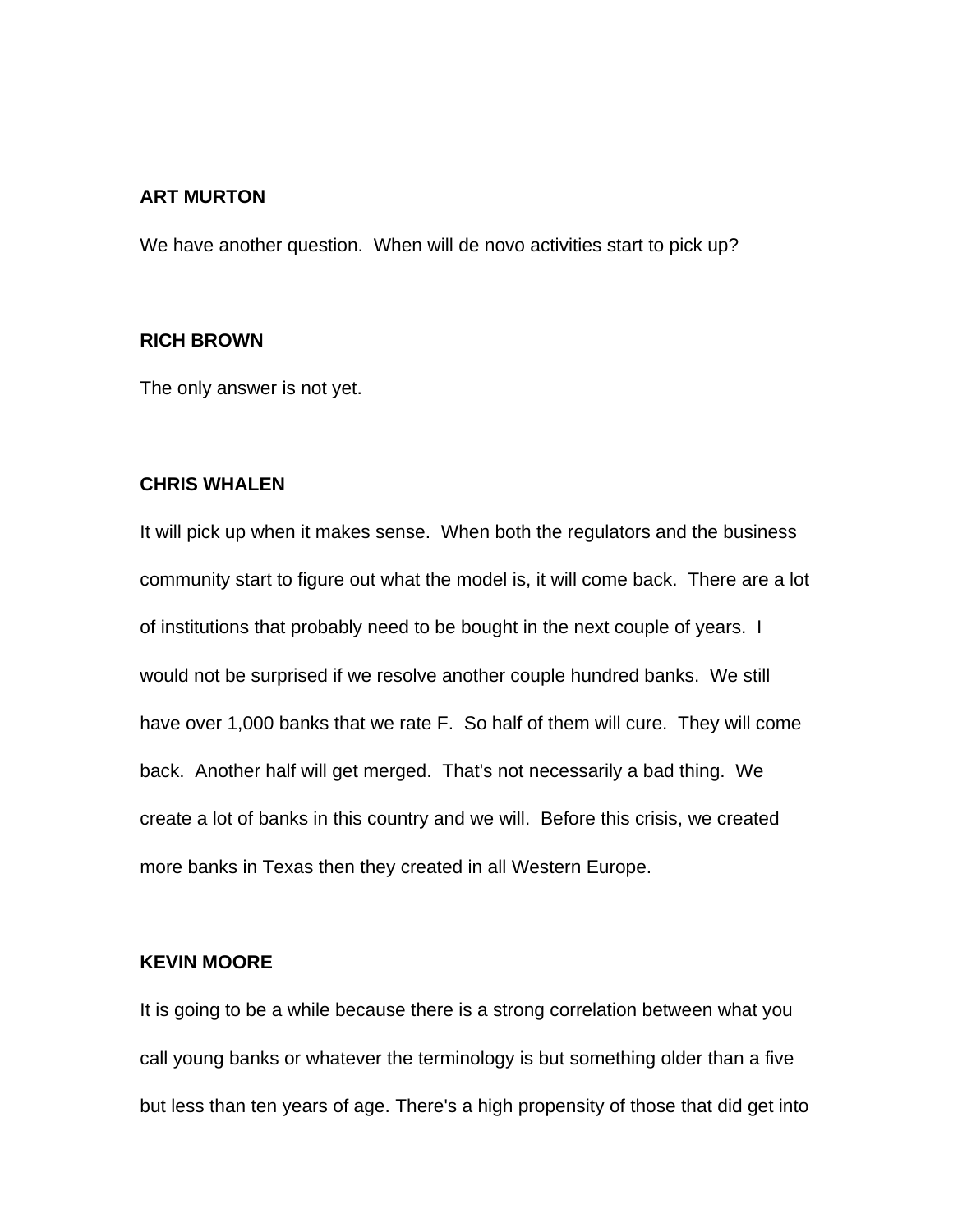**ART MURTON**

We have another question. When will de novo activities start to pick up?

**RICH BROWN**

The only answer is not yet.

**CHRIS WHALEN**

It will pick up when it makes sense. When both the regulators and the business community start to figure out what the model is, it will come back. There are a lot of institutions that probably need to be bought in the next couple of years. I would not be surprised if we resolve another couple hundred banks. We still have over 1,000 banks that we rate F. So half of them will cure. They will come back. Another half will get merged. That's not necessarily a bad thing. We create a lot of banks in this country and we will. Before this crisis, we created more banks in Texas then they created in all Western Europe.

**KEVIN MOORE**

It is going to be a while because there is a strong correlation between what you call young banks or whatever the terminology is but something older than a five but less than ten years of age. There's a high propensity of those that did get into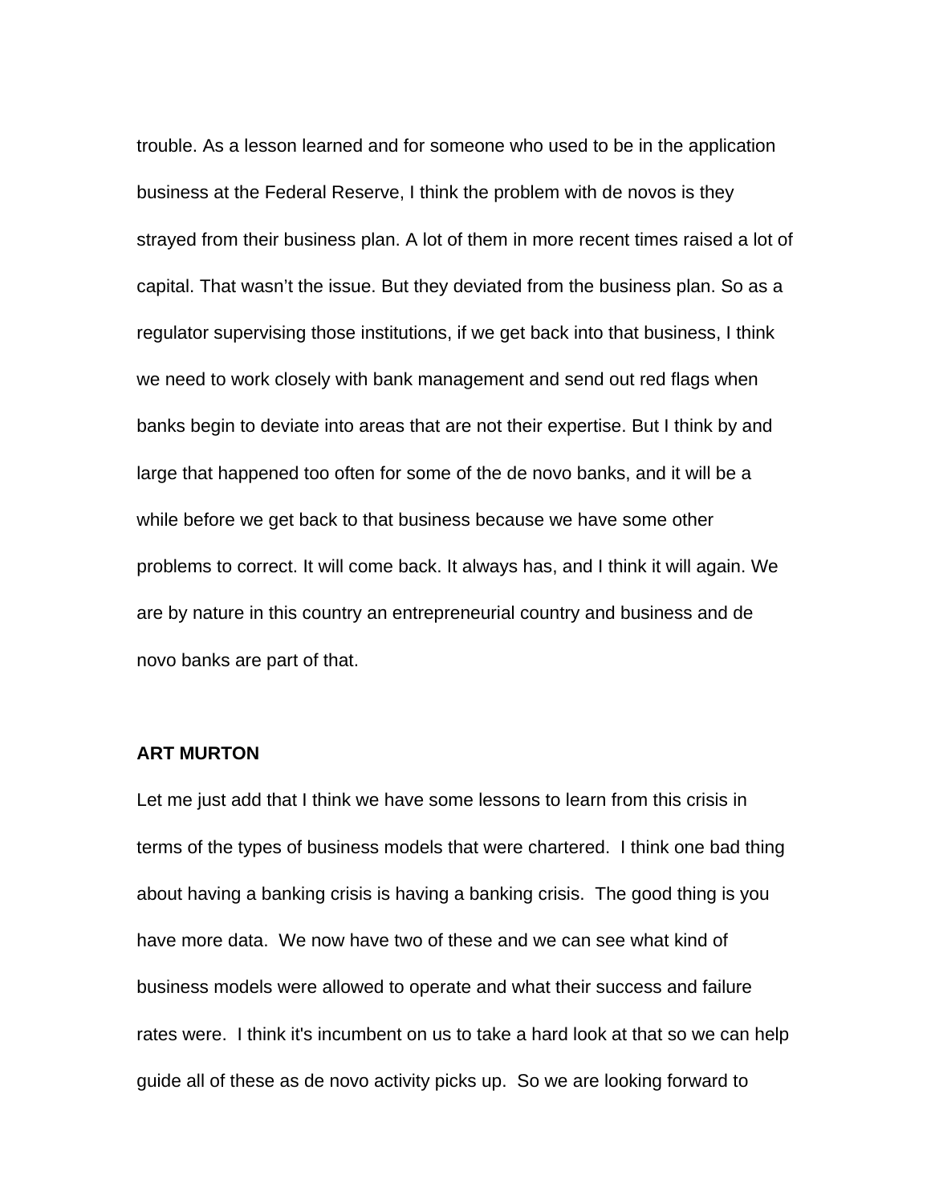trouble. As a lesson learned and for someone who used to be in the application business at the Federal Reserve, I think the problem with de novos is they strayed from their business plan. A lot of them in more recent times raised a lot of capital. That wasn't the issue. But they deviated from the business plan. So as a regulator supervising those institutions, if we get back into that business, I think we need to work closely with bank management and send out red flags when banks begin to deviate into areas that are not their expertise. But I think by and large that happened too often for some of the de novo banks, and it will be a while before we get back to that business because we have some other problems to correct. It will come back. It always has, and I think it will again. We are by nature in this country an entrepreneurial country and business and de novo banks are part of that.

**ART MURTON**

Let me just add that I think we have some lessons to learn from this crisis in terms of the types of business models that were chartered. I think one bad thing about having a banking crisis is having a banking crisis. The good thing is you have more data. We now have two of these and we can see what kind of business models were allowed to operate and what their success and failure rates were. I think it's incumbent on us to take a hard look at that so we can help guide all of these as de novo activity picks up. So we are looking forward to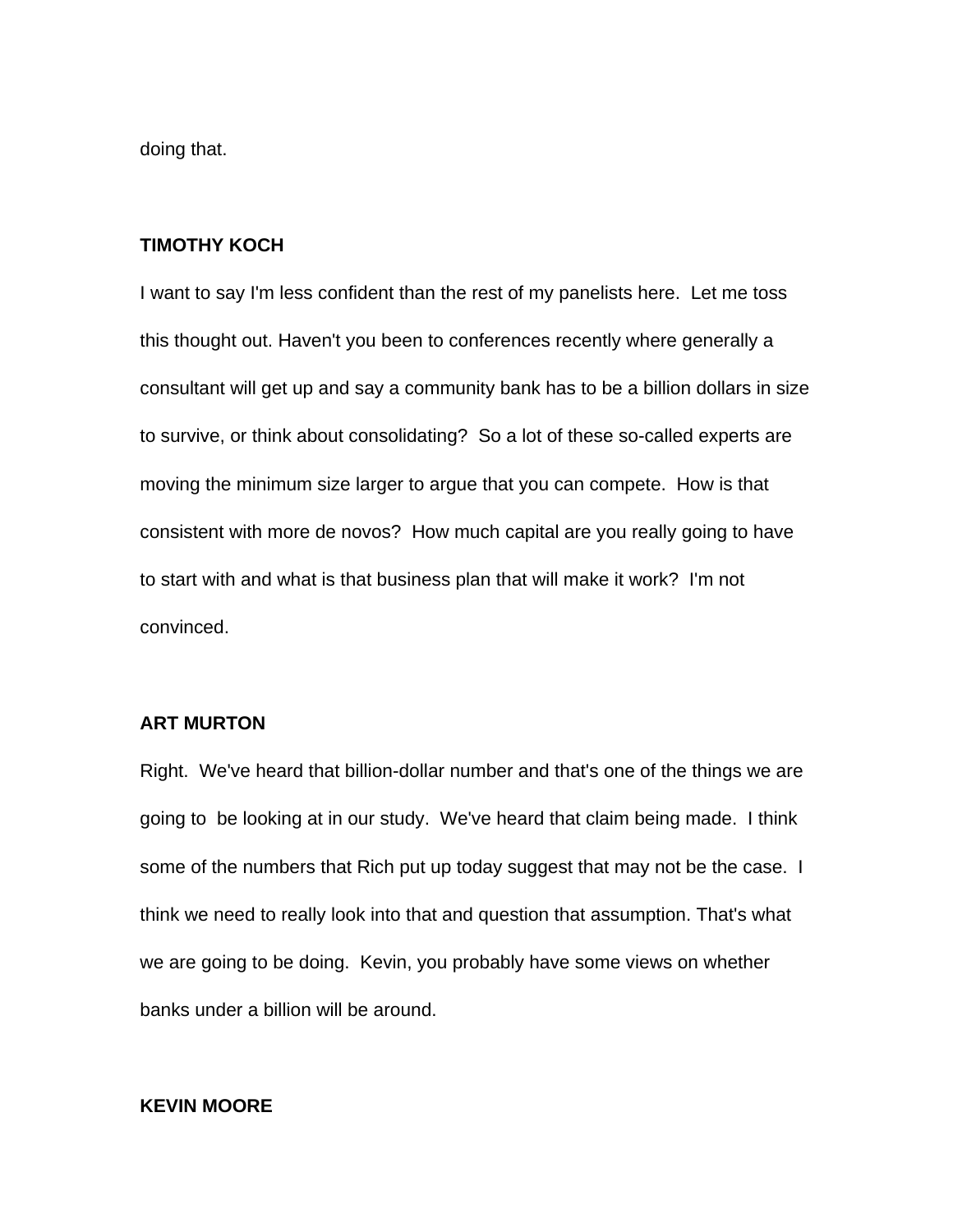doing that.

**TIMOTHY KOCH**

I want to say I'm less confident than the rest of my panelists here. Let me toss this thought out. Haven't you been to conferences recently where generally a consultant will get up and say a community bank has to be a billion dollars in size to survive, or think about consolidating? So a lot of these so-called experts are moving the minimum size larger to argue that you can compete. How is that consistent with more de novos? How much capital are you really going to have to start with and what is that business plan that will make it work? I'm not convinced.

**ART MURTON**

Right. We've heard that billion-dollar number and that's one of the things we are going to be looking at in our study. We've heard that claim being made. I think some of the numbers that Rich put up today suggest that may not be the case. I think we need to really look into that and question that assumption. That's what we are going to be doing. Kevin, you probably have some views on whether banks under a billion will be around.

**KEVIN MOORE**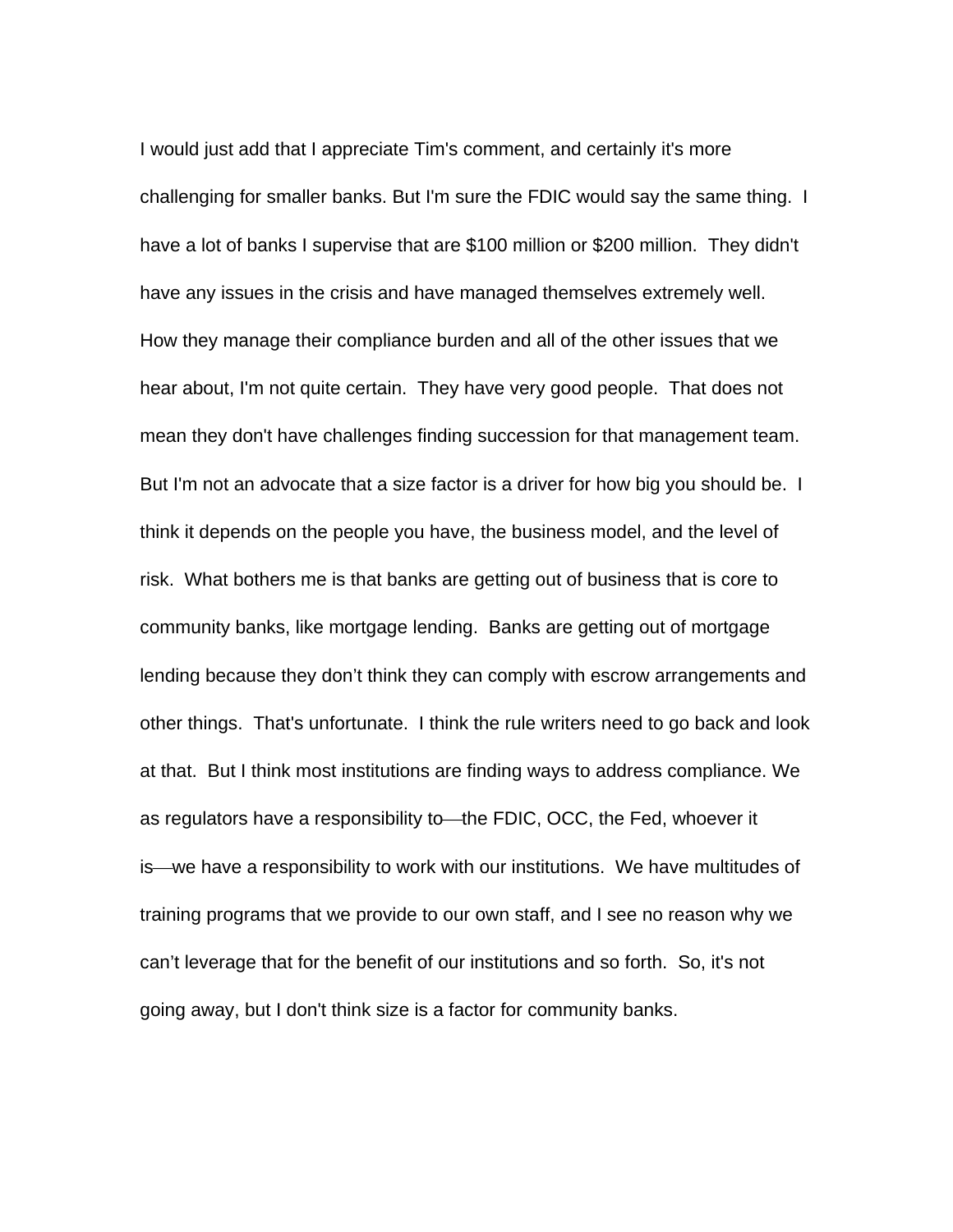I would just add that I appreciate Tim's comment, and certainly it's more challenging for smaller banks. But I'm sure the FDIC would say the same thing. I have a lot of banks I supervise that are $100 million or $200 million. They didn't have any issues in the crisis and have managed themselves extremely well. How they manage their compliance burden and all of the other issues that we hear about, I'm not quite certain. They have very good people. That does not mean they don't have challenges finding succession for that management team. But I'm not an advocate that a size factor is a driver for how big you should be. I think it depends on the people you have, the business model, and the level of risk. What bothers me is that banks are getting out of business that is core to community banks, like mortgage lending. Banks are getting out of mortgage lending because they don't think they can comply with escrow arrangements and other things. That's unfortunate. I think the rule writers need to go back and look at that. But I think most institutions are finding ways to address compliance. We as regulators have a responsibility to—the FDIC, OCC, the Fed, whoever it is—we have a responsibility to work with our institutions. We have multitudes of training programs that we provide to our own staff, and I see no reason why we can't leverage that for the benefit of our institutions and so forth. So, it's not going away, but I don't think size is a factor for community banks.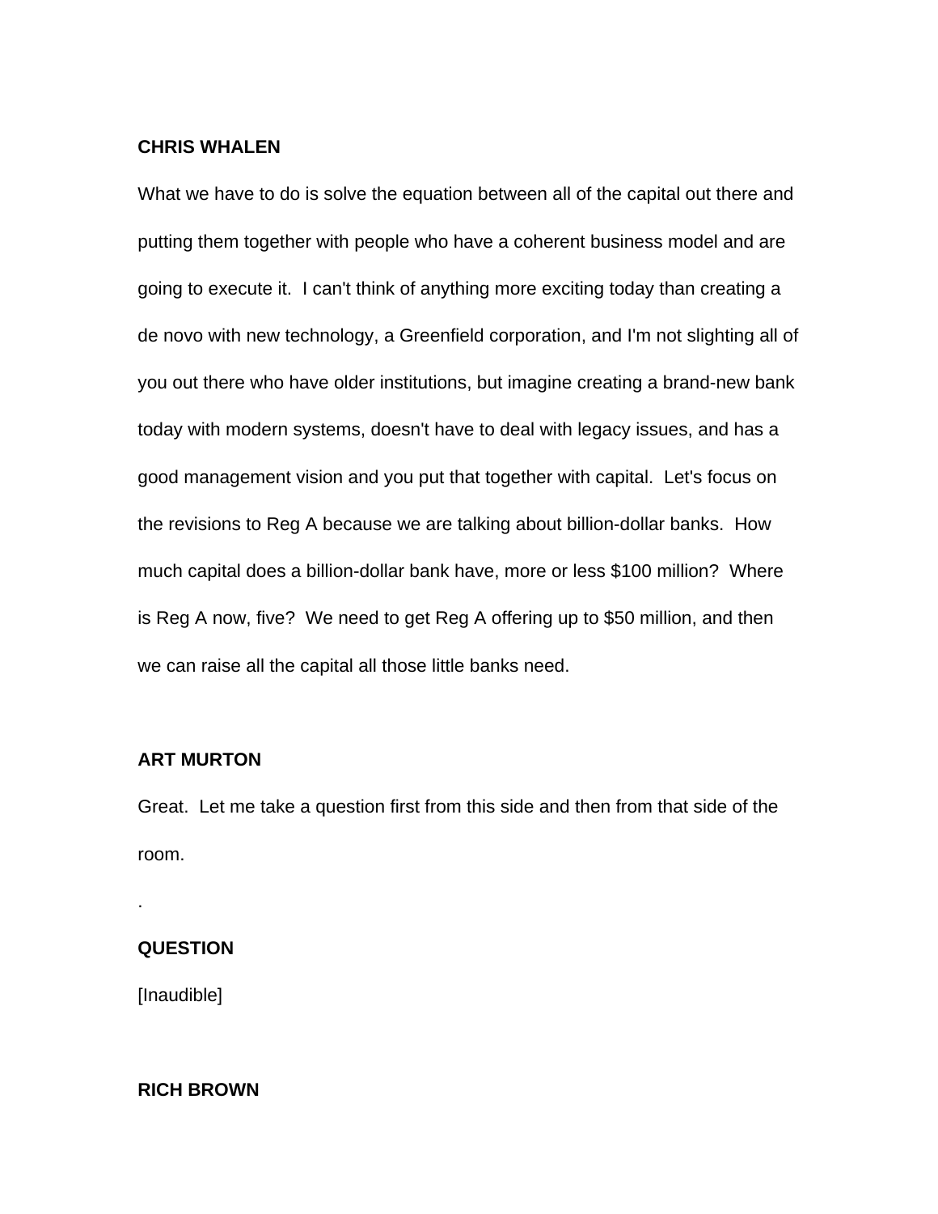**CHRIS WHALEN**

What we have to do is solve the equation between all of the capital out there and putting them together with people who have a coherent business model and are going to execute it. I can't think of anything more exciting today than creating a de novo with new technology, a Greenfield corporation, and I'm not slighting all of you out there who have older institutions, but imagine creating a brand-new bank today with modern systems, doesn't have to deal with legacy issues, and has a good management vision and you put that together with capital. Let's focus on the revisions to Reg A because we are talking about billion-dollar banks. How much capital does a billion-dollar bank have, more or less $100 million? Where is Reg A now, five? We need to get Reg A offering up to $50 million, and then we can raise all the capital all those little banks need.

**ART MURTON**

Great. Let me take a question first from this side and then from that side of the room.

.

**QUESTION**

[Inaudible]

**RICH BROWN**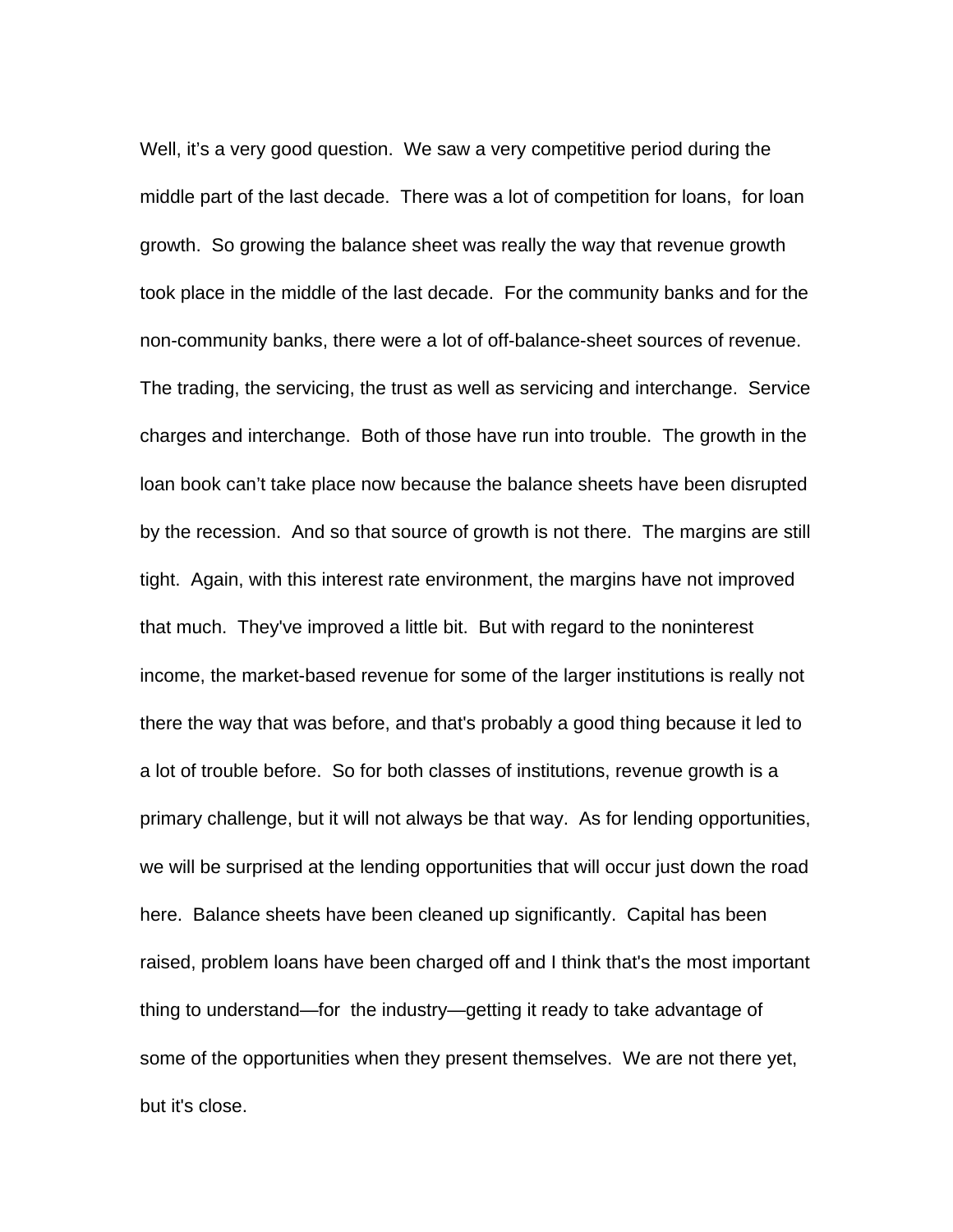Well, it's a very good question. We saw a very competitive period during the middle part of the last decade. There was a lot of competition for loans, for loan growth. So growing the balance sheet was really the way that revenue growth took place in the middle of the last decade. For the community banks and for the non-community banks, there were a lot of off-balance-sheet sources of revenue. The trading, the servicing, the trust as well as servicing and interchange. Service charges and interchange. Both of those have run into trouble. The growth in the loan book can't take place now because the balance sheets have been disrupted by the recession. And so that source of growth is not there. The margins are still tight. Again, with this interest rate environment, the margins have not improved that much. They've improved a little bit. But with regard to the noninterest income, the market-based revenue for some of the larger institutions is really not there the way that was before, and that's probably a good thing because it led to a lot of trouble before. So for both classes of institutions, revenue growth is a primary challenge, but it will not always be that way. As for lending opportunities, we will be surprised at the lending opportunities that will occur just down the road here. Balance sheets have been cleaned up significantly. Capital has been raised, problem loans have been charged off and I think that's the most important thing to understand—for the industry—getting it ready to take advantage of some of the opportunities when they present themselves. We are not there yet, but it's close.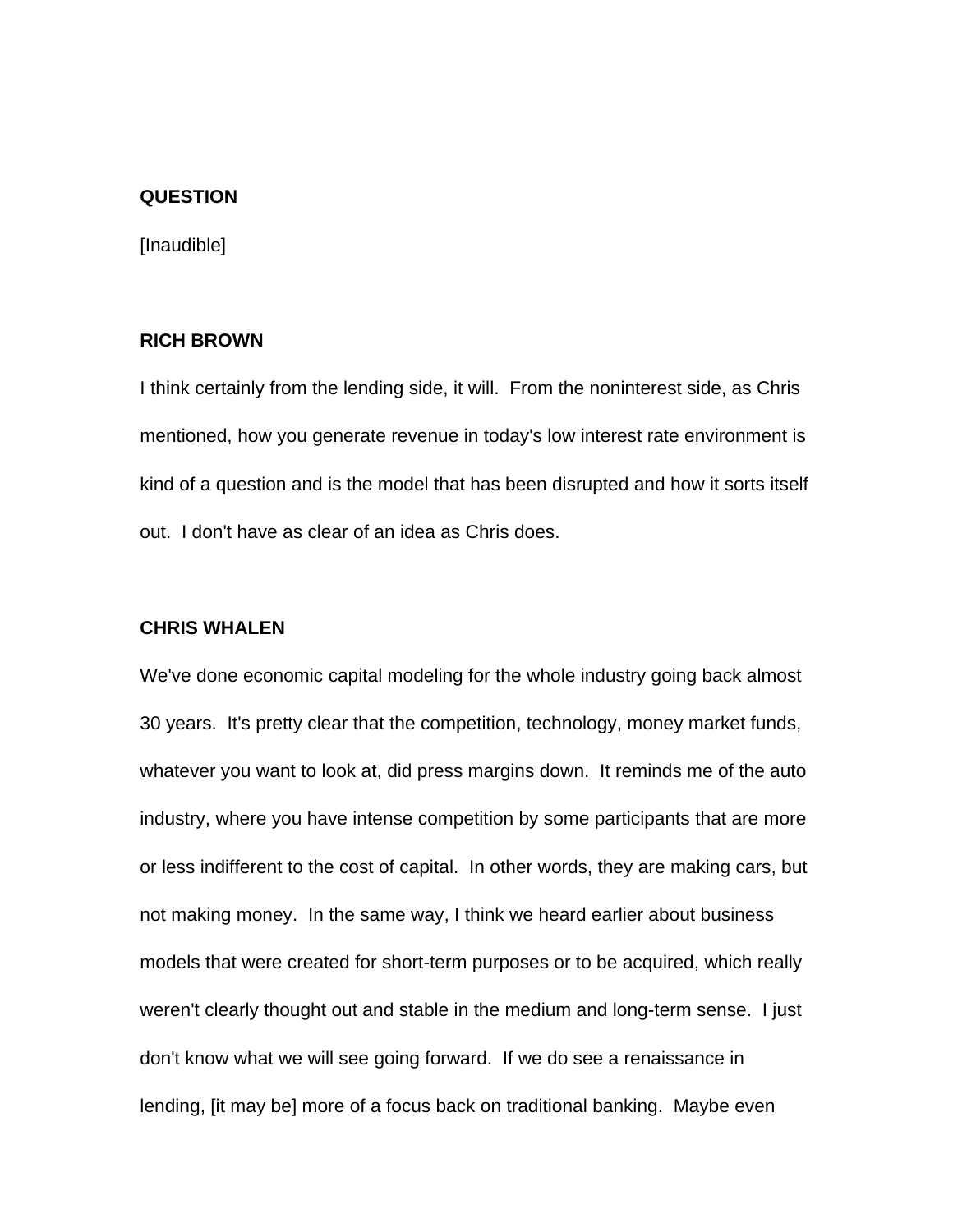**QUESTION**

[Inaudible]

**RICH BROWN**

I think certainly from the lending side, it will. From the noninterest side, as Chris mentioned, how you generate revenue in today's low interest rate environment is kind of a question and is the model that has been disrupted and how it sorts itself out. I don't have as clear of an idea as Chris does.

**CHRIS WHALEN**

We've done economic capital modeling for the whole industry going back almost 30 years. It's pretty clear that the competition, technology, money market funds, whatever you want to look at, did press margins down. It reminds me of the auto industry, where you have intense competition by some participants that are more or less indifferent to the cost of capital. In other words, they are making cars, but not making money. In the same way, I think we heard earlier about business models that were created for short-term purposes or to be acquired, which really weren't clearly thought out and stable in the medium and long-term sense. I just don't know what we will see going forward. If we do see a renaissance in lending, [it may be] more of a focus back on traditional banking. Maybe even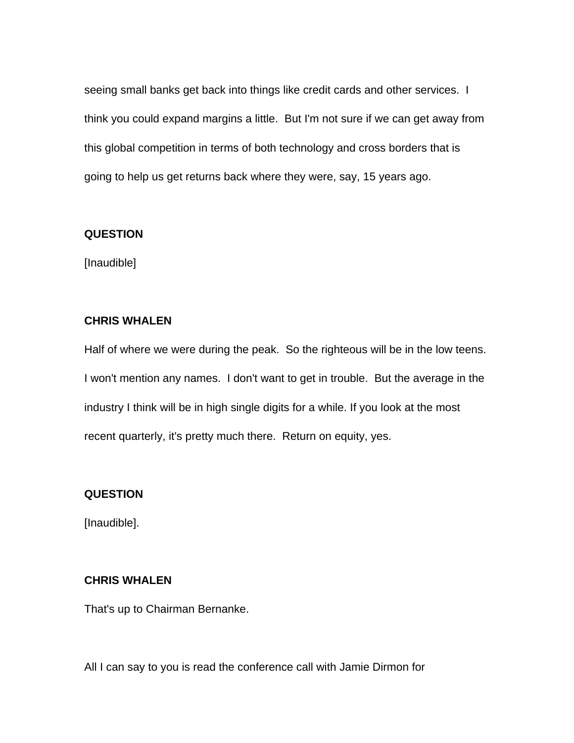seeing small banks get back into things like credit cards and other services. I think you could expand margins a little. But I'm not sure if we can get away from this global competition in terms of both technology and cross borders that is going to help us get returns back where they were, say, 15 years ago.

**QUESTION**

[Inaudible]

**CHRIS WHALEN**

Half of where we were during the peak. So the righteous will be in the low teens. I won't mention any names. I don't want to get in trouble. But the average in the industry I think will be in high single digits for a while. If you look at the most recent quarterly, it's pretty much there. Return on equity, yes.

**QUESTION**

[Inaudible].

**CHRIS WHALEN**

That's up to Chairman Bernanke.

All I can say to you is read the conference call with Jamie Dirmon for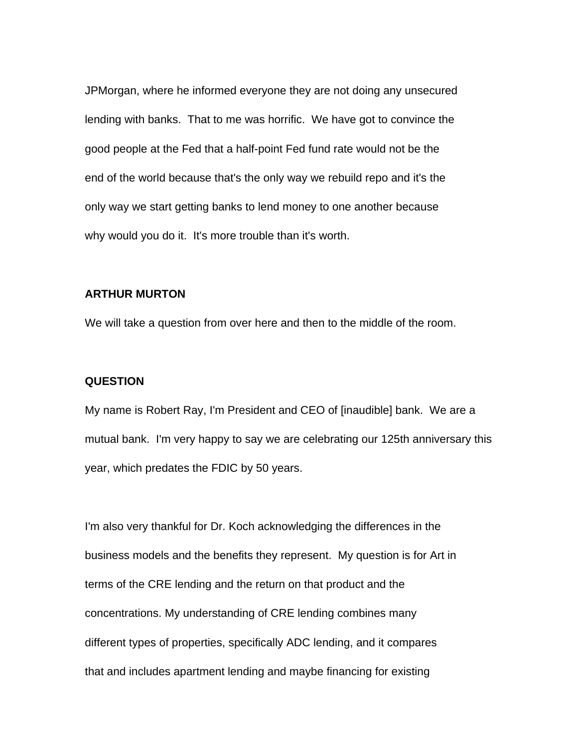JPMorgan, where he informed everyone they are not doing any unsecured lending with banks. That to me was horrific. We have got to convince the good people at the Fed that a half-point Fed fund rate would not be the end of the world because that's the only way we rebuild repo and it's the only way we start getting banks to lend money to one another because why would you do it. It's more trouble than it's worth.

**ARTHUR MURTON**

We will take a question from over here and then to the middle of the room.

**QUESTION**

My name is Robert Ray, I'm President and CEO of [inaudible] bank. We are a mutual bank. I'm very happy to say we are celebrating our 125th anniversary this year, which predates the FDIC by 50 years.

I'm also very thankful for Dr. Koch acknowledging the differences in the business models and the benefits they represent. My question is for Art in terms of the CRE lending and the return on that product and the concentrations. My understanding of CRE lending combines many different types of properties, specifically ADC lending, and it compares that and includes apartment lending and maybe financing for existing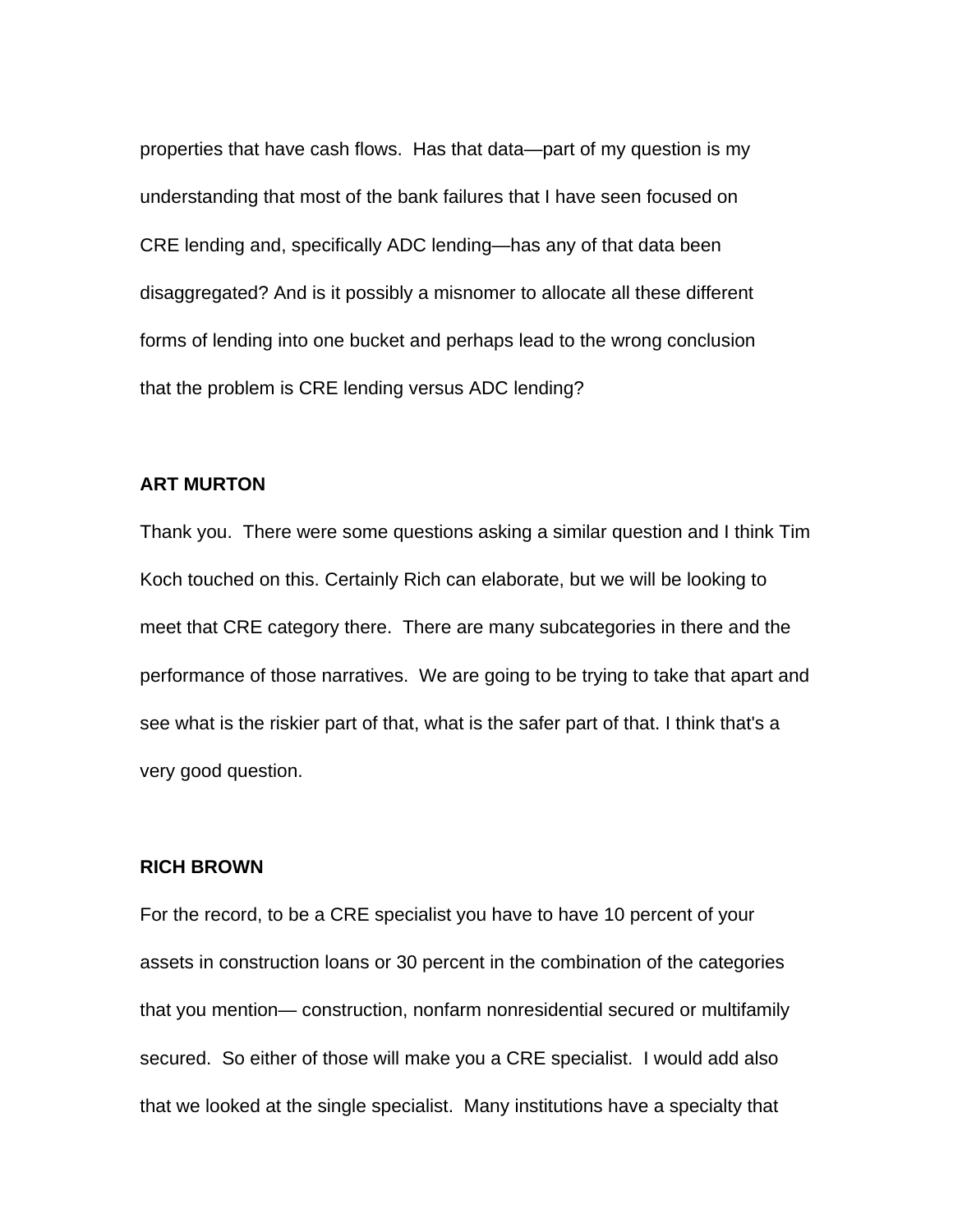properties that have cash flows. Has that data—part of my question is my understanding that most of the bank failures that I have seen focused on CRE lending and, specifically ADC lending—has any of that data been disaggregated? And is it possibly a misnomer to allocate all these different forms of lending into one bucket and perhaps lead to the wrong conclusion that the problem is CRE lending versus ADC lending?

**ART MURTON**

Thank you. There were some questions asking a similar question and I think Tim Koch touched on this. Certainly Rich can elaborate, but we will be looking to meet that CRE category there. There are many subcategories in there and the performance of those narratives. We are going to be trying to take that apart and see what is the riskier part of that, what is the safer part of that. I think that's a very good question.

**RICH BROWN**

For the record, to be a CRE specialist you have to have 10 percent of your assets in construction loans or 30 percent in the combination of the categories that you mention— construction, nonfarm nonresidential secured or multifamily secured. So either of those will make you a CRE specialist. I would add also that we looked at the single specialist. Many institutions have a specialty that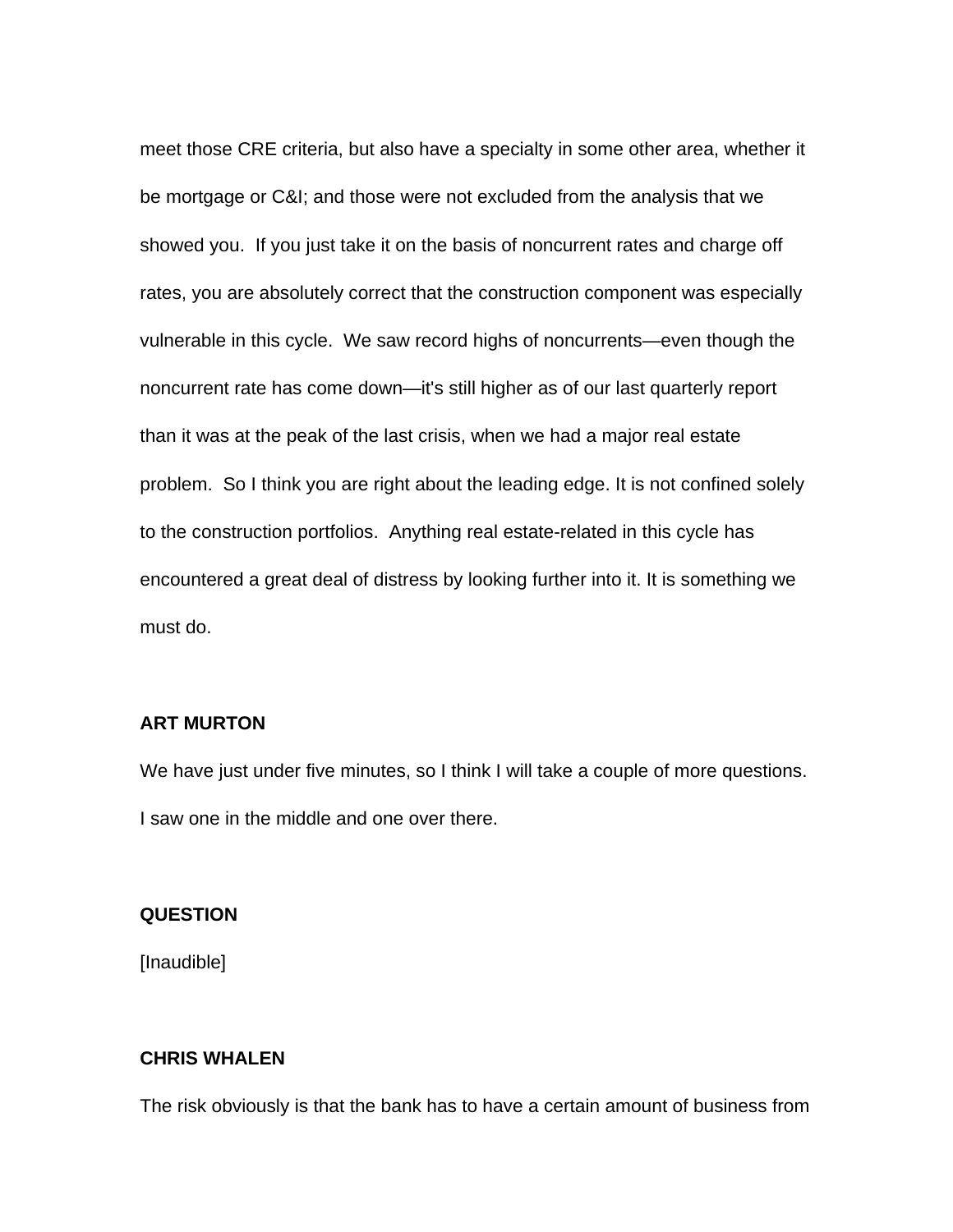meet those CRE criteria, but also have a specialty in some other area, whether it be mortgage or C&I; and those were not excluded from the analysis that we showed you. If you just take it on the basis of noncurrent rates and charge off rates, you are absolutely correct that the construction component was especially vulnerable in this cycle. We saw record highs of noncurrents—even though the noncurrent rate has come down—it's still higher as of our last quarterly report than it was at the peak of the last crisis, when we had a major real estate problem. So I think you are right about the leading edge. It is not confined solely to the construction portfolios. Anything real estate-related in this cycle has encountered a great deal of distress by looking further into it. It is something we must do.

**ART MURTON**

We have just under five minutes, so I think I will take a couple of more questions. I saw one in the middle and one over there.

**QUESTION**

[Inaudible]

**CHRIS WHALEN**

The risk obviously is that the bank has to have a certain amount of business from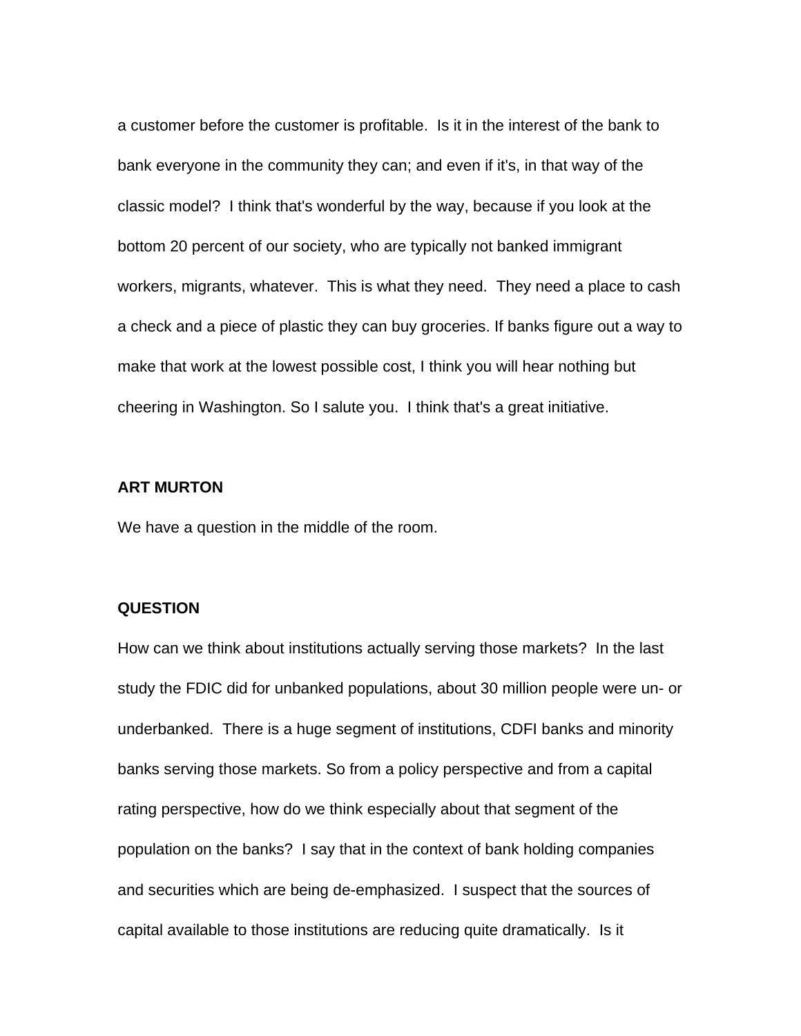a customer before the customer is profitable. Is it in the interest of the bank to bank everyone in the community they can; and even if it's, in that way of the classic model? I think that's wonderful by the way, because if you look at the bottom 20 percent of our society, who are typically not banked immigrant workers, migrants, whatever. This is what they need. They need a place to cash a check and a piece of plastic they can buy groceries. If banks figure out a way to make that work at the lowest possible cost, I think you will hear nothing but cheering in Washington. So I salute you. I think that's a great initiative.

**ART MURTON**

We have a question in the middle of the room.

**QUESTION**

How can we think about institutions actually serving those markets? In the last study the FDIC did for unbanked populations, about 30 million people were un- or underbanked. There is a huge segment of institutions, CDFI banks and minority banks serving those markets. So from a policy perspective and from a capital rating perspective, how do we think especially about that segment of the population on the banks? I say that in the context of bank holding companies and securities which are being de-emphasized. I suspect that the sources of capital available to those institutions are reducing quite dramatically. Is it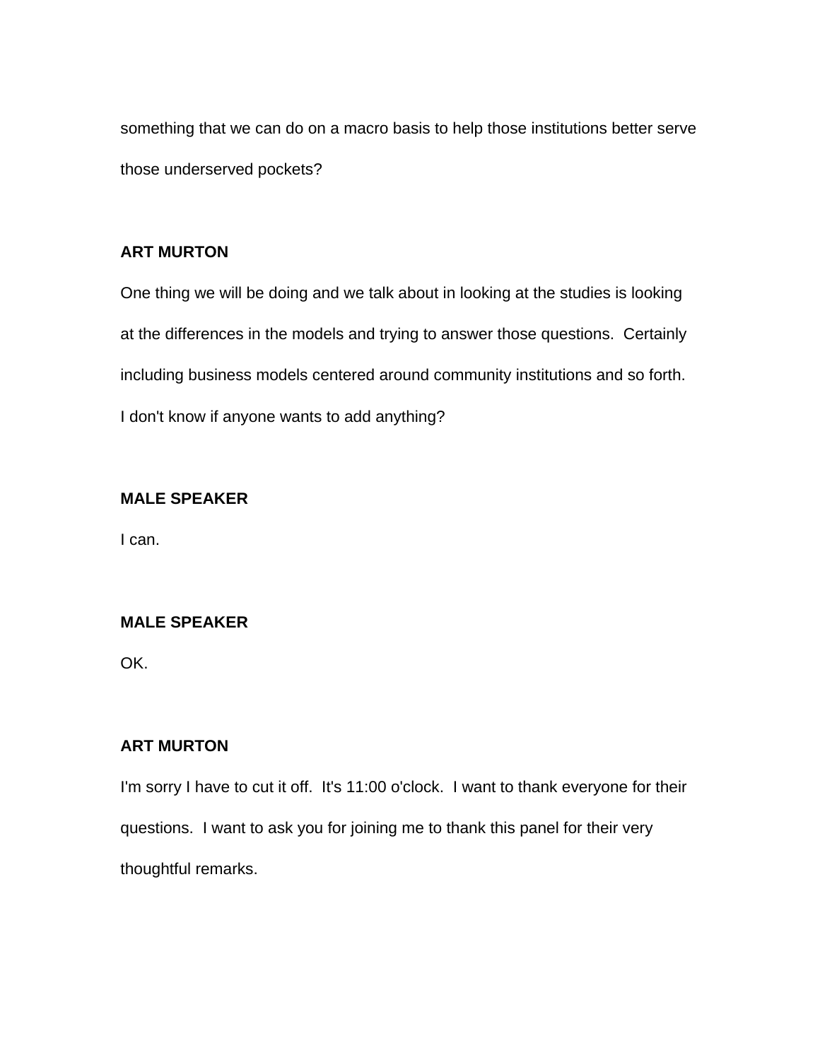something that we can do on a macro basis to help those institutions better serve those underserved pockets?

**ART MURTON**

One thing we will be doing and we talk about in looking at the studies is looking at the differences in the models and trying to answer those questions. Certainly including business models centered around community institutions and so forth. I don't know if anyone wants to add anything?

**MALE SPEAKER**

I can.

**MALE SPEAKER**

OK.

**ART MURTON**

I'm sorry I have to cut it off. It's 11:00 o'clock. I want to thank everyone for their questions. I want to ask you for joining me to thank this panel for their very thoughtful remarks.